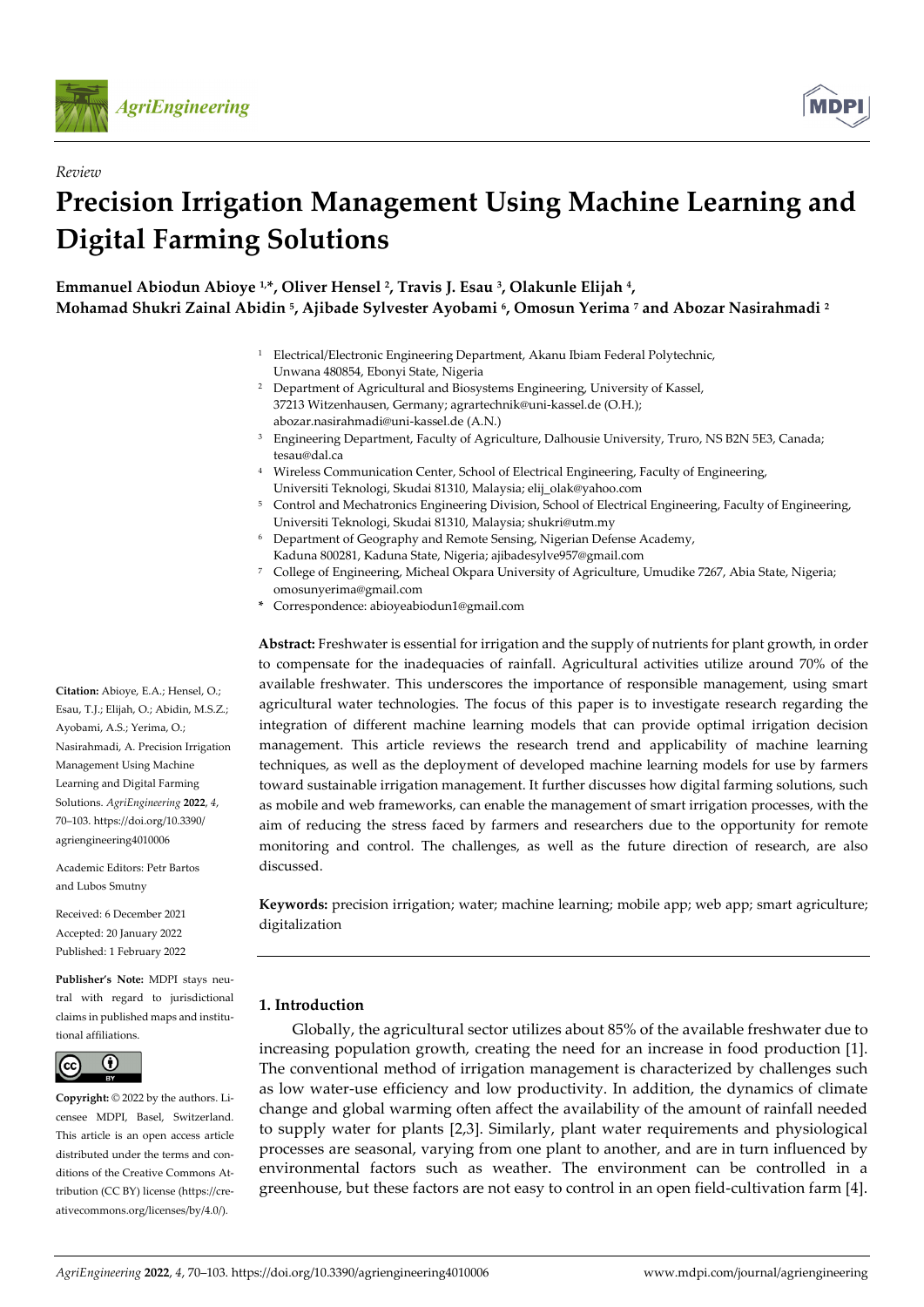*Review*

# Precision Irrigation Management Using Machine Learning and Digital Farming Solutions

**Emmanuel Abiodun Abioye [1,*], Oliver Hensel [2], Travis J. Esau [3], Olakunle Elijah [4], Mohamad Shukri Zainal Abidin [5], Ajibade Sylvester Ayobami [6], Omosun Yerima [7] and Abozar Nasirahmadi [2]**

[1] Electrical/Electronic Engineering Department, Akanu Ibiam Federal Polytechnic, Unwana 480854, Ebonyi State, Nigeria
[2] Department of Agricultural and Biosystems Engineering, University of Kassel, 37213 Witzenhausen, Germany; agrartechnik@uni-kassel.de (O.H.); abozar.nasirahmadi@uni-kassel.de (A.N.)
[3] Engineering Department, Faculty of Agriculture, Dalhousie University, Truro, NS B2N 5E3, Canada; tesau@dal.ca
[4] Wireless Communication Center, School of Electrical Engineering, Faculty of Engineering, Universiti Teknologi, Skudai 81310, Malaysia; elij_olak@yahoo.com
[5] Control and Mechatronics Engineering Division, School of Electrical Engineering, Faculty of Engineering, Universiti Teknologi, Skudai 81310, Malaysia; shukri@utm.my
[6] Department of Geography and Remote Sensing, Nigerian Defense Academy, Kaduna 800281, Kaduna State, Nigeria; ajibadesylve957@gmail.com
[7] College of Engineering, Micheal Okpara University of Agriculture, Umudike 7267, Abia State, Nigeria; omosunyerima@gmail.com
* Correspondence: abioyeabiodun1@gmail.com

**Citation:** Abioye, E.A.; Hensel, O.; Esau, T.J.; Elijah, O.; Abidin, M.S.Z.; Ayobami, A.S.; Yerima, O.; Nasirahmadi, A. Precision Irrigation Management Using Machine Learning and Digital Farming Solutions. *AgriEngineering* **2022**, *4*, 70–103. https://doi.org/10.3390/agriengineering4010006

Academic Editors: Petr Bartos and Lubos Smutny

Received: 6 December 2021
Accepted: 20 January 2022
Published: 1 February 2022

**Publisher's Note:** MDPI stays neutral with regard to jurisdictional claims in published maps and institutional affiliations.

**Copyright:** © 2022 by the authors. Licensee MDPI, Basel, Switzerland. This article is an open access article distributed under the terms and conditions of the Creative Commons Attribution (CC BY) license (https://creativecommons.org/licenses/by/4.0/).

**Abstract:** Freshwater is essential for irrigation and the supply of nutrients for plant growth, in order to compensate for the inadequacies of rainfall. Agricultural activities utilize around 70% of the available freshwater. This underscores the importance of responsible management, using smart agricultural water technologies. The focus of this paper is to investigate research regarding the integration of different machine learning models that can provide optimal irrigation decision management. This article reviews the research trend and applicability of machine learning techniques, as well as the deployment of developed machine learning models for use by farmers toward sustainable irrigation management. It further discusses how digital farming solutions, such as mobile and web frameworks, can enable the management of smart irrigation processes, with the aim of reducing the stress faced by farmers and researchers due to the opportunity for remote monitoring and control. The challenges, as well as the future direction of research, are also discussed.

**Keywords:** precision irrigation; water; machine learning; mobile app; web app; smart agriculture; digitalization

## 1. Introduction

Globally, the agricultural sector utilizes about 85% of the available freshwater due to increasing population growth, creating the need for an increase in food production [1]. The conventional method of irrigation management is characterized by challenges such as low water-use efficiency and low productivity. In addition, the dynamics of climate change and global warming often affect the availability of the amount of rainfall needed to supply water for plants [2,3]. Similarly, plant water requirements and physiological processes are seasonal, varying from one plant to another, and are in turn influenced by environmental factors such as weather. The environment can be controlled in a greenhouse, but these factors are not easy to control in an open field-cultivation farm [4].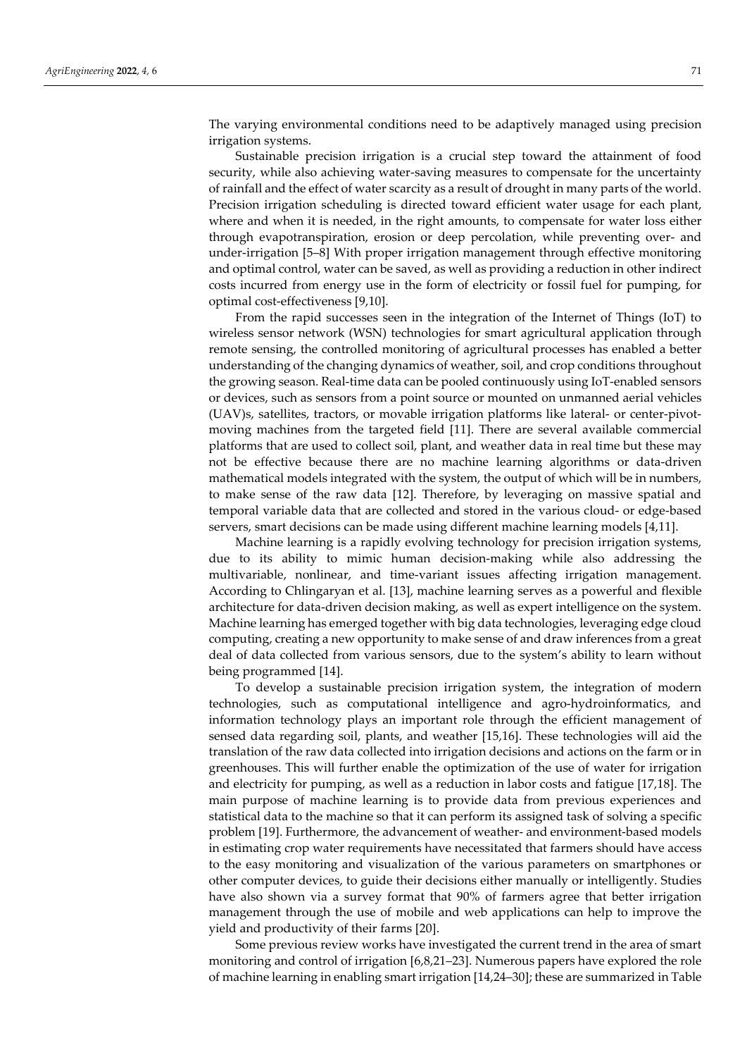The varying environmental conditions need to be adaptively managed using precision irrigation systems.

Sustainable precision irrigation is a crucial step toward the attainment of food security, while also achieving water-saving measures to compensate for the uncertainty of rainfall and the effect of water scarcity as a result of drought in many parts of the world. Precision irrigation scheduling is directed toward efficient water usage for each plant, where and when it is needed, in the right amounts, to compensate for water loss either through evapotranspiration, erosion or deep percolation, while preventing over- and under-irrigation [5–8] With proper irrigation management through effective monitoring and optimal control, water can be saved, as well as providing a reduction in other indirect costs incurred from energy use in the form of electricity or fossil fuel for pumping, for optimal cost-effectiveness [9,10].

From the rapid successes seen in the integration of the Internet of Things (IoT) to wireless sensor network (WSN) technologies for smart agricultural application through remote sensing, the controlled monitoring of agricultural processes has enabled a better understanding of the changing dynamics of weather, soil, and crop conditions throughout the growing season. Real-time data can be pooled continuously using IoT-enabled sensors or devices, such as sensors from a point source or mounted on unmanned aerial vehicles (UAV)s, satellites, tractors, or movable irrigation platforms like lateral- or center-pivot-moving machines from the targeted field [11]. There are several available commercial platforms that are used to collect soil, plant, and weather data in real time but these may not be effective because there are no machine learning algorithms or data-driven mathematical models integrated with the system, the output of which will be in numbers, to make sense of the raw data [12]. Therefore, by leveraging on massive spatial and temporal variable data that are collected and stored in the various cloud- or edge-based servers, smart decisions can be made using different machine learning models [4,11].

Machine learning is a rapidly evolving technology for precision irrigation systems, due to its ability to mimic human decision-making while also addressing the multivariable, nonlinear, and time-variant issues affecting irrigation management. According to Chlingaryan et al. [13], machine learning serves as a powerful and flexible architecture for data-driven decision making, as well as expert intelligence on the system. Machine learning has emerged together with big data technologies, leveraging edge cloud computing, creating a new opportunity to make sense of and draw inferences from a great deal of data collected from various sensors, due to the system's ability to learn without being programmed [14].

To develop a sustainable precision irrigation system, the integration of modern technologies, such as computational intelligence and agro-hydroinformatics, and information technology plays an important role through the efficient management of sensed data regarding soil, plants, and weather [15,16]. These technologies will aid the translation of the raw data collected into irrigation decisions and actions on the farm or in greenhouses. This will further enable the optimization of the use of water for irrigation and electricity for pumping, as well as a reduction in labor costs and fatigue [17,18]. The main purpose of machine learning is to provide data from previous experiences and statistical data to the machine so that it can perform its assigned task of solving a specific problem [19]. Furthermore, the advancement of weather- and environment-based models in estimating crop water requirements have necessitated that farmers should have access to the easy monitoring and visualization of the various parameters on smartphones or other computer devices, to guide their decisions either manually or intelligently. Studies have also shown via a survey format that 90% of farmers agree that better irrigation management through the use of mobile and web applications can help to improve the yield and productivity of their farms [20].

Some previous review works have investigated the current trend in the area of smart monitoring and control of irrigation [6,8,21–23]. Numerous papers have explored the role of machine learning in enabling smart irrigation [14,24–30]; these are summarized in Table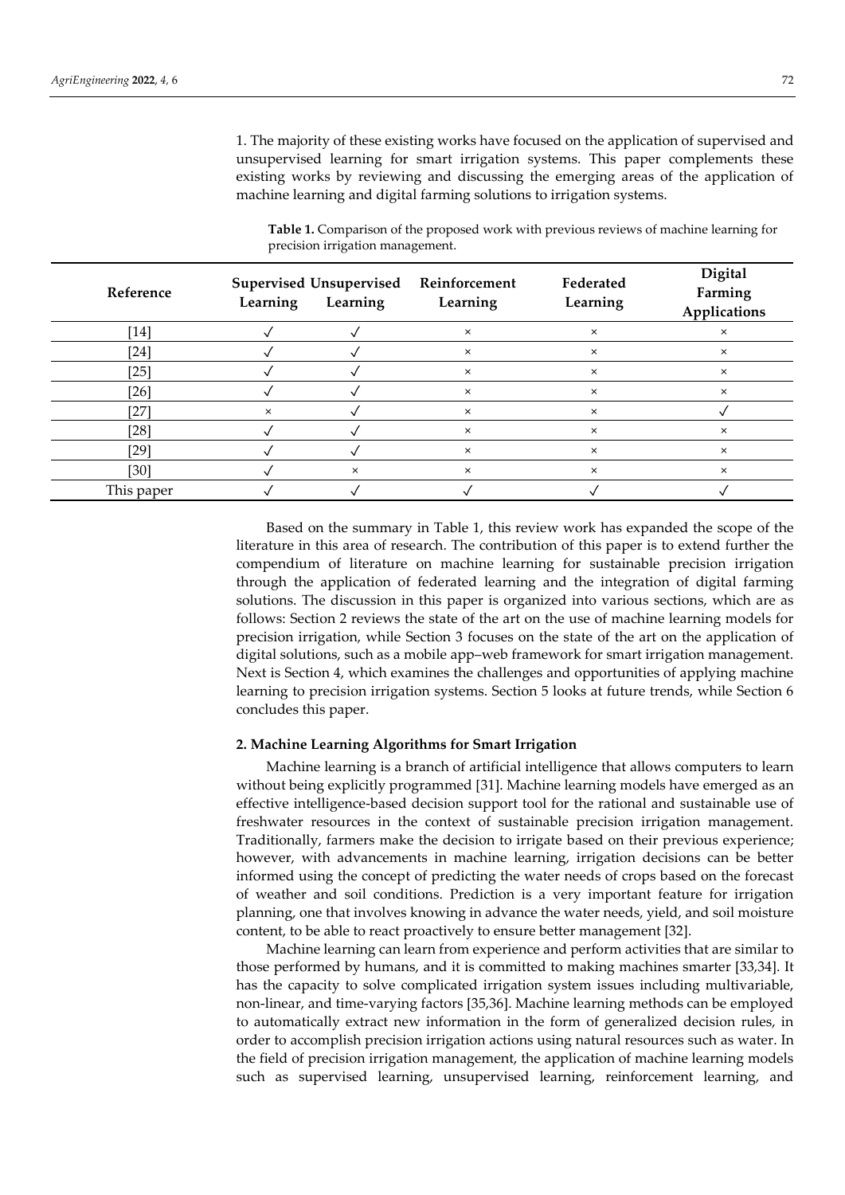1. The majority of these existing works have focused on the application of supervised and unsupervised learning for smart irrigation systems. This paper complements these existing works by reviewing and discussing the emerging areas of the application of machine learning and digital farming solutions to irrigation systems.

**Table 1.** Comparison of the proposed work with previous reviews of machine learning for precision irrigation management.

| Reference | Supervised Learning | Unsupervised Learning | Reinforcement Learning | Federated Learning | Digital Farming Applications |
|---|---|---|---|---|---|
| [14] | √ | √ | × | × | × |
| [24] | √ | √ | × | × | × |
| [25] | √ | √ | × | × | × |
| [26] | √ | √ | × | × | × |
| [27] | × | √ | × | × | √ |
| [28] | √ | √ | × | × | × |
| [29] | √ | √ | × | × | × |
| [30] | √ | × | × | × | × |
| This paper | √ | √ | √ | √ | √ |

Based on the summary in Table 1, this review work has expanded the scope of the literature in this area of research. The contribution of this paper is to extend further the compendium of literature on machine learning for sustainable precision irrigation through the application of federated learning and the integration of digital farming solutions. The discussion in this paper is organized into various sections, which are as follows: Section 2 reviews the state of the art on the use of machine learning models for precision irrigation, while Section 3 focuses on the state of the art on the application of digital solutions, such as a mobile app–web framework for smart irrigation management. Next is Section 4, which examines the challenges and opportunities of applying machine learning to precision irrigation systems. Section 5 looks at future trends, while Section 6 concludes this paper.

## 2. Machine Learning Algorithms for Smart Irrigation

Machine learning is a branch of artificial intelligence that allows computers to learn without being explicitly programmed [31]. Machine learning models have emerged as an effective intelligence-based decision support tool for the rational and sustainable use of freshwater resources in the context of sustainable precision irrigation management. Traditionally, farmers make the decision to irrigate based on their previous experience; however, with advancements in machine learning, irrigation decisions can be better informed using the concept of predicting the water needs of crops based on the forecast of weather and soil conditions. Prediction is a very important feature for irrigation planning, one that involves knowing in advance the water needs, yield, and soil moisture content, to be able to react proactively to ensure better management [32].

Machine learning can learn from experience and perform activities that are similar to those performed by humans, and it is committed to making machines smarter [33,34]. It has the capacity to solve complicated irrigation system issues including multivariable, non-linear, and time-varying factors [35,36]. Machine learning methods can be employed to automatically extract new information in the form of generalized decision rules, in order to accomplish precision irrigation actions using natural resources such as water. In the field of precision irrigation management, the application of machine learning models such as supervised learning, unsupervised learning, reinforcement learning, and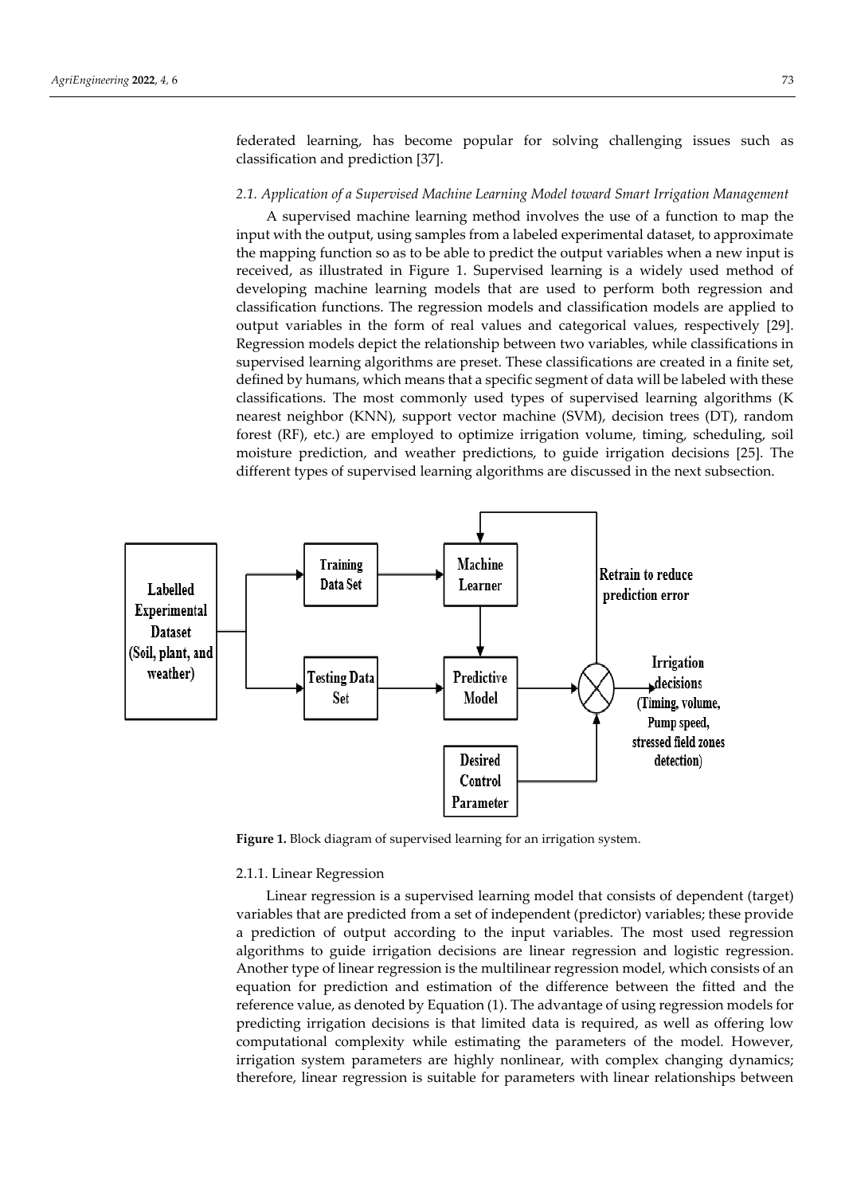federated learning, has become popular for solving challenging issues such as classification and prediction [37].

### *2.1. Application of a Supervised Machine Learning Model toward Smart Irrigation Management*

A supervised machine learning method involves the use of a function to map the input with the output, using samples from a labeled experimental dataset, to approximate the mapping function so as to be able to predict the output variables when a new input is received, as illustrated in Figure 1. Supervised learning is a widely used method of developing machine learning models that are used to perform both regression and classification functions. The regression models and classification models are applied to output variables in the form of real values and categorical values, respectively [29]. Regression models depict the relationship between two variables, while classifications in supervised learning algorithms are preset. These classifications are created in a finite set, defined by humans, which means that a specific segment of data will be labeled with these classifications. The most commonly used types of supervised learning algorithms (K nearest neighbor (KNN), support vector machine (SVM), decision trees (DT), random forest (RF), etc.) are employed to optimize irrigation volume, timing, scheduling, soil moisture prediction, and weather predictions, to guide irrigation decisions [25]. The different types of supervised learning algorithms are discussed in the next subsection.

**Figure 1.** Block diagram of supervised learning for an irrigation system.

#### 2.1.1. Linear Regression

Linear regression is a supervised learning model that consists of dependent (target) variables that are predicted from a set of independent (predictor) variables; these provide a prediction of output according to the input variables. The most used regression algorithms to guide irrigation decisions are linear regression and logistic regression. Another type of linear regression is the multilinear regression model, which consists of an equation for prediction and estimation of the difference between the fitted and the reference value, as denoted by Equation (1). The advantage of using regression models for predicting irrigation decisions is that limited data is required, as well as offering low computational complexity while estimating the parameters of the model. However, irrigation system parameters are highly nonlinear, with complex changing dynamics; therefore, linear regression is suitable for parameters with linear relationships between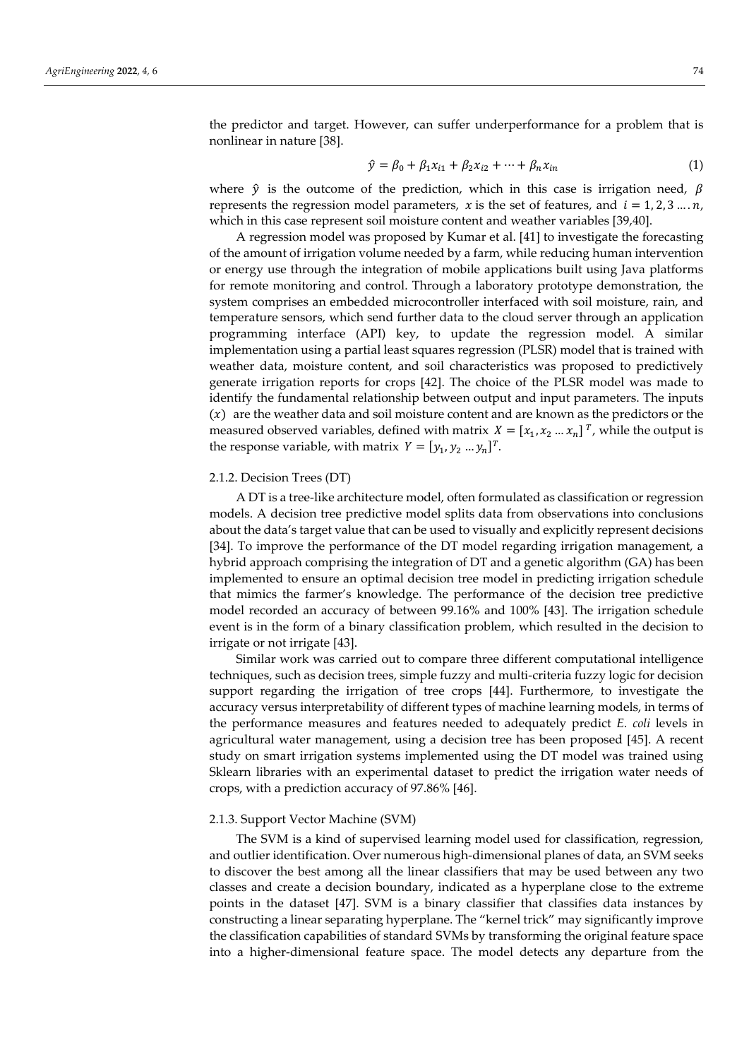the predictor and target. However, can suffer underperformance for a problem that is nonlinear in nature [38].

$$\hat{y} = \beta_0 + \beta_1 x_{i1} + \beta_2 x_{i2} + \cdots + \beta_n x_{in} \tag{1}$$

where $\hat{y}$ is the outcome of the prediction, which in this case is irrigation need, $\beta$ represents the regression model parameters, $x$ is the set of features, and $i = 1, 2, 3 \ldots . n$, which in this case represent soil moisture content and weather variables [39,40].

A regression model was proposed by Kumar et al. [41] to investigate the forecasting of the amount of irrigation volume needed by a farm, while reducing human intervention or energy use through the integration of mobile applications built using Java platforms for remote monitoring and control. Through a laboratory prototype demonstration, the system comprises an embedded microcontroller interfaced with soil moisture, rain, and temperature sensors, which send further data to the cloud server through an application programming interface (API) key, to update the regression model. A similar implementation using a partial least squares regression (PLSR) model that is trained with weather data, moisture content, and soil characteristics was proposed to predictively generate irrigation reports for crops [42]. The choice of the PLSR model was made to identify the fundamental relationship between output and input parameters. The inputs $(x)$ are the weather data and soil moisture content and are known as the predictors or the measured observed variables, defined with matrix $X = [x_1, x_2 \ldots x_n]^T$, while the output is the response variable, with matrix $Y = [y_1, y_2 \ldots y_n]^T$.

#### 2.1.2. Decision Trees (DT)

A DT is a tree-like architecture model, often formulated as classification or regression models. A decision tree predictive model splits data from observations into conclusions about the data's target value that can be used to visually and explicitly represent decisions [34]. To improve the performance of the DT model regarding irrigation management, a hybrid approach comprising the integration of DT and a genetic algorithm (GA) has been implemented to ensure an optimal decision tree model in predicting irrigation schedule that mimics the farmer's knowledge. The performance of the decision tree predictive model recorded an accuracy of between 99.16% and 100% [43]. The irrigation schedule event is in the form of a binary classification problem, which resulted in the decision to irrigate or not irrigate [43].

Similar work was carried out to compare three different computational intelligence techniques, such as decision trees, simple fuzzy and multi-criteria fuzzy logic for decision support regarding the irrigation of tree crops [44]. Furthermore, to investigate the accuracy versus interpretability of different types of machine learning models, in terms of the performance measures and features needed to adequately predict *E. coli* levels in agricultural water management, using a decision tree has been proposed [45]. A recent study on smart irrigation systems implemented using the DT model was trained using Sklearn libraries with an experimental dataset to predict the irrigation water needs of crops, with a prediction accuracy of 97.86% [46].

#### 2.1.3. Support Vector Machine (SVM)

The SVM is a kind of supervised learning model used for classification, regression, and outlier identification. Over numerous high-dimensional planes of data, an SVM seeks to discover the best among all the linear classifiers that may be used between any two classes and create a decision boundary, indicated as a hyperplane close to the extreme points in the dataset [47]. SVM is a binary classifier that classifies data instances by constructing a linear separating hyperplane. The "kernel trick" may significantly improve the classification capabilities of standard SVMs by transforming the original feature space into a higher-dimensional feature space. The model detects any departure from the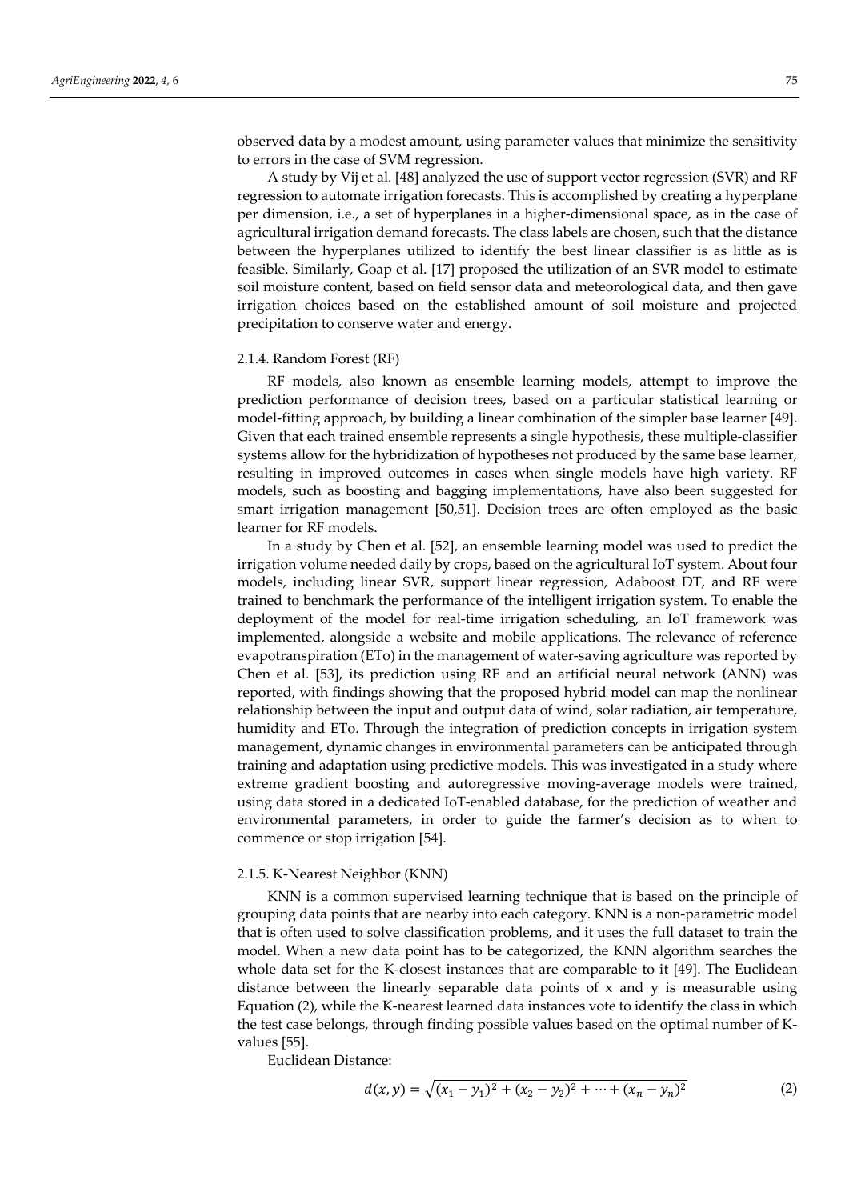observed data by a modest amount, using parameter values that minimize the sensitivity to errors in the case of SVM regression.

A study by Vij et al. [48] analyzed the use of support vector regression (SVR) and RF regression to automate irrigation forecasts. This is accomplished by creating a hyperplane per dimension, i.e., a set of hyperplanes in a higher-dimensional space, as in the case of agricultural irrigation demand forecasts. The class labels are chosen, such that the distance between the hyperplanes utilized to identify the best linear classifier is as little as is feasible. Similarly, Goap et al. [17] proposed the utilization of an SVR model to estimate soil moisture content, based on field sensor data and meteorological data, and then gave irrigation choices based on the established amount of soil moisture and projected precipitation to conserve water and energy.

#### 2.1.4. Random Forest (RF)

RF models, also known as ensemble learning models, attempt to improve the prediction performance of decision trees, based on a particular statistical learning or model-fitting approach, by building a linear combination of the simpler base learner [49]. Given that each trained ensemble represents a single hypothesis, these multiple-classifier systems allow for the hybridization of hypotheses not produced by the same base learner, resulting in improved outcomes in cases when single models have high variety. RF models, such as boosting and bagging implementations, have also been suggested for smart irrigation management [50,51]. Decision trees are often employed as the basic learner for RF models.

In a study by Chen et al. [52], an ensemble learning model was used to predict the irrigation volume needed daily by crops, based on the agricultural IoT system. About four models, including linear SVR, support linear regression, Adaboost DT, and RF were trained to benchmark the performance of the intelligent irrigation system. To enable the deployment of the model for real-time irrigation scheduling, an IoT framework was implemented, alongside a website and mobile applications. The relevance of reference evapotranspiration (ETo) in the management of water-saving agriculture was reported by Chen et al. [53], its prediction using RF and an artificial neural network (ANN) was reported, with findings showing that the proposed hybrid model can map the nonlinear relationship between the input and output data of wind, solar radiation, air temperature, humidity and ETo. Through the integration of prediction concepts in irrigation system management, dynamic changes in environmental parameters can be anticipated through training and adaptation using predictive models. This was investigated in a study where extreme gradient boosting and autoregressive moving-average models were trained, using data stored in a dedicated IoT-enabled database, for the prediction of weather and environmental parameters, in order to guide the farmer's decision as to when to commence or stop irrigation [54].

#### 2.1.5. K-Nearest Neighbor (KNN)

KNN is a common supervised learning technique that is based on the principle of grouping data points that are nearby into each category. KNN is a non-parametric model that is often used to solve classification problems, and it uses the full dataset to train the model. When a new data point has to be categorized, the KNN algorithm searches the whole data set for the K-closest instances that are comparable to it [49]. The Euclidean distance between the linearly separable data points of x and y is measurable using Equation (2), while the K-nearest learned data instances vote to identify the class in which the test case belongs, through finding possible values based on the optimal number of K-values [55].

Euclidean Distance:

$$d(x, y) = \sqrt{(x_1 - y_1)^2 + (x_2 - y_2)^2 + \cdots + (x_n - y_n)^2} \tag{2}$$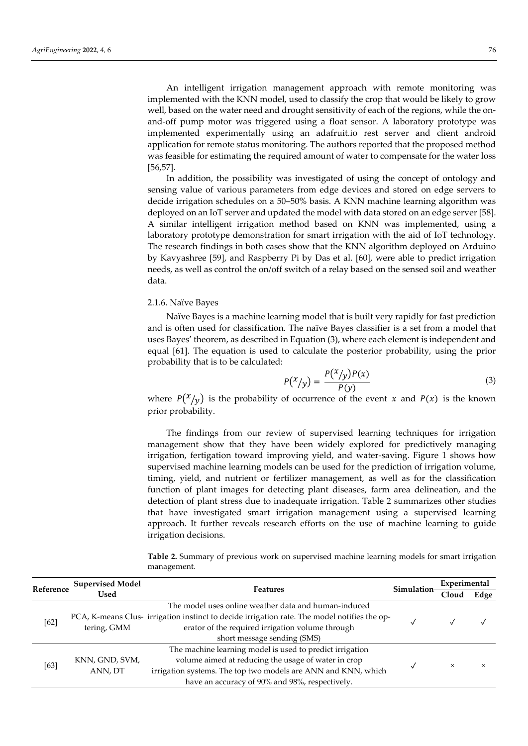An intelligent irrigation management approach with remote monitoring was implemented with the KNN model, used to classify the crop that would be likely to grow well, based on the water need and drought sensitivity of each of the regions, while the on-and-off pump motor was triggered using a float sensor. A laboratory prototype was implemented experimentally using an adafruit.io rest server and client android application for remote status monitoring. The authors reported that the proposed method was feasible for estimating the required amount of water to compensate for the water loss [56,57].

In addition, the possibility was investigated of using the concept of ontology and sensing value of various parameters from edge devices and stored on edge servers to decide irrigation schedules on a 50–50% basis. A KNN machine learning algorithm was deployed on an IoT server and updated the model with data stored on an edge server [58]. A similar intelligent irrigation method based on KNN was implemented, using a laboratory prototype demonstration for smart irrigation with the aid of IoT technology. The research findings in both cases show that the KNN algorithm deployed on Arduino by Kavyashree [59], and Raspberry Pi by Das et al. [60], were able to predict irrigation needs, as well as control the on/off switch of a relay based on the sensed soil and weather data.

#### 2.1.6. Naïve Bayes

Naïve Bayes is a machine learning model that is built very rapidly for fast prediction and is often used for classification. The naïve Bayes classifier is a set from a model that uses Bayes' theorem, as described in Equation (3), where each element is independent and equal [61]. The equation is used to calculate the posterior probability, using the prior probability that is to be calculated:

$$P\left({}^{x}/_{y}\right) = \frac{P\left({}^{x}/_{y}\right)P(x)}{P(y)} \tag{3}$$

where $P\left({}^{x}/_{y}\right)$ is the probability of occurrence of the event $x$ and $P(x)$ is the known prior probability.

The findings from our review of supervised learning techniques for irrigation management show that they have been widely explored for predictively managing irrigation, fertigation toward improving yield, and water-saving. Figure 1 shows how supervised machine learning models can be used for the prediction of irrigation volume, timing, yield, and nutrient or fertilizer management, as well as for the classification function of plant images for detecting plant diseases, farm area delineation, and the detection of plant stress due to inadequate irrigation. Table 2 summarizes other studies that have investigated smart irrigation management using a supervised learning approach. It further reveals research efforts on the use of machine learning to guide irrigation decisions.

**Table 2.** Summary of previous work on supervised machine learning models for smart irrigation management.

| Reference | Supervised Model Used | Features | Simulation | Experimental | |
|---|---|---|---|---|---|
| | | | | Cloud | Edge |
| [62] | PCA, K-means Clustering, GMM | The model uses online weather data and human-induced irrigation instinct to decide irrigation rate. The model notifies the operator of the required irrigation volume through short message sending (SMS) | ✓ | ✓ | ✓ |
| [63] | KNN, GND, SVM, ANN, DT | The machine learning model is used to predict irrigation volume aimed at reducing the usage of water in crop irrigation systems. The top two models are ANN and KNN, which have an accuracy of 90% and 98%, respectively. | ✓ | × | × |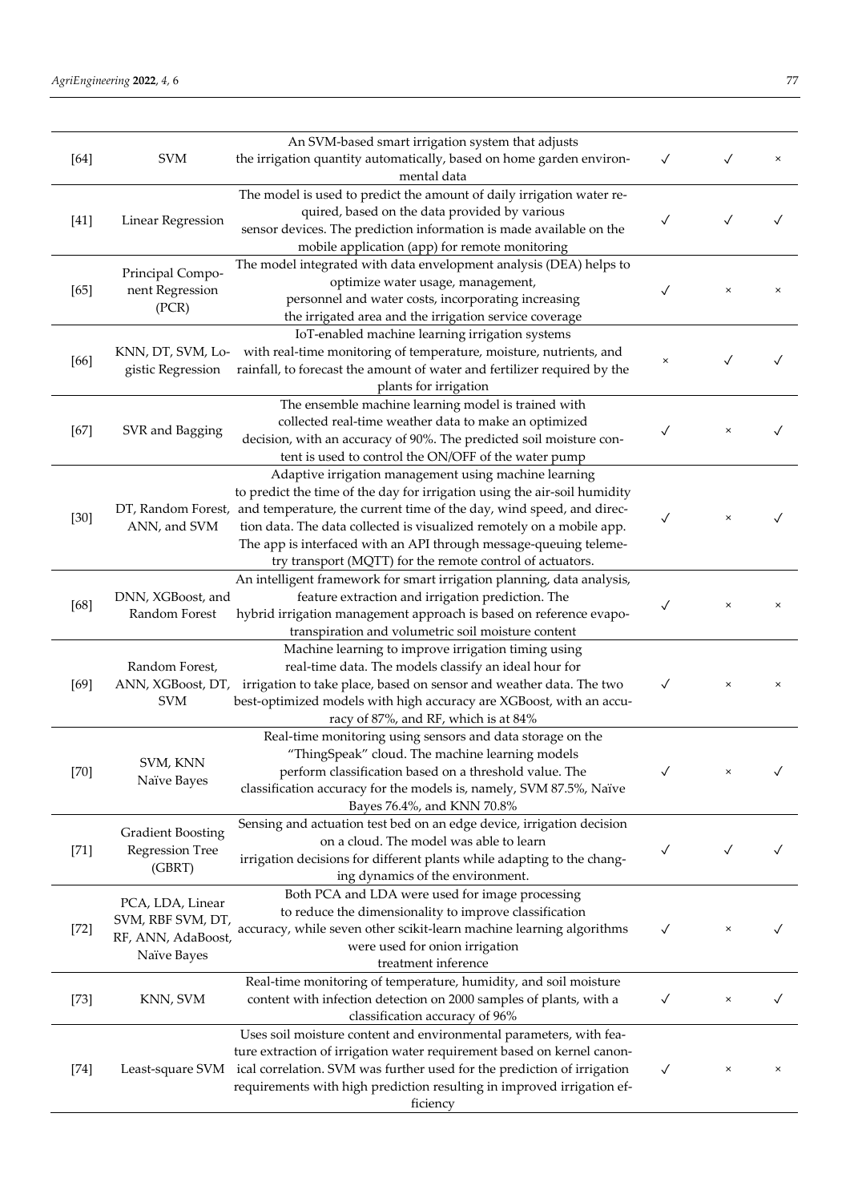| | | | | | |
|---|---|---|---|---|---|
| [64] | SVM | An SVM-based smart irrigation system that adjusts the irrigation quantity automatically, based on home garden environmental data | ✓ | ✓ | × |
| [41] | Linear Regression | The model is used to predict the amount of daily irrigation water required, based on the data provided by various sensor devices. The prediction information is made available on the mobile application (app) for remote monitoring | ✓ | ✓ | ✓ |
| [65] | Principal Component Regression (PCR) | The model integrated with data envelopment analysis (DEA) helps to optimize water usage, management, personnel and water costs, incorporating increasing the irrigated area and the irrigation service coverage | ✓ | × | × |
| [66] | KNN, DT, SVM, Logistic Regression | IoT-enabled machine learning irrigation systems with real-time monitoring of temperature, moisture, nutrients, and rainfall, to forecast the amount of water and fertilizer required by the plants for irrigation | × | ✓ | ✓ |
| [67] | SVR and Bagging | The ensemble machine learning model is trained with collected real-time weather data to make an optimized decision, with an accuracy of 90%. The predicted soil moisture content is used to control the ON/OFF of the water pump | ✓ | × | ✓ |
| [30] | DT, Random Forest, ANN, and SVM | Adaptive irrigation management using machine learning to predict the time of the day for irrigation using the air-soil humidity and temperature, the current time of the day, wind speed, and direction data. The data collected is visualized remotely on a mobile app. The app is interfaced with an API through message-queuing telemetry transport (MQTT) for the remote control of actuators. | ✓ | × | ✓ |
| [68] | DNN, XGBoost, and Random Forest | An intelligent framework for smart irrigation planning, data analysis, feature extraction and irrigation prediction. The hybrid irrigation management approach is based on reference evapotranspiration and volumetric soil moisture content | ✓ | × | × |
| [69] | Random Forest, ANN, XGBoost, DT, SVM | Machine learning to improve irrigation timing using real-time data. The models classify an ideal hour for irrigation to take place, based on sensor and weather data. The two best-optimized models with high accuracy are XGBoost, with an accuracy of 87%, and RF, which is at 84% | ✓ | × | × |
| [70] | SVM, KNN Naïve Bayes | Real-time monitoring using sensors and data storage on the "ThingSpeak" cloud. The machine learning models perform classification based on a threshold value. The classification accuracy for the models is, namely, SVM 87.5%, Naïve Bayes 76.4%, and KNN 70.8% | ✓ | × | ✓ |
| [71] | Gradient Boosting Regression Tree (GBRT) | Sensing and actuation test bed on an edge device, irrigation decision on a cloud. The model was able to learn irrigation decisions for different plants while adapting to the changing dynamics of the environment. | ✓ | ✓ | ✓ |
| [72] | PCA, LDA, Linear SVM, RBF SVM, DT, RF, ANN, AdaBoost, Naïve Bayes | Both PCA and LDA were used for image processing to reduce the dimensionality to improve classification accuracy, while seven other scikit-learn machine learning algorithms were used for onion irrigation treatment inference | ✓ | × | ✓ |
| [73] | KNN, SVM | Real-time monitoring of temperature, humidity, and soil moisture content with infection detection on 2000 samples of plants, with a classification accuracy of 96% | ✓ | × | ✓ |
| [74] | Least-square SVM | Uses soil moisture content and environmental parameters, with feature extraction of irrigation water requirement based on kernel canonical correlation. SVM was further used for the prediction of irrigation requirements with high prediction resulting in improved irrigation efficiency | ✓ | × | × |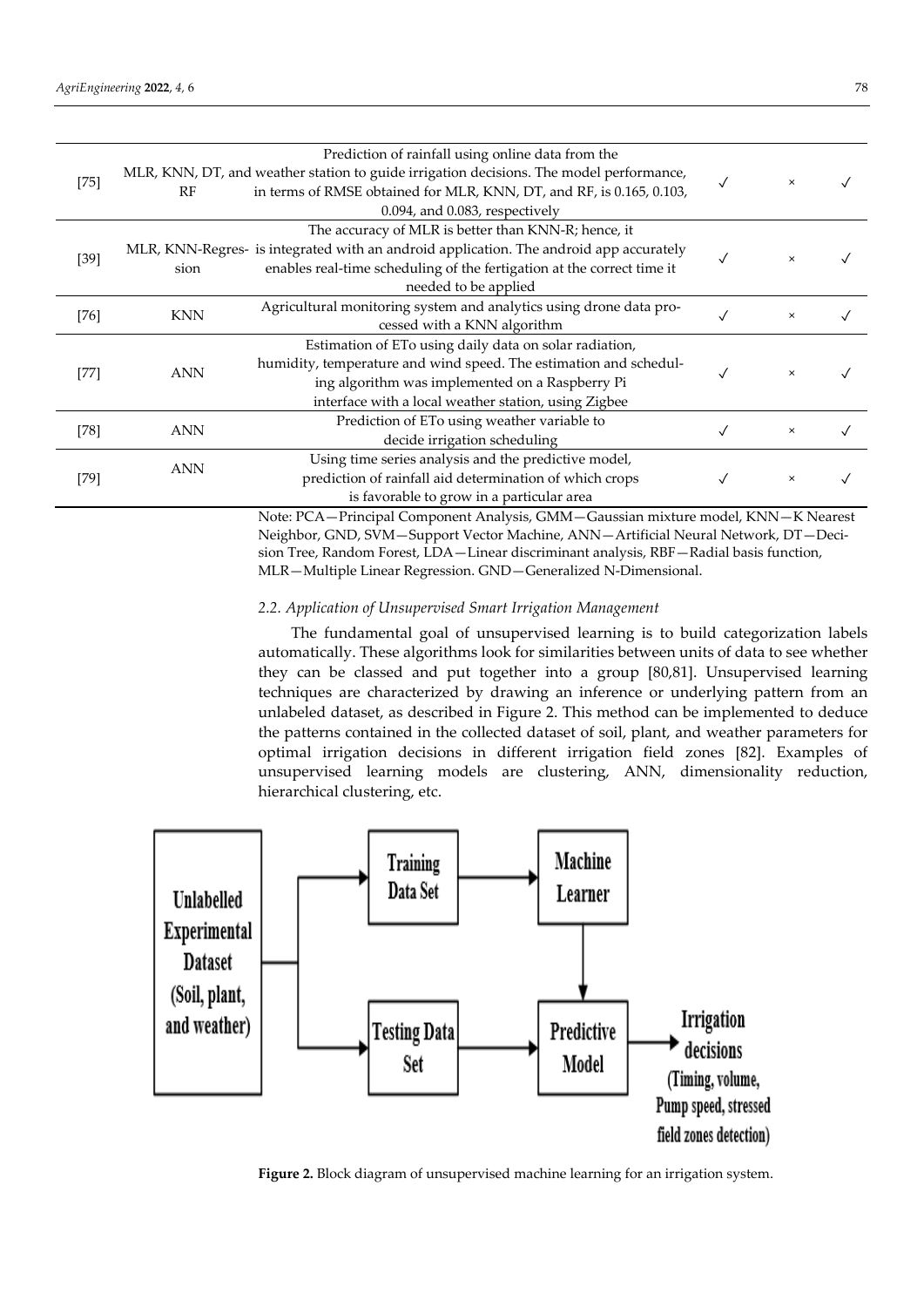| | | | | | |
|---|---|---|---|---|---|
| [75] | MLR, KNN, DT, and RF | Prediction of rainfall using online data from the weather station to guide irrigation decisions. The model performance, in terms of RMSE obtained for MLR, KNN, DT, and RF, is 0.165, 0.103, 0.094, and 0.083, respectively | ✓ | × | ✓ |
| [39] | MLR, KNN-Regression | The accuracy of MLR is better than KNN-R; hence, it is integrated with an android application. The android app accurately enables real-time scheduling of the fertigation at the correct time it needed to be applied | ✓ | × | ✓ |
| [76] | KNN | Agricultural monitoring system and analytics using drone data processed with a KNN algorithm | ✓ | × | ✓ |
| [77] | ANN | Estimation of ETo using daily data on solar radiation, humidity, temperature and wind speed. The estimation and scheduling algorithm was implemented on a Raspberry Pi interface with a local weather station, using Zigbee | ✓ | × | ✓ |
| [78] | ANN | Prediction of ETo using weather variable to decide irrigation scheduling | ✓ | × | ✓ |
| [79] | ANN | Using time series analysis and the predictive model, prediction of rainfall aid determination of which crops is favorable to grow in a particular area | ✓ | × | ✓ |

Note: PCA—Principal Component Analysis, GMM—Gaussian mixture model, KNN—K Nearest Neighbor, GND, SVM—Support Vector Machine, ANN—Artificial Neural Network, DT—Decision Tree, Random Forest, LDA—Linear discriminant analysis, RBF—Radial basis function, MLR—Multiple Linear Regression. GND—Generalized N-Dimensional.

### 2.2. Application of Unsupervised Smart Irrigation Management

The fundamental goal of unsupervised learning is to build categorization labels automatically. These algorithms look for similarities between units of data to see whether they can be classed and put together into a group [80,81]. Unsupervised learning techniques are characterized by drawing an inference or underlying pattern from an unlabeled dataset, as described in Figure 2. This method can be implemented to deduce the patterns contained in the collected dataset of soil, plant, and weather parameters for optimal irrigation decisions in different irrigation field zones [82]. Examples of unsupervised learning models are clustering, ANN, dimensionality reduction, hierarchical clustering, etc.

**Figure 2.** Block diagram of unsupervised machine learning for an irrigation system.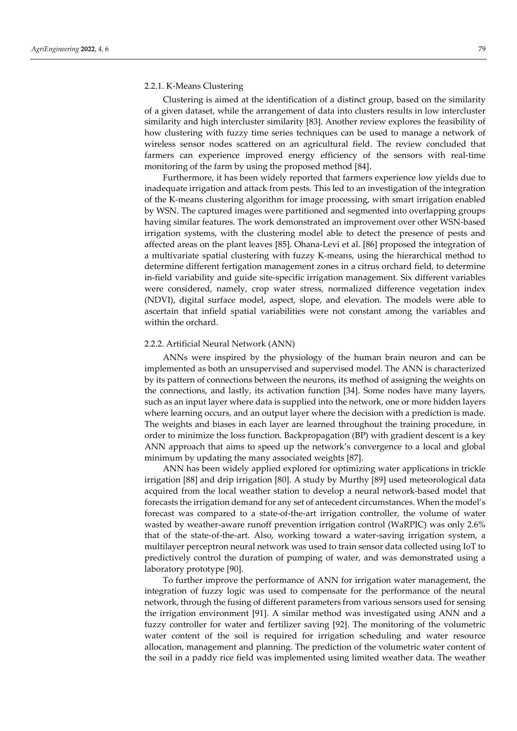### 2.2.1. K-Means Clustering

Clustering is aimed at the identification of a distinct group, based on the similarity of a given dataset, while the arrangement of data into clusters results in low intercluster similarity and high intercluster similarity [83]. Another review explores the feasibility of how clustering with fuzzy time series techniques can be used to manage a network of wireless sensor nodes scattered on an agricultural field. The review concluded that farmers can experience improved energy efficiency of the sensors with real-time monitoring of the farm by using the proposed method [84].

Furthermore, it has been widely reported that farmers experience low yields due to inadequate irrigation and attack from pests. This led to an investigation of the integration of the K-means clustering algorithm for image processing, with smart irrigation enabled by WSN. The captured images were partitioned and segmented into overlapping groups having similar features. The work demonstrated an improvement over other WSN-based irrigation systems, with the clustering model able to detect the presence of pests and affected areas on the plant leaves [85]. Ohana-Levi et al. [86] proposed the integration of a multivariate spatial clustering with fuzzy K-means, using the hierarchical method to determine different fertigation management zones in a citrus orchard field, to determine in-field variability and guide site-specific irrigation management. Six different variables were considered, namely, crop water stress, normalized difference vegetation index (NDVI), digital surface model, aspect, slope, and elevation. The models were able to ascertain that infield spatial variabilities were not constant among the variables and within the orchard.

### 2.2.2. Artificial Neural Network (ANN)

ANNs were inspired by the physiology of the human brain neuron and can be implemented as both an unsupervised and supervised model. The ANN is characterized by its pattern of connections between the neurons, its method of assigning the weights on the connections, and lastly, its activation function [34]. Some nodes have many layers, such as an input layer where data is supplied into the network, one or more hidden layers where learning occurs, and an output layer where the decision with a prediction is made. The weights and biases in each layer are learned throughout the training procedure, in order to minimize the loss function. Backpropagation (BP) with gradient descent is a key ANN approach that aims to speed up the network's convergence to a local and global minimum by updating the many associated weights [87].

ANN has been widely applied explored for optimizing water applications in trickle irrigation [88] and drip irrigation [80]. A study by Murthy [89] used meteorological data acquired from the local weather station to develop a neural network-based model that forecasts the irrigation demand for any set of antecedent circumstances. When the model's forecast was compared to a state-of-the-art irrigation controller, the volume of water wasted by weather-aware runoff prevention irrigation control (WaRPIC) was only 2.6% that of the state-of-the-art. Also, working toward a water-saving irrigation system, a multilayer perceptron neural network was used to train sensor data collected using IoT to predictively control the duration of pumping of water, and was demonstrated using a laboratory prototype [90].

To further improve the performance of ANN for irrigation water management, the integration of fuzzy logic was used to compensate for the performance of the neural network, through the fusing of different parameters from various sensors used for sensing the irrigation environment [91]. A similar method was investigated using ANN and a fuzzy controller for water and fertilizer saving [92]. The monitoring of the volumetric water content of the soil is required for irrigation scheduling and water resource allocation, management and planning. The prediction of the volumetric water content of the soil in a paddy rice field was implemented using limited weather data. The weather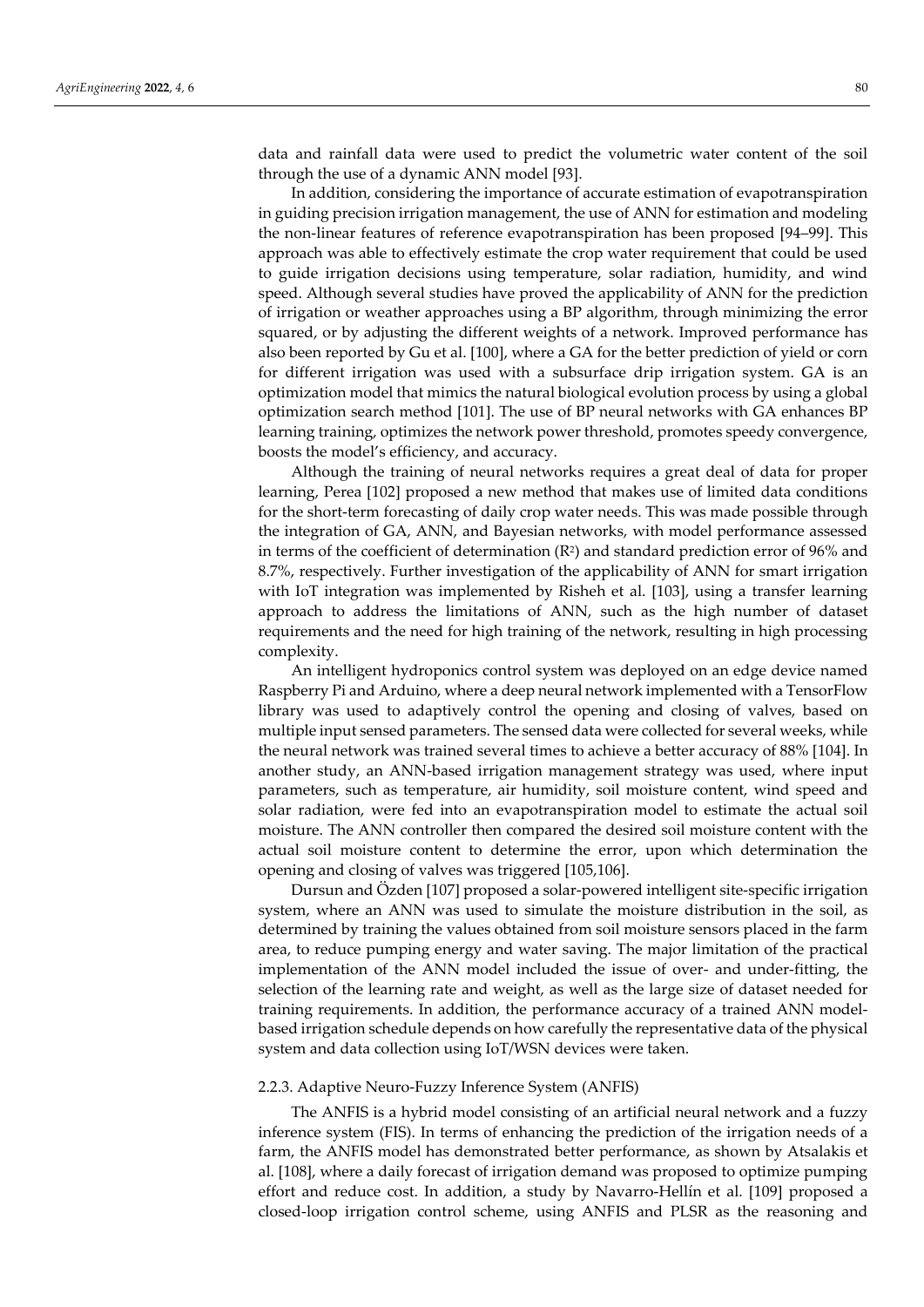data and rainfall data were used to predict the volumetric water content of the soil through the use of a dynamic ANN model [93].

In addition, considering the importance of accurate estimation of evapotranspiration in guiding precision irrigation management, the use of ANN for estimation and modeling the non-linear features of reference evapotranspiration has been proposed [94–99]. This approach was able to effectively estimate the crop water requirement that could be used to guide irrigation decisions using temperature, solar radiation, humidity, and wind speed. Although several studies have proved the applicability of ANN for the prediction of irrigation or weather approaches using a BP algorithm, through minimizing the error squared, or by adjusting the different weights of a network. Improved performance has also been reported by Gu et al. [100], where a GA for the better prediction of yield or corn for different irrigation was used with a subsurface drip irrigation system. GA is an optimization model that mimics the natural biological evolution process by using a global optimization search method [101]. The use of BP neural networks with GA enhances BP learning training, optimizes the network power threshold, promotes speedy convergence, boosts the model's efficiency, and accuracy.

Although the training of neural networks requires a great deal of data for proper learning, Perea [102] proposed a new method that makes use of limited data conditions for the short-term forecasting of daily crop water needs. This was made possible through the integration of GA, ANN, and Bayesian networks, with model performance assessed in terms of the coefficient of determination ($R^2$) and standard prediction error of 96% and 8.7%, respectively. Further investigation of the applicability of ANN for smart irrigation with IoT integration was implemented by Risheh et al. [103], using a transfer learning approach to address the limitations of ANN, such as the high number of dataset requirements and the need for high training of the network, resulting in high processing complexity.

An intelligent hydroponics control system was deployed on an edge device named Raspberry Pi and Arduino, where a deep neural network implemented with a TensorFlow library was used to adaptively control the opening and closing of valves, based on multiple input sensed parameters. The sensed data were collected for several weeks, while the neural network was trained several times to achieve a better accuracy of 88% [104]. In another study, an ANN-based irrigation management strategy was used, where input parameters, such as temperature, air humidity, soil moisture content, wind speed and solar radiation, were fed into an evapotranspiration model to estimate the actual soil moisture. The ANN controller then compared the desired soil moisture content with the actual soil moisture content to determine the error, upon which determination the opening and closing of valves was triggered [105,106].

Dursun and Özden [107] proposed a solar-powered intelligent site-specific irrigation system, where an ANN was used to simulate the moisture distribution in the soil, as determined by training the values obtained from soil moisture sensors placed in the farm area, to reduce pumping energy and water saving. The major limitation of the practical implementation of the ANN model included the issue of over- and under-fitting, the selection of the learning rate and weight, as well as the large size of dataset needed for training requirements. In addition, the performance accuracy of a trained ANN model-based irrigation schedule depends on how carefully the representative data of the physical system and data collection using IoT/WSN devices were taken.

#### 2.2.3. Adaptive Neuro-Fuzzy Inference System (ANFIS)

The ANFIS is a hybrid model consisting of an artificial neural network and a fuzzy inference system (FIS). In terms of enhancing the prediction of the irrigation needs of a farm, the ANFIS model has demonstrated better performance, as shown by Atsalakis et al. [108], where a daily forecast of irrigation demand was proposed to optimize pumping effort and reduce cost. In addition, a study by Navarro-Hellín et al. [109] proposed a closed-loop irrigation control scheme, using ANFIS and PLSR as the reasoning and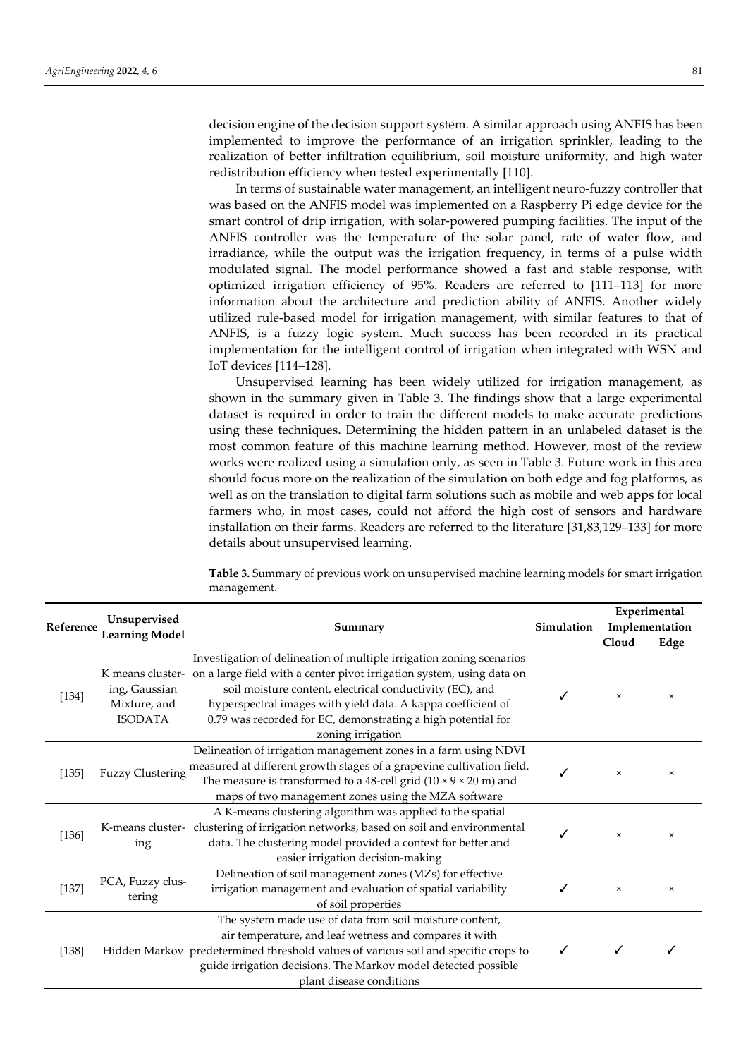decision engine of the decision support system. A similar approach using ANFIS has been implemented to improve the performance of an irrigation sprinkler, leading to the realization of better infiltration equilibrium, soil moisture uniformity, and high water redistribution efficiency when tested experimentally [110].

In terms of sustainable water management, an intelligent neuro-fuzzy controller that was based on the ANFIS model was implemented on a Raspberry Pi edge device for the smart control of drip irrigation, with solar-powered pumping facilities. The input of the ANFIS controller was the temperature of the solar panel, rate of water flow, and irradiance, while the output was the irrigation frequency, in terms of a pulse width modulated signal. The model performance showed a fast and stable response, with optimized irrigation efficiency of 95%. Readers are referred to [111–113] for more information about the architecture and prediction ability of ANFIS. Another widely utilized rule-based model for irrigation management, with similar features to that of ANFIS, is a fuzzy logic system. Much success has been recorded in its practical implementation for the intelligent control of irrigation when integrated with WSN and IoT devices [114–128].

Unsupervised learning has been widely utilized for irrigation management, as shown in the summary given in Table 3. The findings show that a large experimental dataset is required in order to train the different models to make accurate predictions using these techniques. Determining the hidden pattern in an unlabeled dataset is the most common feature of this machine learning method. However, most of the review works were realized using a simulation only, as seen in Table 3. Future work in this area should focus more on the realization of the simulation on both edge and fog platforms, as well as on the translation to digital farm solutions such as mobile and web apps for local farmers who, in most cases, could not afford the high cost of sensors and hardware installation on their farms. Readers are referred to the literature [31,83,129–133] for more details about unsupervised learning.

**Table 3.** Summary of previous work on unsupervised machine learning models for smart irrigation management.

| Reference | Unsupervised Learning Model | Summary | Simulation | Experimental Implementation | |
|---|---|---|---|---|---|
| | | | | Cloud | Edge |
| [134] | K means clustering, Gaussian Mixture, and ISODATA | Investigation of delineation of multiple irrigation zoning scenarios on a large field with a center pivot irrigation system, using data on soil moisture content, electrical conductivity (EC), and hyperspectral images with yield data. A kappa coefficient of 0.79 was recorded for EC, demonstrating a high potential for zoning irrigation | ✓ | × | × |
| [135] | Fuzzy Clustering | Delineation of irrigation management zones in a farm using NDVI measured at different growth stages of a grapevine cultivation field. The measure is transformed to a 48-cell grid (10 × 9 × 20 m) and maps of two management zones using the MZA software | ✓ | × | × |
| [136] | K-means clustering | A K-means clustering algorithm was applied to the spatial clustering of irrigation networks, based on soil and environmental data. The clustering model provided a context for better and easier irrigation decision-making | ✓ | × | × |
| [137] | PCA, Fuzzy clustering | Delineation of soil management zones (MZs) for effective irrigation management and evaluation of spatial variability of soil properties | ✓ | × | × |
| [138] | Hidden Markov | The system made use of data from soil moisture content, air temperature, and leaf wetness and compares it with predetermined threshold values of various soil and specific crops to guide irrigation decisions. The Markov model detected possible plant disease conditions | ✓ | ✓ | ✓ |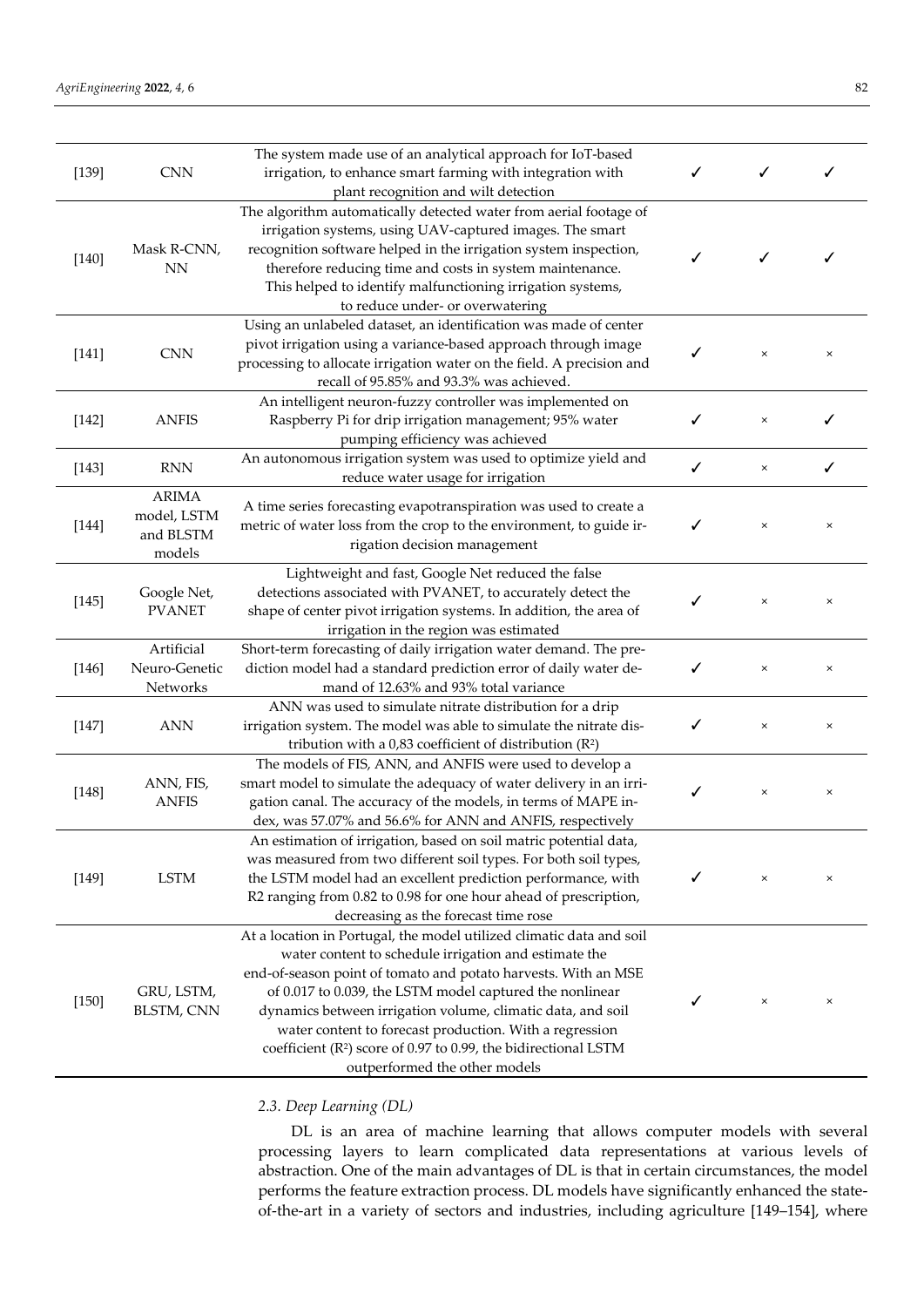| | | | | | |
|---|---|---|---|---|---|
| [139] | CNN | The system made use of an analytical approach for IoT-based irrigation, to enhance smart farming with integration with plant recognition and wilt detection | ✓ | ✓ | ✓ |
| [140] | Mask R-CNN, NN | The algorithm automatically detected water from aerial footage of irrigation systems, using UAV-captured images. The smart recognition software helped in the irrigation system inspection, therefore reducing time and costs in system maintenance. This helped to identify malfunctioning irrigation systems, to reduce under- or overwatering | ✓ | ✓ | ✓ |
| [141] | CNN | Using an unlabeled dataset, an identification was made of center pivot irrigation using a variance-based approach through image processing to allocate irrigation water on the field. A precision and recall of 95.85% and 93.3% was achieved. | ✓ | × | × |
| [142] | ANFIS | An intelligent neuron-fuzzy controller was implemented on Raspberry Pi for drip irrigation management; 95% water pumping efficiency was achieved | ✓ | × | ✓ |
| [143] | RNN | An autonomous irrigation system was used to optimize yield and reduce water usage for irrigation | ✓ | × | ✓ |
| [144] | ARIMA model, LSTM and BLSTM models | A time series forecasting evapotranspiration was used to create a metric of water loss from the crop to the environment, to guide irrigation decision management | ✓ | × | × |
| [145] | Google Net, PVANET | Lightweight and fast, Google Net reduced the false detections associated with PVANET, to accurately detect the shape of center pivot irrigation systems. In addition, the area of irrigation in the region was estimated | ✓ | × | × |
| [146] | Artificial Neuro-Genetic Networks | Short-term forecasting of daily irrigation water demand. The prediction model had a standard prediction error of daily water demand of 12.63% and 93% total variance | ✓ | × | × |
| [147] | ANN | ANN was used to simulate nitrate distribution for a drip irrigation system. The model was able to simulate the nitrate distribution with a 0,83 coefficient of distribution ($R^2$) | ✓ | × | × |
| [148] | ANN, FIS, ANFIS | The models of FIS, ANN, and ANFIS were used to develop a smart model to simulate the adequacy of water delivery in an irrigation canal. The accuracy of the models, in terms of MAPE index, was 57.07% and 56.6% for ANN and ANFIS, respectively | ✓ | × | × |
| [149] | LSTM | An estimation of irrigation, based on soil matric potential data, was measured from two different soil types. For both soil types, the LSTM model had an excellent prediction performance, with R2 ranging from 0.82 to 0.98 for one hour ahead of prescription, decreasing as the forecast time rose | ✓ | × | × |
| [150] | GRU, LSTM, BLSTM, CNN | At a location in Portugal, the model utilized climatic data and soil water content to schedule irrigation and estimate the end-of-season point of tomato and potato harvests. With an MSE of 0.017 to 0.039, the LSTM model captured the nonlinear dynamics between irrigation volume, climatic data, and soil water content to forecast production. With a regression coefficient ($R^2$) score of 0.97 to 0.99, the bidirectional LSTM outperformed the other models | ✓ | × | × |

### 2.3. Deep Learning (DL)

DL is an area of machine learning that allows computer models with several processing layers to learn complicated data representations at various levels of abstraction. One of the main advantages of DL is that in certain circumstances, the model performs the feature extraction process. DL models have significantly enhanced the state-of-the-art in a variety of sectors and industries, including agriculture [149–154], where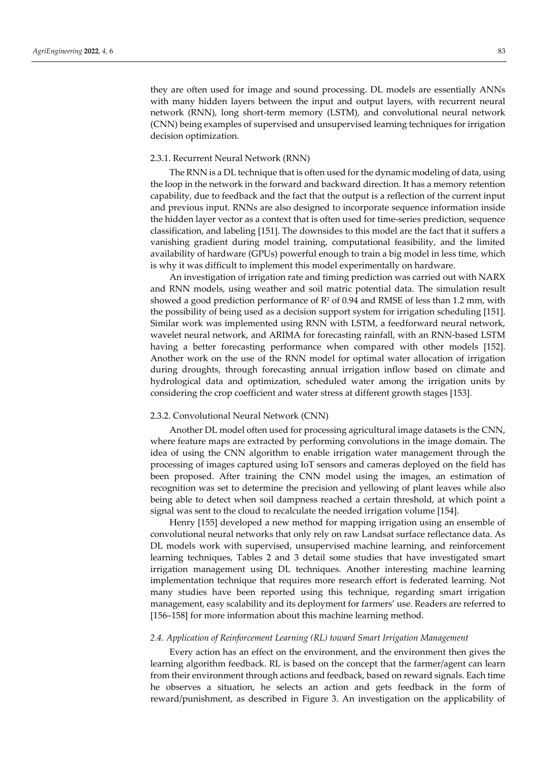they are often used for image and sound processing. DL models are essentially ANNs with many hidden layers between the input and output layers, with recurrent neural network (RNN), long short-term memory (LSTM), and convolutional neural network (CNN) being examples of supervised and unsupervised learning techniques for irrigation decision optimization.

#### 2.3.1. Recurrent Neural Network (RNN)

The RNN is a DL technique that is often used for the dynamic modeling of data, using the loop in the network in the forward and backward direction. It has a memory retention capability, due to feedback and the fact that the output is a reflection of the current input and previous input. RNNs are also designed to incorporate sequence information inside the hidden layer vector as a context that is often used for time-series prediction, sequence classification, and labeling [151]. The downsides to this model are the fact that it suffers a vanishing gradient during model training, computational feasibility, and the limited availability of hardware (GPUs) powerful enough to train a big model in less time, which is why it was difficult to implement this model experimentally on hardware.

An investigation of irrigation rate and timing prediction was carried out with NARX and RNN models, using weather and soil matric potential data. The simulation result showed a good prediction performance of $R^2$ of 0.94 and RMSE of less than 1.2 mm, with the possibility of being used as a decision support system for irrigation scheduling [151]. Similar work was implemented using RNN with LSTM, a feedforward neural network, wavelet neural network, and ARIMA for forecasting rainfall, with an RNN-based LSTM having a better forecasting performance when compared with other models [152]. Another work on the use of the RNN model for optimal water allocation of irrigation during droughts, through forecasting annual irrigation inflow based on climate and hydrological data and optimization, scheduled water among the irrigation units by considering the crop coefficient and water stress at different growth stages [153].

#### 2.3.2. Convolutional Neural Network (CNN)

Another DL model often used for processing agricultural image datasets is the CNN, where feature maps are extracted by performing convolutions in the image domain. The idea of using the CNN algorithm to enable irrigation water management through the processing of images captured using IoT sensors and cameras deployed on the field has been proposed. After training the CNN model using the images, an estimation of recognition was set to determine the precision and yellowing of plant leaves while also being able to detect when soil dampness reached a certain threshold, at which point a signal was sent to the cloud to recalculate the needed irrigation volume [154].

Henry [155] developed a new method for mapping irrigation using an ensemble of convolutional neural networks that only rely on raw Landsat surface reflectance data. As DL models work with supervised, unsupervised machine learning, and reinforcement learning techniques, Tables 2 and 3 detail some studies that have investigated smart irrigation management using DL techniques. Another interesting machine learning implementation technique that requires more research effort is federated learning. Not many studies have been reported using this technique, regarding smart irrigation management, easy scalability and its deployment for farmers' use. Readers are referred to [156–158] for more information about this machine learning method.

### *2.4. Application of Reinforcement Learning (RL) toward Smart Irrigation Management*

Every action has an effect on the environment, and the environment then gives the learning algorithm feedback. RL is based on the concept that the farmer/agent can learn from their environment through actions and feedback, based on reward signals. Each time he observes a situation, he selects an action and gets feedback in the form of reward/punishment, as described in Figure 3. An investigation on the applicability of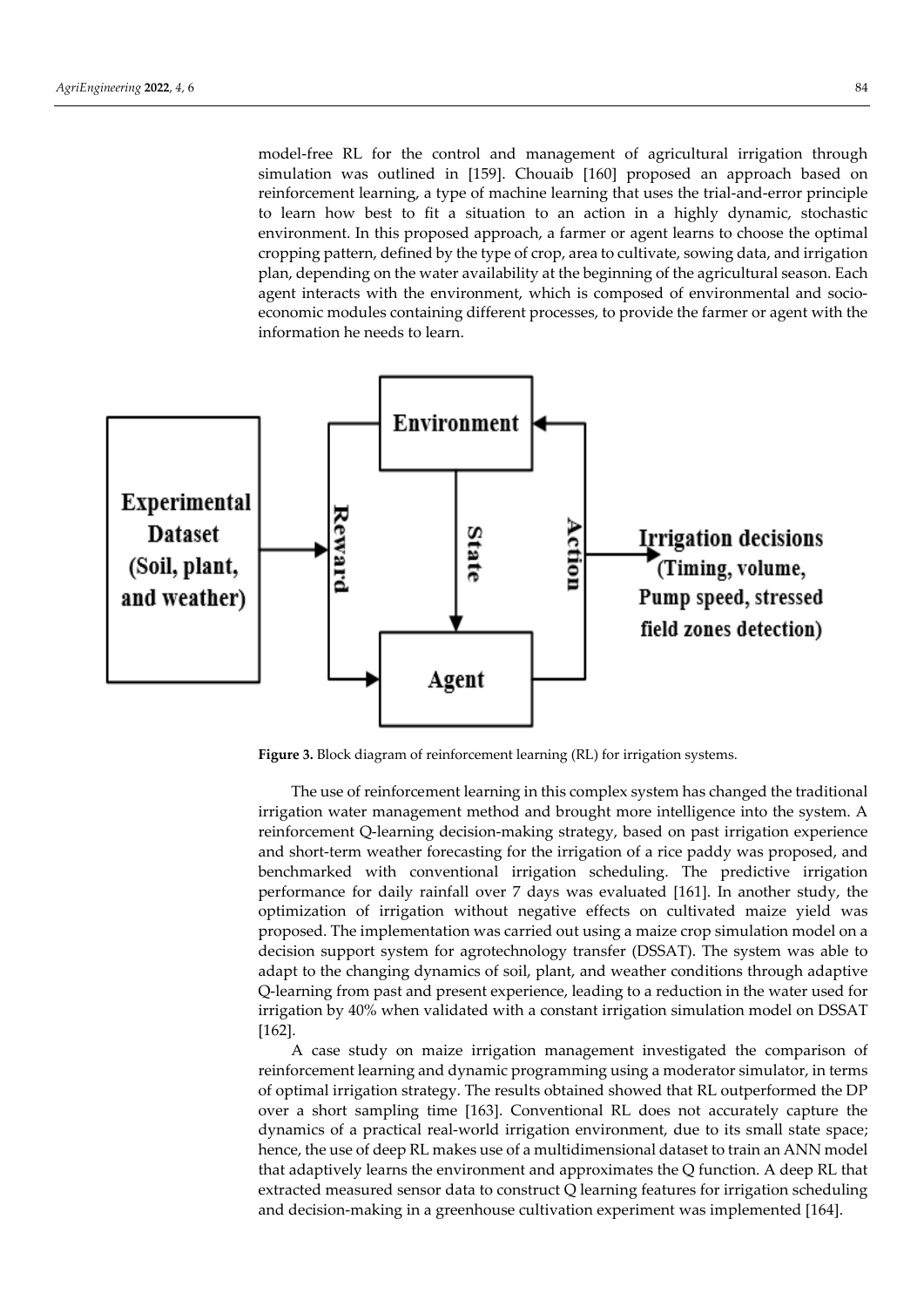model-free RL for the control and management of agricultural irrigation through simulation was outlined in [159]. Chouaib [160] proposed an approach based on reinforcement learning, a type of machine learning that uses the trial-and-error principle to learn how best to fit a situation to an action in a highly dynamic, stochastic environment. In this proposed approach, a farmer or agent learns to choose the optimal cropping pattern, defined by the type of crop, area to cultivate, sowing data, and irrigation plan, depending on the water availability at the beginning of the agricultural season. Each agent interacts with the environment, which is composed of environmental and socio-economic modules containing different processes, to provide the farmer or agent with the information he needs to learn.

**Figure 3.** Block diagram of reinforcement learning (RL) for irrigation systems.

The use of reinforcement learning in this complex system has changed the traditional irrigation water management method and brought more intelligence into the system. A reinforcement Q-learning decision-making strategy, based on past irrigation experience and short-term weather forecasting for the irrigation of a rice paddy was proposed, and benchmarked with conventional irrigation scheduling. The predictive irrigation performance for daily rainfall over 7 days was evaluated [161]. In another study, the optimization of irrigation without negative effects on cultivated maize yield was proposed. The implementation was carried out using a maize crop simulation model on a decision support system for agrotechnology transfer (DSSAT). The system was able to adapt to the changing dynamics of soil, plant, and weather conditions through adaptive Q-learning from past and present experience, leading to a reduction in the water used for irrigation by 40% when validated with a constant irrigation simulation model on DSSAT [162].

A case study on maize irrigation management investigated the comparison of reinforcement learning and dynamic programming using a moderator simulator, in terms of optimal irrigation strategy. The results obtained showed that RL outperformed the DP over a short sampling time [163]. Conventional RL does not accurately capture the dynamics of a practical real-world irrigation environment, due to its small state space; hence, the use of deep RL makes use of a multidimensional dataset to train an ANN model that adaptively learns the environment and approximates the Q function. A deep RL that extracted measured sensor data to construct Q learning features for irrigation scheduling and decision-making in a greenhouse cultivation experiment was implemented [164].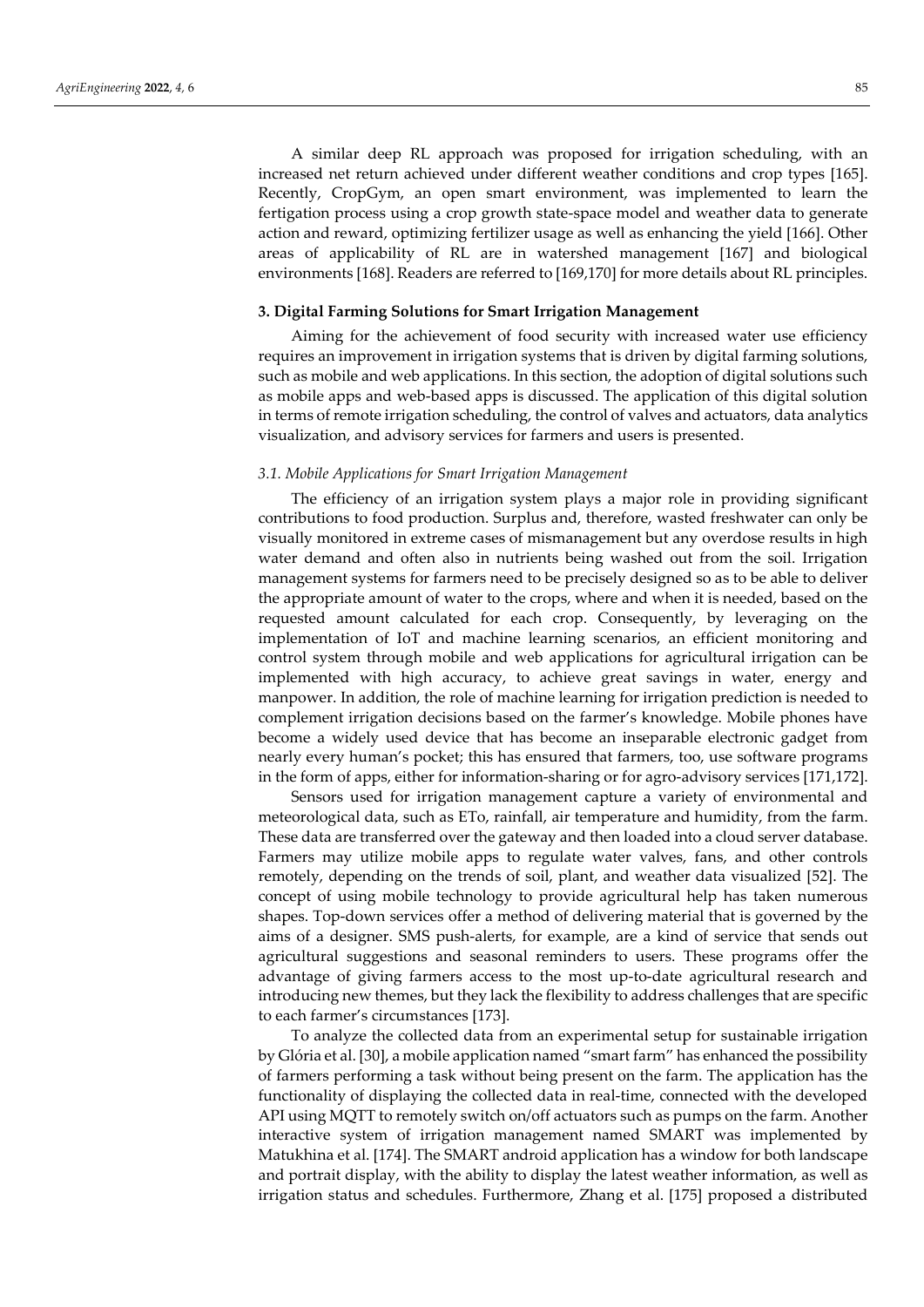A similar deep RL approach was proposed for irrigation scheduling, with an increased net return achieved under different weather conditions and crop types [165]. Recently, CropGym, an open smart environment, was implemented to learn the fertigation process using a crop growth state-space model and weather data to generate action and reward, optimizing fertilizer usage as well as enhancing the yield [166]. Other areas of applicability of RL are in watershed management [167] and biological environments [168]. Readers are referred to [169,170] for more details about RL principles.

## 3. Digital Farming Solutions for Smart Irrigation Management

Aiming for the achievement of food security with increased water use efficiency requires an improvement in irrigation systems that is driven by digital farming solutions, such as mobile and web applications. In this section, the adoption of digital solutions such as mobile apps and web-based apps is discussed. The application of this digital solution in terms of remote irrigation scheduling, the control of valves and actuators, data analytics visualization, and advisory services for farmers and users is presented.

### *3.1. Mobile Applications for Smart Irrigation Management*

The efficiency of an irrigation system plays a major role in providing significant contributions to food production. Surplus and, therefore, wasted freshwater can only be visually monitored in extreme cases of mismanagement but any overdose results in high water demand and often also in nutrients being washed out from the soil. Irrigation management systems for farmers need to be precisely designed so as to be able to deliver the appropriate amount of water to the crops, where and when it is needed, based on the requested amount calculated for each crop. Consequently, by leveraging on the implementation of IoT and machine learning scenarios, an efficient monitoring and control system through mobile and web applications for agricultural irrigation can be implemented with high accuracy, to achieve great savings in water, energy and manpower. In addition, the role of machine learning for irrigation prediction is needed to complement irrigation decisions based on the farmer's knowledge. Mobile phones have become a widely used device that has become an inseparable electronic gadget from nearly every human's pocket; this has ensured that farmers, too, use software programs in the form of apps, either for information-sharing or for agro-advisory services [171,172].

Sensors used for irrigation management capture a variety of environmental and meteorological data, such as ETo, rainfall, air temperature and humidity, from the farm. These data are transferred over the gateway and then loaded into a cloud server database. Farmers may utilize mobile apps to regulate water valves, fans, and other controls remotely, depending on the trends of soil, plant, and weather data visualized [52]. The concept of using mobile technology to provide agricultural help has taken numerous shapes. Top-down services offer a method of delivering material that is governed by the aims of a designer. SMS push-alerts, for example, are a kind of service that sends out agricultural suggestions and seasonal reminders to users. These programs offer the advantage of giving farmers access to the most up-to-date agricultural research and introducing new themes, but they lack the flexibility to address challenges that are specific to each farmer's circumstances [173].

To analyze the collected data from an experimental setup for sustainable irrigation by Glória et al. [30], a mobile application named "smart farm" has enhanced the possibility of farmers performing a task without being present on the farm. The application has the functionality of displaying the collected data in real-time, connected with the developed API using MQTT to remotely switch on/off actuators such as pumps on the farm. Another interactive system of irrigation management named SMART was implemented by Matukhina et al. [174]. The SMART android application has a window for both landscape and portrait display, with the ability to display the latest weather information, as well as irrigation status and schedules. Furthermore, Zhang et al. [175] proposed a distributed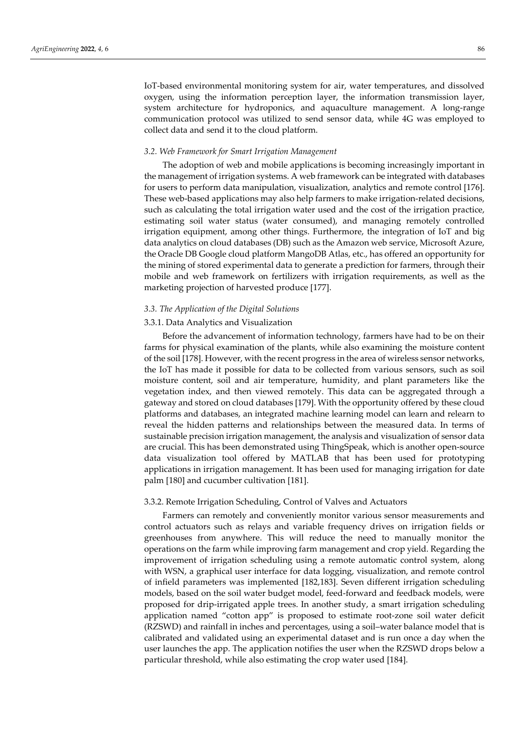IoT-based environmental monitoring system for air, water temperatures, and dissolved oxygen, using the information perception layer, the information transmission layer, system architecture for hydroponics, and aquaculture management. A long-range communication protocol was utilized to send sensor data, while 4G was employed to collect data and send it to the cloud platform.

### *3.2. Web Framework for Smart Irrigation Management*

The adoption of web and mobile applications is becoming increasingly important in the management of irrigation systems. A web framework can be integrated with databases for users to perform data manipulation, visualization, analytics and remote control [176]. These web-based applications may also help farmers to make irrigation-related decisions, such as calculating the total irrigation water used and the cost of the irrigation practice, estimating soil water status (water consumed), and managing remotely controlled irrigation equipment, among other things. Furthermore, the integration of IoT and big data analytics on cloud databases (DB) such as the Amazon web service, Microsoft Azure, the Oracle DB Google cloud platform MangoDB Atlas, etc., has offered an opportunity for the mining of stored experimental data to generate a prediction for farmers, through their mobile and web framework on fertilizers with irrigation requirements, as well as the marketing projection of harvested produce [177].

### *3.3. The Application of the Digital Solutions*

#### 3.3.1. Data Analytics and Visualization

Before the advancement of information technology, farmers have had to be on their farms for physical examination of the plants, while also examining the moisture content of the soil [178]. However, with the recent progress in the area of wireless sensor networks, the IoT has made it possible for data to be collected from various sensors, such as soil moisture content, soil and air temperature, humidity, and plant parameters like the vegetation index, and then viewed remotely. This data can be aggregated through a gateway and stored on cloud databases [179]. With the opportunity offered by these cloud platforms and databases, an integrated machine learning model can learn and relearn to reveal the hidden patterns and relationships between the measured data. In terms of sustainable precision irrigation management, the analysis and visualization of sensor data are crucial. This has been demonstrated using ThingSpeak, which is another open-source data visualization tool offered by MATLAB that has been used for prototyping applications in irrigation management. It has been used for managing irrigation for date palm [180] and cucumber cultivation [181].

#### 3.3.2. Remote Irrigation Scheduling, Control of Valves and Actuators

Farmers can remotely and conveniently monitor various sensor measurements and control actuators such as relays and variable frequency drives on irrigation fields or greenhouses from anywhere. This will reduce the need to manually monitor the operations on the farm while improving farm management and crop yield. Regarding the improvement of irrigation scheduling using a remote automatic control system, along with WSN, a graphical user interface for data logging, visualization, and remote control of infield parameters was implemented [182,183]. Seven different irrigation scheduling models, based on the soil water budget model, feed-forward and feedback models, were proposed for drip-irrigated apple trees. In another study, a smart irrigation scheduling application named "cotton app" is proposed to estimate root-zone soil water deficit (RZSWD) and rainfall in inches and percentages, using a soil–water balance model that is calibrated and validated using an experimental dataset and is run once a day when the user launches the app. The application notifies the user when the RZSWD drops below a particular threshold, while also estimating the crop water used [184].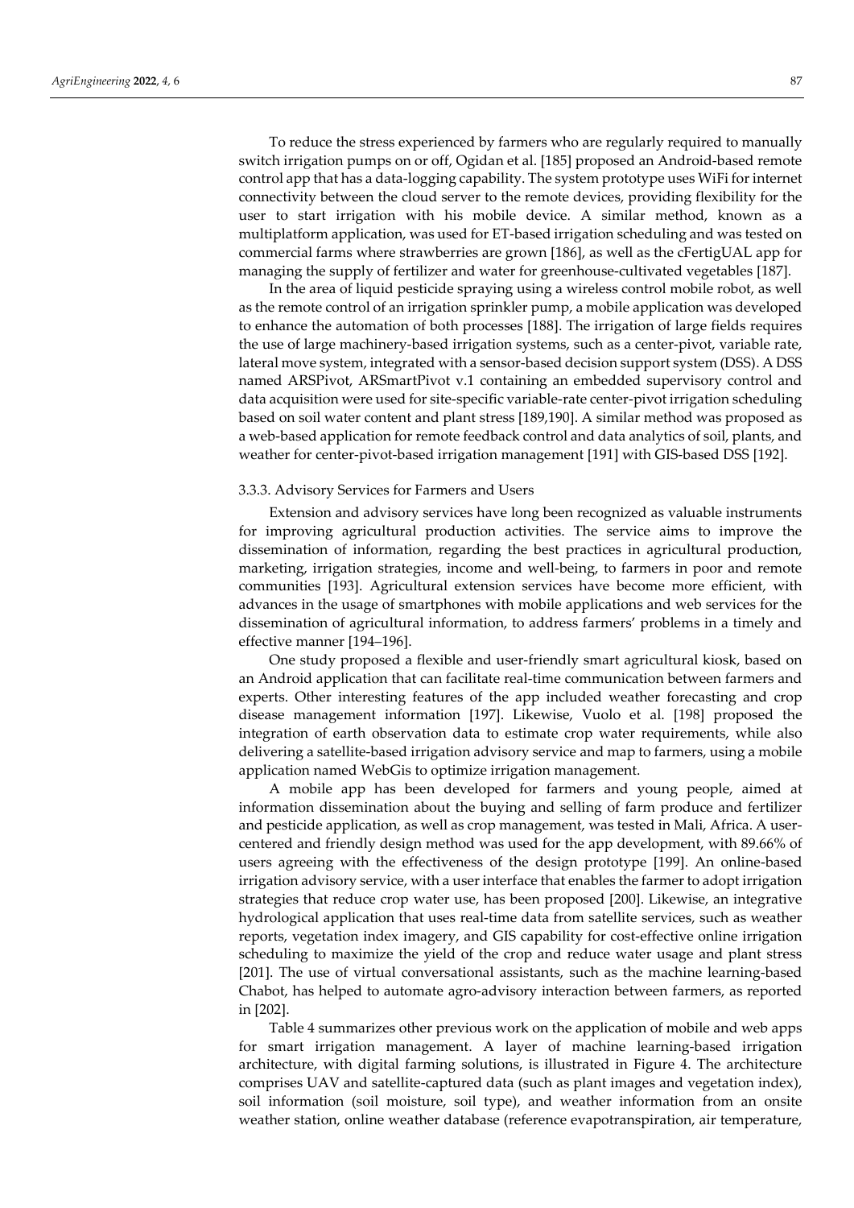To reduce the stress experienced by farmers who are regularly required to manually switch irrigation pumps on or off, Ogidan et al. [185] proposed an Android-based remote control app that has a data-logging capability. The system prototype uses WiFi for internet connectivity between the cloud server to the remote devices, providing flexibility for the user to start irrigation with his mobile device. A similar method, known as a multiplatform application, was used for ET-based irrigation scheduling and was tested on commercial farms where strawberries are grown [186], as well as the cFertigUAL app for managing the supply of fertilizer and water for greenhouse-cultivated vegetables [187].

In the area of liquid pesticide spraying using a wireless control mobile robot, as well as the remote control of an irrigation sprinkler pump, a mobile application was developed to enhance the automation of both processes [188]. The irrigation of large fields requires the use of large machinery-based irrigation systems, such as a center-pivot, variable rate, lateral move system, integrated with a sensor-based decision support system (DSS). A DSS named ARSPivot, ARSmartPivot v.1 containing an embedded supervisory control and data acquisition were used for site-specific variable-rate center-pivot irrigation scheduling based on soil water content and plant stress [189,190]. A similar method was proposed as a web-based application for remote feedback control and data analytics of soil, plants, and weather for center-pivot-based irrigation management [191] with GIS-based DSS [192].

#### 3.3.3. Advisory Services for Farmers and Users

Extension and advisory services have long been recognized as valuable instruments for improving agricultural production activities. The service aims to improve the dissemination of information, regarding the best practices in agricultural production, marketing, irrigation strategies, income and well-being, to farmers in poor and remote communities [193]. Agricultural extension services have become more efficient, with advances in the usage of smartphones with mobile applications and web services for the dissemination of agricultural information, to address farmers' problems in a timely and effective manner [194–196].

One study proposed a flexible and user-friendly smart agricultural kiosk, based on an Android application that can facilitate real-time communication between farmers and experts. Other interesting features of the app included weather forecasting and crop disease management information [197]. Likewise, Vuolo et al. [198] proposed the integration of earth observation data to estimate crop water requirements, while also delivering a satellite-based irrigation advisory service and map to farmers, using a mobile application named WebGis to optimize irrigation management.

A mobile app has been developed for farmers and young people, aimed at information dissemination about the buying and selling of farm produce and fertilizer and pesticide application, as well as crop management, was tested in Mali, Africa. A user-centered and friendly design method was used for the app development, with 89.66% of users agreeing with the effectiveness of the design prototype [199]. An online-based irrigation advisory service, with a user interface that enables the farmer to adopt irrigation strategies that reduce crop water use, has been proposed [200]. Likewise, an integrative hydrological application that uses real-time data from satellite services, such as weather reports, vegetation index imagery, and GIS capability for cost-effective online irrigation scheduling to maximize the yield of the crop and reduce water usage and plant stress [201]. The use of virtual conversational assistants, such as the machine learning-based Chabot, has helped to automate agro-advisory interaction between farmers, as reported in [202].

Table 4 summarizes other previous work on the application of mobile and web apps for smart irrigation management. A layer of machine learning-based irrigation architecture, with digital farming solutions, is illustrated in Figure 4. The architecture comprises UAV and satellite-captured data (such as plant images and vegetation index), soil information (soil moisture, soil type), and weather information from an onsite weather station, online weather database (reference evapotranspiration, air temperature,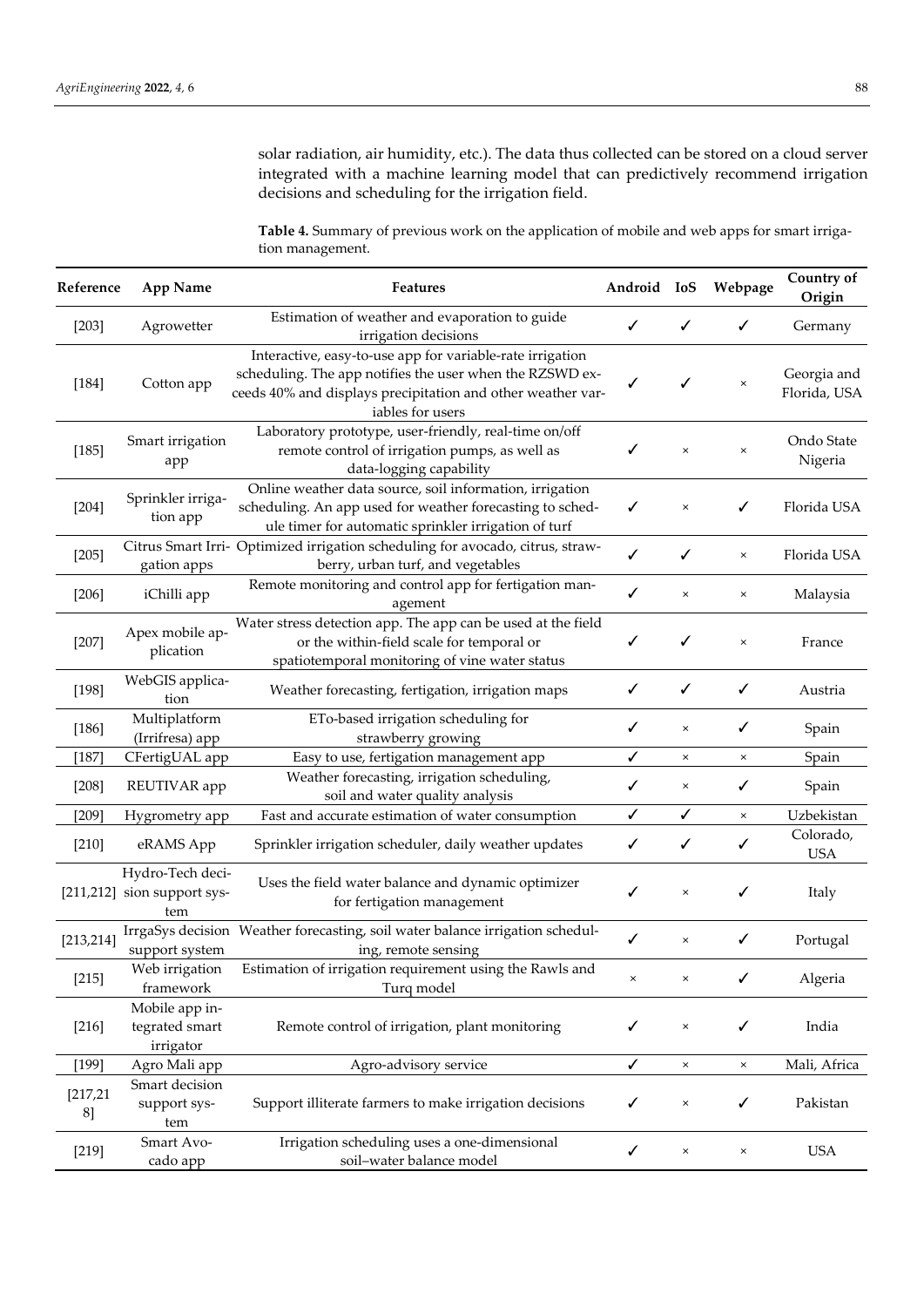solar radiation, air humidity, etc.). The data thus collected can be stored on a cloud server integrated with a machine learning model that can predictively recommend irrigation decisions and scheduling for the irrigation field.

**Table 4.** Summary of previous work on the application of mobile and web apps for smart irrigation management.

| Reference | App Name | Features | Android | IoS | Webpage | Country of Origin |
|---|---|---|---|---|---|---|
| [203] | Agrowetter | Estimation of weather and evaporation to guide irrigation decisions | ✓ | ✓ | ✓ | Germany |
| [184] | Cotton app | Interactive, easy-to-use app for variable-rate irrigation scheduling. The app notifies the user when the RZSWD exceeds 40% and displays precipitation and other weather variables for users | ✓ | ✓ | × | Georgia and Florida, USA |
| [185] | Smart irrigation app | Laboratory prototype, user-friendly, real-time on/off remote control of irrigation pumps, as well as data-logging capability | ✓ | × | × | Ondo State Nigeria |
| [204] | Sprinkler irrigation app | Online weather data source, soil information, irrigation scheduling. An app used for weather forecasting to schedule timer for automatic sprinkler irrigation of turf | ✓ | × | ✓ | Florida USA |
| [205] | Citrus Smart Irrigation apps | Optimized irrigation scheduling for avocado, citrus, strawberry, urban turf, and vegetables | ✓ | ✓ | × | Florida USA |
| [206] | iChilli app | Remote monitoring and control app for fertigation management | ✓ | × | × | Malaysia |
| [207] | Apex mobile application | Water stress detection app. The app can be used at the field or the within-field scale for temporal or spatiotemporal monitoring of vine water status | ✓ | ✓ | × | France |
| [198] | WebGIS application | Weather forecasting, fertigation, irrigation maps | ✓ | ✓ | ✓ | Austria |
| [186] | Multiplatform (Irrifresa) app | ETo-based irrigation scheduling for strawberry growing | ✓ | × | ✓ | Spain |
| [187] | CFertigUAL app | Easy to use, fertigation management app | ✓ | × | × | Spain |
| [208] | REUTIVAR app | Weather forecasting, irrigation scheduling, soil and water quality analysis | ✓ | × | ✓ | Spain |
| [209] | Hygrometry app | Fast and accurate estimation of water consumption | ✓ | ✓ | × | Uzbekistan |
| [210] | eRAMS App | Sprinkler irrigation scheduler, daily weather updates | ✓ | ✓ | ✓ | Colorado, USA |
| [211,212] | Hydro-Tech decision support system | Uses the field water balance and dynamic optimizer for fertigation management | ✓ | × | ✓ | Italy |
| [213,214] | IrrgaSys decision support system | Weather forecasting, soil water balance irrigation scheduling, remote sensing | ✓ | × | ✓ | Portugal |
| [215] | Web irrigation framework | Estimation of irrigation requirement using the Rawls and Turq model | × | × | ✓ | Algeria |
| [216] | Mobile app integrated smart irrigator | Remote control of irrigation, plant monitoring | ✓ | × | ✓ | India |
| [199] | Agro Mali app | Agro-advisory service | ✓ | × | × | Mali, Africa |
| [217,218] | Smart decision support system | Support illiterate farmers to make irrigation decisions | ✓ | × | ✓ | Pakistan |
| [219] | Smart Avocado app | Irrigation scheduling uses a one-dimensional soil–water balance model | ✓ | × | × | USA |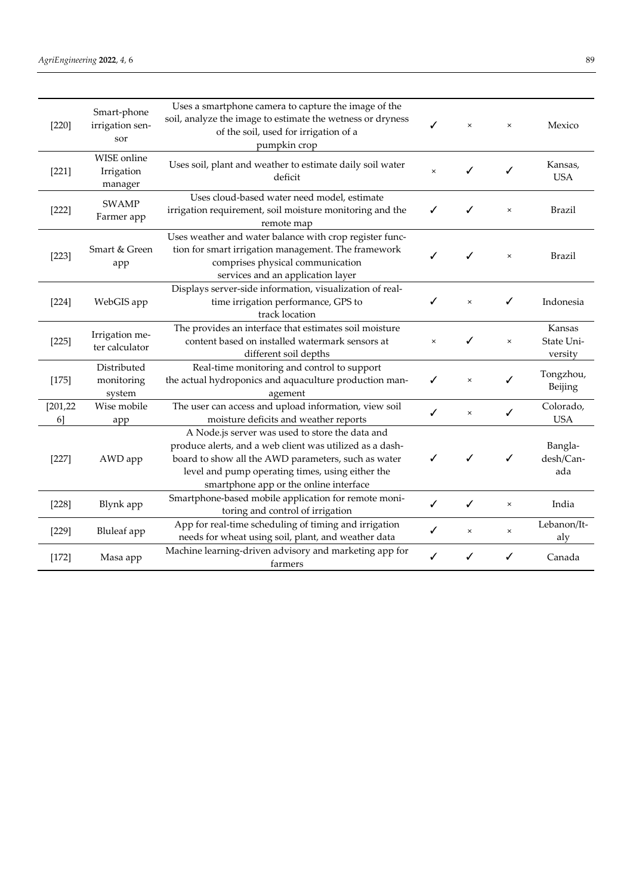| [220] | Smart-phone irrigation sensor | Uses a smartphone camera to capture the image of the soil, analyze the image to estimate the wetness or dryness of the soil, used for irrigation of a pumpkin crop | ✓ | × | × | Mexico |
|---|---|---|---|---|---|---|
| [221] | WISE online Irrigation manager | Uses soil, plant and weather to estimate daily soil water deficit | × | ✓ | ✓ | Kansas, USA |
| [222] | SWAMP Farmer app | Uses cloud-based water need model, estimate irrigation requirement, soil moisture monitoring and the remote map | ✓ | ✓ | × | Brazil |
| [223] | Smart & Green app | Uses weather and water balance with crop register function for smart irrigation management. The framework comprises physical communication services and an application layer | ✓ | ✓ | × | Brazil |
| [224] | WebGIS app | Displays server-side information, visualization of real-time irrigation performance, GPS to track location | ✓ | × | ✓ | Indonesia |
| [225] | Irrigation meter calculator | The provides an interface that estimates soil moisture content based on installed watermark sensors at different soil depths | × | ✓ | × | Kansas State University |
| [175] | Distributed monitoring system | Real-time monitoring and control to support the actual hydroponics and aquaculture production management | ✓ | × | ✓ | Tongzhou, Beijing |
| [201,226] | Wise mobile app | The user can access and upload information, view soil moisture deficits and weather reports | ✓ | × | ✓ | Colorado, USA |
| [227] | AWD app | A Node.js server was used to store the data and produce alerts, and a web client was utilized as a dashboard to show all the AWD parameters, such as water level and pump operating times, using either the smartphone app or the online interface | ✓ | ✓ | ✓ | Bangladesh/Canada |
| [228] | Blynk app | Smartphone-based mobile application for remote monitoring and control of irrigation | ✓ | ✓ | × | India |
| [229] | Bluleaf app | App for real-time scheduling of timing and irrigation needs for wheat using soil, plant, and weather data | ✓ | × | × | Lebanon/Italy |
| [172] | Masa app | Machine learning-driven advisory and marketing app for farmers | ✓ | ✓ | ✓ | Canada |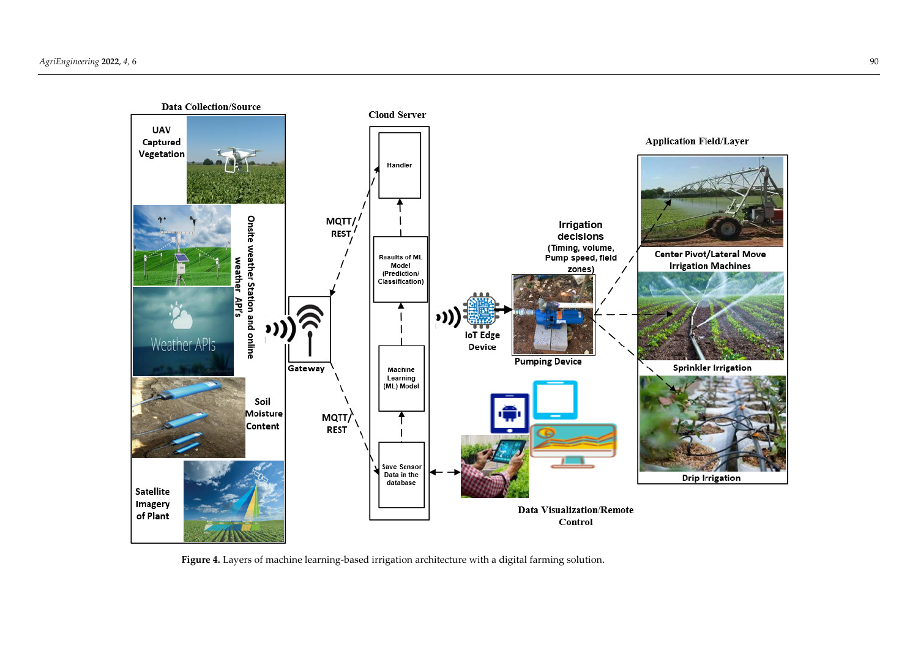Figure 4. Layers of machine learning-based irrigation architecture with a digital farming solution.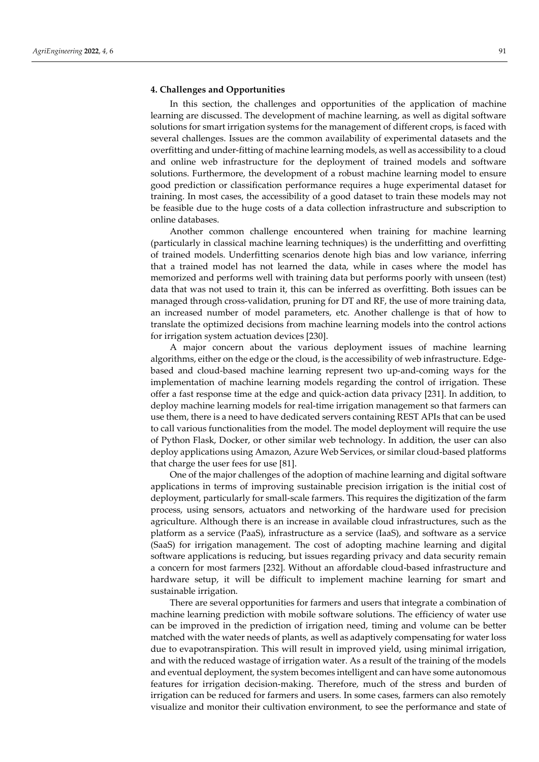## 4. Challenges and Opportunities

In this section, the challenges and opportunities of the application of machine learning are discussed. The development of machine learning, as well as digital software solutions for smart irrigation systems for the management of different crops, is faced with several challenges. Issues are the common availability of experimental datasets and the overfitting and under-fitting of machine learning models, as well as accessibility to a cloud and online web infrastructure for the deployment of trained models and software solutions. Furthermore, the development of a robust machine learning model to ensure good prediction or classification performance requires a huge experimental dataset for training. In most cases, the accessibility of a good dataset to train these models may not be feasible due to the huge costs of a data collection infrastructure and subscription to online databases.

Another common challenge encountered when training for machine learning (particularly in classical machine learning techniques) is the underfitting and overfitting of trained models. Underfitting scenarios denote high bias and low variance, inferring that a trained model has not learned the data, while in cases where the model has memorized and performs well with training data but performs poorly with unseen (test) data that was not used to train it, this can be inferred as overfitting. Both issues can be managed through cross-validation, pruning for DT and RF, the use of more training data, an increased number of model parameters, etc. Another challenge is that of how to translate the optimized decisions from machine learning models into the control actions for irrigation system actuation devices [230].

A major concern about the various deployment issues of machine learning algorithms, either on the edge or the cloud, is the accessibility of web infrastructure. Edge-based and cloud-based machine learning represent two up-and-coming ways for the implementation of machine learning models regarding the control of irrigation. These offer a fast response time at the edge and quick-action data privacy [231]. In addition, to deploy machine learning models for real-time irrigation management so that farmers can use them, there is a need to have dedicated servers containing REST APIs that can be used to call various functionalities from the model. The model deployment will require the use of Python Flask, Docker, or other similar web technology. In addition, the user can also deploy applications using Amazon, Azure Web Services, or similar cloud-based platforms that charge the user fees for use [81].

One of the major challenges of the adoption of machine learning and digital software applications in terms of improving sustainable precision irrigation is the initial cost of deployment, particularly for small-scale farmers. This requires the digitization of the farm process, using sensors, actuators and networking of the hardware used for precision agriculture. Although there is an increase in available cloud infrastructures, such as the platform as a service (PaaS), infrastructure as a service (IaaS), and software as a service (SaaS) for irrigation management. The cost of adopting machine learning and digital software applications is reducing, but issues regarding privacy and data security remain a concern for most farmers [232]. Without an affordable cloud-based infrastructure and hardware setup, it will be difficult to implement machine learning for smart and sustainable irrigation.

There are several opportunities for farmers and users that integrate a combination of machine learning prediction with mobile software solutions. The efficiency of water use can be improved in the prediction of irrigation need, timing and volume can be better matched with the water needs of plants, as well as adaptively compensating for water loss due to evapotranspiration. This will result in improved yield, using minimal irrigation, and with the reduced wastage of irrigation water. As a result of the training of the models and eventual deployment, the system becomes intelligent and can have some autonomous features for irrigation decision-making. Therefore, much of the stress and burden of irrigation can be reduced for farmers and users. In some cases, farmers can also remotely visualize and monitor their cultivation environment, to see the performance and state of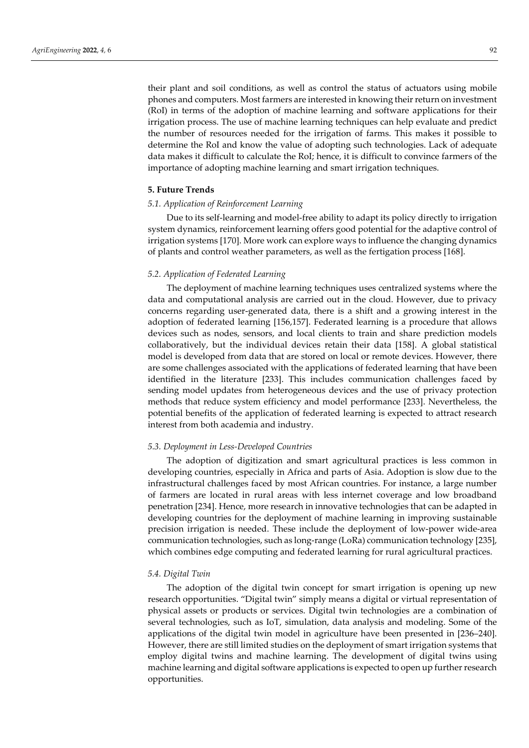their plant and soil conditions, as well as control the status of actuators using mobile phones and computers. Most farmers are interested in knowing their return on investment (RoI) in terms of the adoption of machine learning and software applications for their irrigation process. The use of machine learning techniques can help evaluate and predict the number of resources needed for the irrigation of farms. This makes it possible to determine the RoI and know the value of adopting such technologies. Lack of adequate data makes it difficult to calculate the RoI; hence, it is difficult to convince farmers of the importance of adopting machine learning and smart irrigation techniques.

## 5. Future Trends

### *5.1. Application of Reinforcement Learning*

Due to its self-learning and model-free ability to adapt its policy directly to irrigation system dynamics, reinforcement learning offers good potential for the adaptive control of irrigation systems [170]. More work can explore ways to influence the changing dynamics of plants and control weather parameters, as well as the fertigation process [168].

### *5.2. Application of Federated Learning*

The deployment of machine learning techniques uses centralized systems where the data and computational analysis are carried out in the cloud. However, due to privacy concerns regarding user-generated data, there is a shift and a growing interest in the adoption of federated learning [156,157]. Federated learning is a procedure that allows devices such as nodes, sensors, and local clients to train and share prediction models collaboratively, but the individual devices retain their data [158]. A global statistical model is developed from data that are stored on local or remote devices. However, there are some challenges associated with the applications of federated learning that have been identified in the literature [233]. This includes communication challenges faced by sending model updates from heterogeneous devices and the use of privacy protection methods that reduce system efficiency and model performance [233]. Nevertheless, the potential benefits of the application of federated learning is expected to attract research interest from both academia and industry.

### *5.3. Deployment in Less-Developed Countries*

The adoption of digitization and smart agricultural practices is less common in developing countries, especially in Africa and parts of Asia. Adoption is slow due to the infrastructural challenges faced by most African countries. For instance, a large number of farmers are located in rural areas with less internet coverage and low broadband penetration [234]. Hence, more research in innovative technologies that can be adapted in developing countries for the deployment of machine learning in improving sustainable precision irrigation is needed. These include the deployment of low-power wide-area communication technologies, such as long-range (LoRa) communication technology [235], which combines edge computing and federated learning for rural agricultural practices.

### *5.4. Digital Twin*

The adoption of the digital twin concept for smart irrigation is opening up new research opportunities. "Digital twin" simply means a digital or virtual representation of physical assets or products or services. Digital twin technologies are a combination of several technologies, such as IoT, simulation, data analysis and modeling. Some of the applications of the digital twin model in agriculture have been presented in [236–240]. However, there are still limited studies on the deployment of smart irrigation systems that employ digital twins and machine learning. The development of digital twins using machine learning and digital software applications is expected to open up further research opportunities.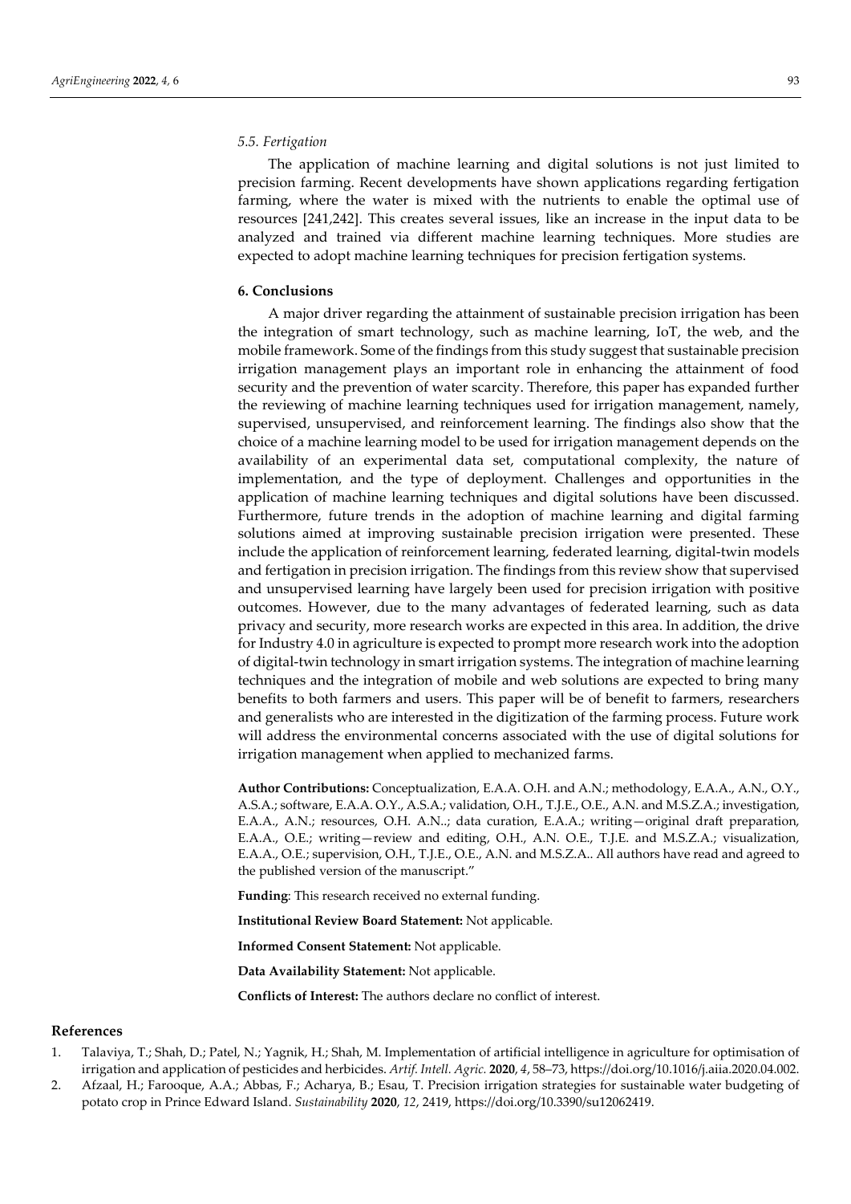### 5.5. Fertigation

The application of machine learning and digital solutions is not just limited to precision farming. Recent developments have shown applications regarding fertigation farming, where the water is mixed with the nutrients to enable the optimal use of resources [241,242]. This creates several issues, like an increase in the input data to be analyzed and trained via different machine learning techniques. More studies are expected to adopt machine learning techniques for precision fertigation systems.

## 6. Conclusions

A major driver regarding the attainment of sustainable precision irrigation has been the integration of smart technology, such as machine learning, IoT, the web, and the mobile framework. Some of the findings from this study suggest that sustainable precision irrigation management plays an important role in enhancing the attainment of food security and the prevention of water scarcity. Therefore, this paper has expanded further the reviewing of machine learning techniques used for irrigation management, namely, supervised, unsupervised, and reinforcement learning. The findings also show that the choice of a machine learning model to be used for irrigation management depends on the availability of an experimental data set, computational complexity, the nature of implementation, and the type of deployment. Challenges and opportunities in the application of machine learning techniques and digital solutions have been discussed. Furthermore, future trends in the adoption of machine learning and digital farming solutions aimed at improving sustainable precision irrigation were presented. These include the application of reinforcement learning, federated learning, digital-twin models and fertigation in precision irrigation. The findings from this review show that supervised and unsupervised learning have largely been used for precision irrigation with positive outcomes. However, due to the many advantages of federated learning, such as data privacy and security, more research works are expected in this area. In addition, the drive for Industry 4.0 in agriculture is expected to prompt more research work into the adoption of digital-twin technology in smart irrigation systems. The integration of machine learning techniques and the integration of mobile and web solutions are expected to bring many benefits to both farmers and users. This paper will be of benefit to farmers, researchers and generalists who are interested in the digitization of the farming process. Future work will address the environmental concerns associated with the use of digital solutions for irrigation management when applied to mechanized farms.

**Author Contributions:** Conceptualization, E.A.A. O.H. and A.N.; methodology, E.A.A., A.N., O.Y., A.S.A.; software, E.A.A. O.Y., A.S.A.; validation, O.H., T.J.E., O.E., A.N. and M.S.Z.A.; investigation, E.A.A., A.N.; resources, O.H. A.N..; data curation, E.A.A.; writing—original draft preparation, E.A.A., O.E.; writing—review and editing, O.H., A.N. O.E., T.J.E. and M.S.Z.A.; visualization, E.A.A., O.E.; supervision, O.H., T.J.E., O.E., A.N. and M.S.Z.A.. All authors have read and agreed to the published version of the manuscript."

**Funding**: This research received no external funding.

**Institutional Review Board Statement:** Not applicable.

**Informed Consent Statement:** Not applicable.

**Data Availability Statement:** Not applicable.

**Conflicts of Interest:** The authors declare no conflict of interest.

## References

1. Talaviya, T.; Shah, D.; Patel, N.; Yagnik, H.; Shah, M. Implementation of artificial intelligence in agriculture for optimisation of irrigation and application of pesticides and herbicides. *Artif. Intell. Agric.* **2020**, *4*, 58–73, https://doi.org/10.1016/j.aiia.2020.04.002.
2. Afzaal, H.; Farooque, A.A.; Abbas, F.; Acharya, B.; Esau, T. Precision irrigation strategies for sustainable water budgeting of potato crop in Prince Edward Island. *Sustainability* **2020**, *12*, 2419, https://doi.org/10.3390/su12062419.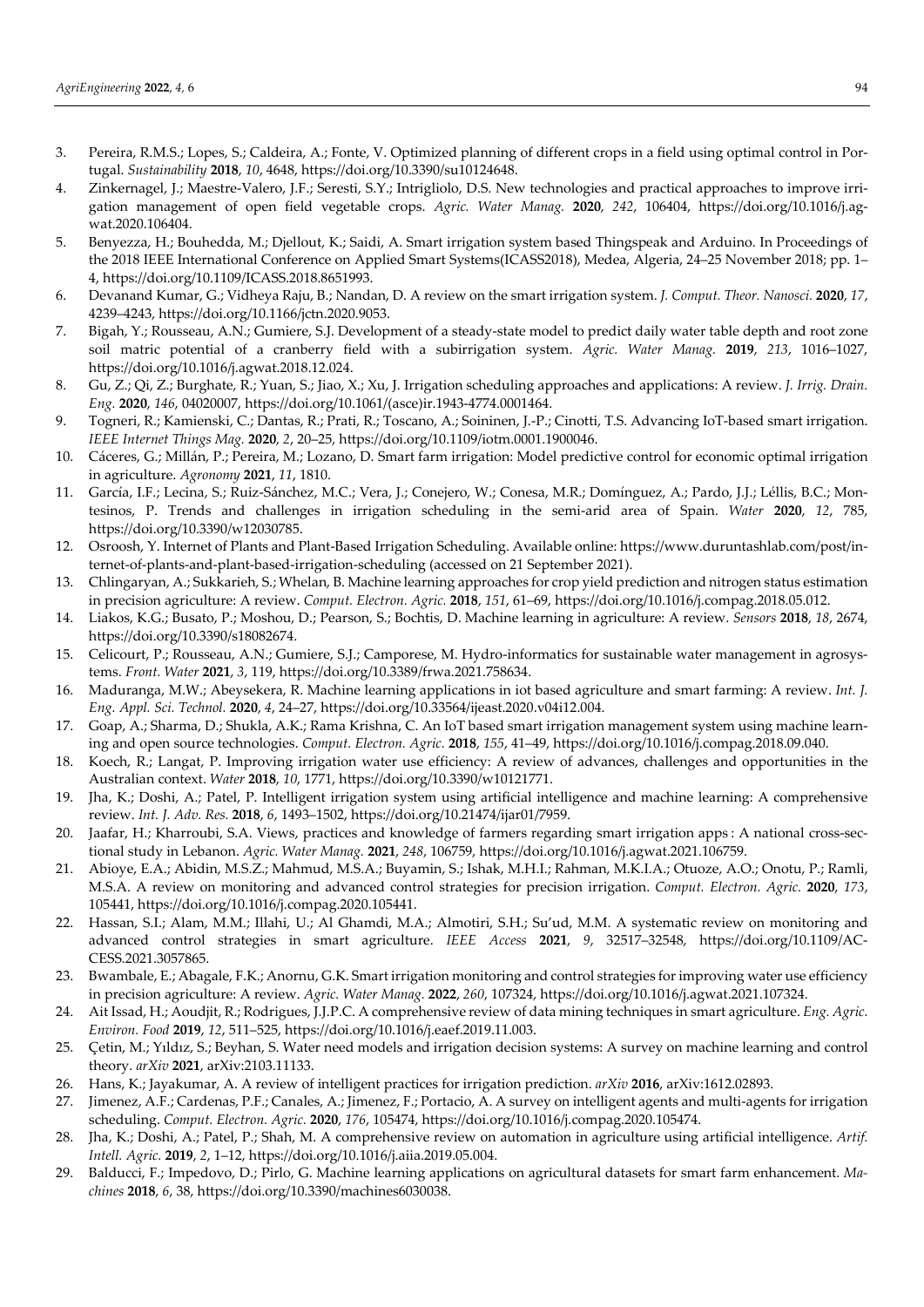3. Pereira, R.M.S.; Lopes, S.; Caldeira, A.; Fonte, V. Optimized planning of different crops in a field using optimal control in Portugal. *Sustainability* **2018**, *10*, 4648, https://doi.org/10.3390/su10124648.
4. Zinkernagel, J.; Maestre-Valero, J.F.; Seresti, S.Y.; Intrigliolo, D.S. New technologies and practical approaches to improve irrigation management of open field vegetable crops. *Agric. Water Manag.* **2020**, *242*, 106404, https://doi.org/10.1016/j.agwat.2020.106404.
5. Benyezza, H.; Bouhedda, M.; Djellout, K.; Saidi, A. Smart irrigation system based Thingspeak and Arduino. In Proceedings of the 2018 IEEE International Conference on Applied Smart Systems(ICASS2018), Medea, Algeria, 24–25 November 2018; pp. 1–4, https://doi.org/10.1109/ICASS.2018.8651993.
6. Devanand Kumar, G.; Vidheya Raju, B.; Nandan, D. A review on the smart irrigation system. *J. Comput. Theor. Nanosci.* **2020**, *17*, 4239–4243, https://doi.org/10.1166/jctn.2020.9053.
7. Bigah, Y.; Rousseau, A.N.; Gumiere, S.J. Development of a steady-state model to predict daily water table depth and root zone soil matric potential of a cranberry field with a subirrigation system. *Agric. Water Manag.* **2019**, *213*, 1016–1027, https://doi.org/10.1016/j.agwat.2018.12.024.
8. Gu, Z.; Qi, Z.; Burghate, R.; Yuan, S.; Jiao, X.; Xu, J. Irrigation scheduling approaches and applications: A review. *J. Irrig. Drain. Eng.* **2020**, *146*, 04020007, https://doi.org/10.1061/(asce)ir.1943-4774.0001464.
9. Togneri, R.; Kamienski, C.; Dantas, R.; Prati, R.; Toscano, A.; Soininen, J.-P.; Cinotti, T.S. Advancing IoT-based smart irrigation. *IEEE Internet Things Mag.* **2020**, *2*, 20–25, https://doi.org/10.1109/iotm.0001.1900046.
10. Cáceres, G.; Millán, P.; Pereira, M.; Lozano, D. Smart farm irrigation: Model predictive control for economic optimal irrigation in agriculture. *Agronomy* **2021**, *11*, 1810.
11. García, I.F.; Lecina, S.; Ruiz-Sánchez, M.C.; Vera, J.; Conejero, W.; Conesa, M.R.; Domínguez, A.; Pardo, J.J.; Léllis, B.C.; Montesinos, P. Trends and challenges in irrigation scheduling in the semi-arid area of Spain. *Water* **2020**, *12*, 785, https://doi.org/10.3390/w12030785.
12. Osroosh, Y. Internet of Plants and Plant-Based Irrigation Scheduling. Available online: https://www.duruntashlab.com/post/internet-of-plants-and-plant-based-irrigation-scheduling (accessed on 21 September 2021).
13. Chlingaryan, A.; Sukkarieh, S.; Whelan, B. Machine learning approaches for crop yield prediction and nitrogen status estimation in precision agriculture: A review. *Comput. Electron. Agric.* **2018**, *151*, 61–69, https://doi.org/10.1016/j.compag.2018.05.012.
14. Liakos, K.G.; Busato, P.; Moshou, D.; Pearson, S.; Bochtis, D. Machine learning in agriculture: A review. *Sensors* **2018**, *18*, 2674, https://doi.org/10.3390/s18082674.
15. Celicourt, P.; Rousseau, A.N.; Gumiere, S.J.; Camporese, M. Hydro-informatics for sustainable water management in agrosystems. *Front. Water* **2021**, *3*, 119, https://doi.org/10.3389/frwa.2021.758634.
16. Maduranga, M.W.; Abeysekera, R. Machine learning applications in iot based agriculture and smart farming: A review. *Int. J. Eng. Appl. Sci. Technol.* **2020**, *4*, 24–27, https://doi.org/10.33564/ijeast.2020.v04i12.004.
17. Goap, A.; Sharma, D.; Shukla, A.K.; Rama Krishna, C. An IoT based smart irrigation management system using machine learning and open source technologies. *Comput. Electron. Agric.* **2018**, *155*, 41–49, https://doi.org/10.1016/j.compag.2018.09.040.
18. Koech, R.; Langat, P. Improving irrigation water use efficiency: A review of advances, challenges and opportunities in the Australian context. *Water* **2018**, *10*, 1771, https://doi.org/10.3390/w10121771.
19. Jha, K.; Doshi, A.; Patel, P. Intelligent irrigation system using artificial intelligence and machine learning: A comprehensive review. *Int. J. Adv. Res.* **2018**, *6*, 1493–1502, https://doi.org/10.21474/ijar01/7959.
20. Jaafar, H.; Kharroubi, S.A. Views, practices and knowledge of farmers regarding smart irrigation apps : A national cross-sectional study in Lebanon. *Agric. Water Manag.* **2021**, *248*, 106759, https://doi.org/10.1016/j.agwat.2021.106759.
21. Abioye, E.A.; Abidin, M.S.Z.; Mahmud, M.S.A.; Buyamin, S.; Ishak, M.H.I.; Rahman, M.K.I.A.; Otuoze, A.O.; Onotu, P.; Ramli, M.S.A. A review on monitoring and advanced control strategies for precision irrigation. *Comput. Electron. Agric.* **2020**, *173*, 105441, https://doi.org/10.1016/j.compag.2020.105441.
22. Hassan, S.I.; Alam, M.M.; Illahi, U.; Al Ghamdi, M.A.; Almotiri, S.H.; Su'ud, M.M. A systematic review on monitoring and advanced control strategies in smart agriculture. *IEEE Access* **2021**, *9*, 32517–32548, https://doi.org/10.1109/ACCESS.2021.3057865.
23. Bwambale, E.; Abagale, F.K.; Anornu, G.K. Smart irrigation monitoring and control strategies for improving water use efficiency in precision agriculture: A review. *Agric. Water Manag.* **2022**, *260*, 107324, https://doi.org/10.1016/j.agwat.2021.107324.
24. Ait Issad, H.; Aoudjit, R.; Rodrigues, J.J.P.C. A comprehensive review of data mining techniques in smart agriculture. *Eng. Agric. Environ. Food* **2019**, *12*, 511–525, https://doi.org/10.1016/j.eaef.2019.11.003.
25. Çetin, M.; Yıldız, S.; Beyhan, S. Water need models and irrigation decision systems: A survey on machine learning and control theory. *arXiv* **2021**, arXiv:2103.11133.
26. Hans, K.; Jayakumar, A. A review of intelligent practices for irrigation prediction. *arXiv* **2016**, arXiv:1612.02893.
27. Jimenez, A.F.; Cardenas, P.F.; Canales, A.; Jimenez, F.; Portacio, A. A survey on intelligent agents and multi-agents for irrigation scheduling. *Comput. Electron. Agric.* **2020**, *176*, 105474, https://doi.org/10.1016/j.compag.2020.105474.
28. Jha, K.; Doshi, A.; Patel, P.; Shah, M. A comprehensive review on automation in agriculture using artificial intelligence. *Artif. Intell. Agric.* **2019**, *2*, 1–12, https://doi.org/10.1016/j.aiia.2019.05.004.
29. Balducci, F.; Impedovo, D.; Pirlo, G. Machine learning applications on agricultural datasets for smart farm enhancement. *Machines* **2018**, *6*, 38, https://doi.org/10.3390/machines6030038.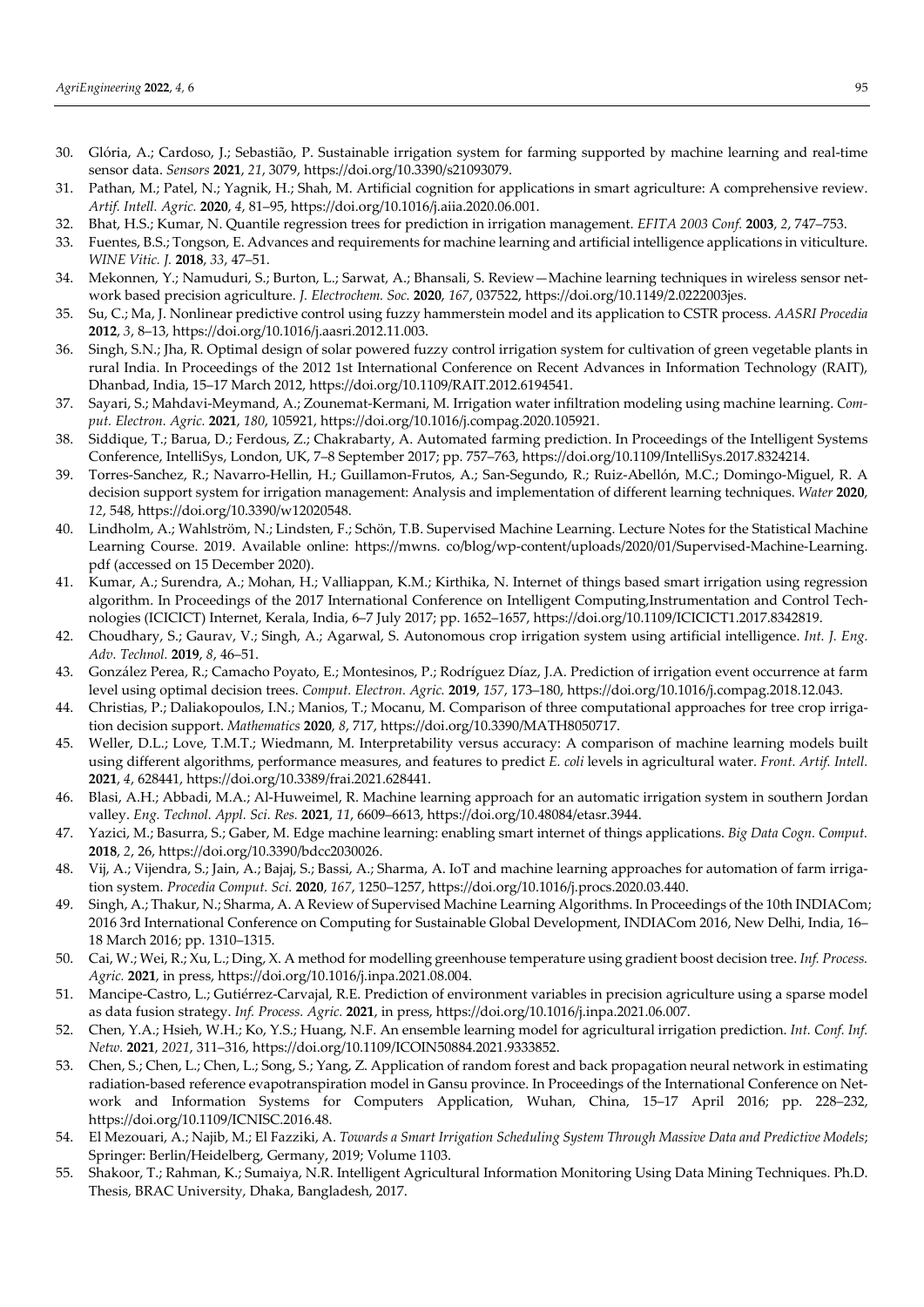30. Glória, A.; Cardoso, J.; Sebastião, P. Sustainable irrigation system for farming supported by machine learning and real-time sensor data. *Sensors* **2021**, *21*, 3079, https://doi.org/10.3390/s21093079.
31. Pathan, M.; Patel, N.; Yagnik, H.; Shah, M. Artificial cognition for applications in smart agriculture: A comprehensive review. *Artif. Intell. Agric.* **2020**, *4*, 81–95, https://doi.org/10.1016/j.aiia.2020.06.001.
32. Bhat, H.S.; Kumar, N. Quantile regression trees for prediction in irrigation management. *EFITA 2003 Conf.* **2003**, *2*, 747–753.
33. Fuentes, B.S.; Tongson, E. Advances and requirements for machine learning and artificial intelligence applications in viticulture. *WINE Vitic. J.* **2018**, *33*, 47–51.
34. Mekonnen, Y.; Namuduri, S.; Burton, L.; Sarwat, A.; Bhansali, S. Review—Machine learning techniques in wireless sensor network based precision agriculture. *J. Electrochem. Soc.* **2020**, *167*, 037522, https://doi.org/10.1149/2.0222003jes.
35. Su, C.; Ma, J. Nonlinear predictive control using fuzzy hammerstein model and its application to CSTR process. *AASRI Procedia* **2012**, *3*, 8–13, https://doi.org/10.1016/j.aasri.2012.11.003.
36. Singh, S.N.; Jha, R. Optimal design of solar powered fuzzy control irrigation system for cultivation of green vegetable plants in rural India. In Proceedings of the 2012 1st International Conference on Recent Advances in Information Technology (RAIT), Dhanbad, India, 15–17 March 2012, https://doi.org/10.1109/RAIT.2012.6194541.
37. Sayari, S.; Mahdavi-Meymand, A.; Zounemat-Kermani, M. Irrigation water infiltration modeling using machine learning. *Comput. Electron. Agric.* **2021**, *180*, 105921, https://doi.org/10.1016/j.compag.2020.105921.
38. Siddique, T.; Barua, D.; Ferdous, Z.; Chakrabarty, A. Automated farming prediction. In Proceedings of the Intelligent Systems Conference, IntelliSys, London, UK, 7–8 September 2017; pp. 757–763, https://doi.org/10.1109/IntelliSys.2017.8324214.
39. Torres-Sanchez, R.; Navarro-Hellin, H.; Guillamon-Frutos, A.; San-Segundo, R.; Ruiz-Abellón, M.C.; Domingo-Miguel, R. A decision support system for irrigation management: Analysis and implementation of different learning techniques. *Water* **2020**, *12*, 548, https://doi.org/10.3390/w12020548.
40. Lindholm, A.; Wahlström, N.; Lindsten, F.; Schön, T.B. Supervised Machine Learning. Lecture Notes for the Statistical Machine Learning Course. 2019. Available online: https://mwns. co/blog/wp-content/uploads/2020/01/Supervised-Machine-Learning. pdf (accessed on 15 December 2020).
41. Kumar, A.; Surendra, A.; Mohan, H.; Valliappan, K.M.; Kirthika, N. Internet of things based smart irrigation using regression algorithm. In Proceedings of the 2017 International Conference on Intelligent Computing,Instrumentation and Control Technologies (ICICICT) Internet, Kerala, India, 6–7 July 2017; pp. 1652–1657, https://doi.org/10.1109/ICICICT1.2017.8342819.
42. Choudhary, S.; Gaurav, V.; Singh, A.; Agarwal, S. Autonomous crop irrigation system using artificial intelligence. *Int. J. Eng. Adv. Technol.* **2019**, *8*, 46–51.
43. González Perea, R.; Camacho Poyato, E.; Montesinos, P.; Rodríguez Díaz, J.A. Prediction of irrigation event occurrence at farm level using optimal decision trees. *Comput. Electron. Agric.* **2019**, *157*, 173–180, https://doi.org/10.1016/j.compag.2018.12.043.
44. Christias, P.; Daliakopoulos, I.N.; Manios, T.; Mocanu, M. Comparison of three computational approaches for tree crop irrigation decision support. *Mathematics* **2020**, *8*, 717, https://doi.org/10.3390/MATH8050717.
45. Weller, D.L.; Love, T.M.T.; Wiedmann, M. Interpretability versus accuracy: A comparison of machine learning models built using different algorithms, performance measures, and features to predict *E. coli* levels in agricultural water. *Front. Artif. Intell.* **2021**, *4*, 628441, https://doi.org/10.3389/frai.2021.628441.
46. Blasi, A.H.; Abbadi, M.A.; Al-Huweimel, R. Machine learning approach for an automatic irrigation system in southern Jordan valley. *Eng. Technol. Appl. Sci. Res.* **2021**, *11*, 6609–6613, https://doi.org/10.48084/etasr.3944.
47. Yazici, M.; Basurra, S.; Gaber, M. Edge machine learning: enabling smart internet of things applications. *Big Data Cogn. Comput.* **2018**, *2*, 26, https://doi.org/10.3390/bdcc2030026.
48. Vij, A.; Vijendra, S.; Jain, A.; Bajaj, S.; Bassi, A.; Sharma, A. IoT and machine learning approaches for automation of farm irrigation system. *Procedia Comput. Sci.* **2020**, *167*, 1250–1257, https://doi.org/10.1016/j.procs.2020.03.440.
49. Singh, A.; Thakur, N.; Sharma, A. A Review of Supervised Machine Learning Algorithms. In Proceedings of the 10th INDIACom; 2016 3rd International Conference on Computing for Sustainable Global Development, INDIACom 2016, New Delhi, India, 16–18 March 2016; pp. 1310–1315.
50. Cai, W.; Wei, R.; Xu, L.; Ding, X. A method for modelling greenhouse temperature using gradient boost decision tree. *Inf. Process. Agric.* **2021**, in press, https://doi.org/10.1016/j.inpa.2021.08.004.
51. Mancipe-Castro, L.; Gutiérrez-Carvajal, R.E. Prediction of environment variables in precision agriculture using a sparse model as data fusion strategy. *Inf. Process. Agric.* **2021**, in press, https://doi.org/10.1016/j.inpa.2021.06.007.
52. Chen, Y.A.; Hsieh, W.H.; Ko, Y.S.; Huang, N.F. An ensemble learning model for agricultural irrigation prediction. *Int. Conf. Inf. Netw.* **2021**, *2021*, 311–316, https://doi.org/10.1109/ICOIN50884.2021.9333852.
53. Chen, S.; Chen, L.; Chen, L.; Song, S.; Yang, Z. Application of random forest and back propagation neural network in estimating radiation-based reference evapotranspiration model in Gansu province. In Proceedings of the International Conference on Network and Information Systems for Computers Application, Wuhan, China, 15–17 April 2016; pp. 228–232, https://doi.org/10.1109/ICNISC.2016.48.
54. El Mezouari, A.; Najib, M.; El Fazziki, A. *Towards a Smart Irrigation Scheduling System Through Massive Data and Predictive Models*; Springer: Berlin/Heidelberg, Germany, 2019; Volume 1103.
55. Shakoor, T.; Rahman, K.; Sumaiya, N.R. Intelligent Agricultural Information Monitoring Using Data Mining Techniques. Ph.D. Thesis, BRAC University, Dhaka, Bangladesh, 2017.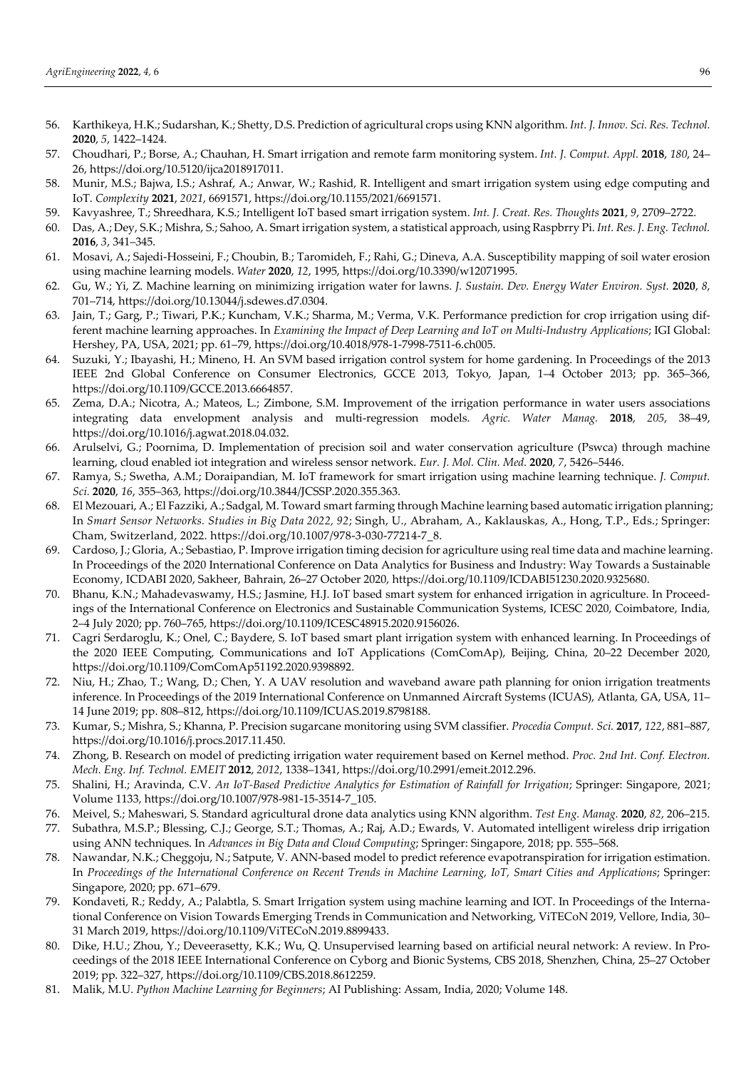56. Karthikeya, H.K.; Sudarshan, K.; Shetty, D.S. Prediction of agricultural crops using KNN algorithm. *Int. J. Innov. Sci. Res. Technol.* **2020**, *5*, 1422–1424.
57. Choudhari, P.; Borse, A.; Chauhan, H. Smart irrigation and remote farm monitoring system. *Int. J. Comput. Appl.* **2018**, *180*, 24–26, https://doi.org/10.5120/ijca2018917011.
58. Munir, M.S.; Bajwa, I.S.; Ashraf, A.; Anwar, W.; Rashid, R. Intelligent and smart irrigation system using edge computing and IoT. *Complexity* **2021**, *2021*, 6691571, https://doi.org/10.1155/2021/6691571.
59. Kavyashree, T.; Shreedhara, K.S.; Intelligent IoT based smart irrigation system. *Int. J. Creat. Res. Thoughts* **2021**, *9*, 2709–2722.
60. Das, A.; Dey, S.K.; Mishra, S.; Sahoo, A. Smart irrigation system, a statistical approach, using Raspbrry Pi. *Int. Res. J. Eng. Technol.* **2016**, *3*, 341–345.
61. Mosavi, A.; Sajedi-Hosseini, F.; Choubin, B.; Taromideh, F.; Rahi, G.; Dineva, A.A. Susceptibility mapping of soil water erosion using machine learning models. *Water* **2020**, *12*, 1995, https://doi.org/10.3390/w12071995.
62. Gu, W.; Yi, Z. Machine learning on minimizing irrigation water for lawns. *J. Sustain. Dev. Energy Water Environ. Syst.* **2020**, *8*, 701–714, https://doi.org/10.13044/j.sdewes.d7.0304.
63. Jain, T.; Garg, P.; Tiwari, P.K.; Kuncham, V.K.; Sharma, M.; Verma, V.K. Performance prediction for crop irrigation using different machine learning approaches. In *Examining the Impact of Deep Learning and IoT on Multi-Industry Applications*; IGI Global: Hershey, PA, USA, 2021; pp. 61–79, https://doi.org/10.4018/978-1-7998-7511-6.ch005.
64. Suzuki, Y.; Ibayashi, H.; Mineno, H. An SVM based irrigation control system for home gardening. In Proceedings of the 2013 IEEE 2nd Global Conference on Consumer Electronics, GCCE 2013, Tokyo, Japan, 1–4 October 2013; pp. 365–366, https://doi.org/10.1109/GCCE.2013.6664857.
65. Zema, D.A.; Nicotra, A.; Mateos, L.; Zimbone, S.M. Improvement of the irrigation performance in water users associations integrating data envelopment analysis and multi-regression models. *Agric. Water Manag.* **2018**, *205*, 38–49, https://doi.org/10.1016/j.agwat.2018.04.032.
66. Arulselvi, G.; Poornima, D. Implementation of precision soil and water conservation agriculture (Pswca) through machine learning, cloud enabled iot integration and wireless sensor network. *Eur. J. Mol. Clin. Med.* **2020**, *7*, 5426–5446.
67. Ramya, S.; Swetha, A.M.; Doraipandian, M. IoT framework for smart irrigation using machine learning technique. *J. Comput. Sci.* **2020**, *16*, 355–363, https://doi.org/10.3844/JCSSP.2020.355.363.
68. El Mezouari, A.; El Fazziki, A.; Sadgal, M. Toward smart farming through Machine learning based automatic irrigation planning; In *Smart Sensor Networks. Studies in Big Data 2022, 92*; Singh, U., Abraham, A., Kaklauskas, A., Hong, T.P., Eds.; Springer: Cham, Switzerland, 2022. https://doi.org/10.1007/978-3-030-77214-7_8.
69. Cardoso, J.; Gloria, A.; Sebastiao, P. Improve irrigation timing decision for agriculture using real time data and machine learning. In Proceedings of the 2020 International Conference on Data Analytics for Business and Industry: Way Towards a Sustainable Economy, ICDABI 2020, Sakheer, Bahrain, 26–27 October 2020, https://doi.org/10.1109/ICDABI51230.2020.9325680.
70. Bhanu, K.N.; Mahadevaswamy, H.S.; Jasmine, H.J. IoT based smart system for enhanced irrigation in agriculture. In Proceedings of the International Conference on Electronics and Sustainable Communication Systems, ICESC 2020, Coimbatore, India, 2–4 July 2020; pp. 760–765, https://doi.org/10.1109/ICESC48915.2020.9156026.
71. Cagri Serdaroglu, K.; Onel, C.; Baydere, S. IoT based smart plant irrigation system with enhanced learning. In Proceedings of the 2020 IEEE Computing, Communications and IoT Applications (ComComAp), Beijing, China, 20–22 December 2020, https://doi.org/10.1109/ComComAp51192.2020.9398892.
72. Niu, H.; Zhao, T.; Wang, D.; Chen, Y. A UAV resolution and waveband aware path planning for onion irrigation treatments inference. In Proceedings of the 2019 International Conference on Unmanned Aircraft Systems (ICUAS), Atlanta, GA, USA, 11–14 June 2019; pp. 808–812, https://doi.org/10.1109/ICUAS.2019.8798188.
73. Kumar, S.; Mishra, S.; Khanna, P. Precision sugarcane monitoring using SVM classifier. *Procedia Comput. Sci.* **2017**, *122*, 881–887, https://doi.org/10.1016/j.procs.2017.11.450.
74. Zhong, B. Research on model of predicting irrigation water requirement based on Kernel method. *Proc. 2nd Int. Conf. Electron. Mech. Eng. Inf. Technol. EMEIT* **2012**, *2012*, 1338–1341, https://doi.org/10.2991/emeit.2012.296.
75. Shalini, H.; Aravinda, C.V. *An IoT-Based Predictive Analytics for Estimation of Rainfall for Irrigation*; Springer: Singapore, 2021; Volume 1133, https://doi.org/10.1007/978-981-15-3514-7_105.
76. Meivel, S.; Maheswari, S. Standard agricultural drone data analytics using KNN algorithm. *Test Eng. Manag.* **2020**, *82*, 206–215.
77. Subathra, M.S.P.; Blessing, C.J.; George, S.T.; Thomas, A.; Raj, A.D.; Ewards, V. Automated intelligent wireless drip irrigation using ANN techniques. In *Advances in Big Data and Cloud Computing*; Springer: Singapore, 2018; pp. 555–568.
78. Nawandar, N.K.; Cheggoju, N.; Satpute, V. ANN-based model to predict reference evapotranspiration for irrigation estimation. In *Proceedings of the International Conference on Recent Trends in Machine Learning, IoT, Smart Cities and Applications*; Springer: Singapore, 2020; pp. 671–679.
79. Kondaveti, R.; Reddy, A.; Palabtla, S. Smart Irrigation system using machine learning and IOT. In Proceedings of the International Conference on Vision Towards Emerging Trends in Communication and Networking, ViTECoN 2019, Vellore, India, 30–31 March 2019, https://doi.org/10.1109/ViTECoN.2019.8899433.
80. Dike, H.U.; Zhou, Y.; Deveerasetty, K.K.; Wu, Q. Unsupervised learning based on artificial neural network: A review. In Proceedings of the 2018 IEEE International Conference on Cyborg and Bionic Systems, CBS 2018, Shenzhen, China, 25–27 October 2019; pp. 322–327, https://doi.org/10.1109/CBS.2018.8612259.
81. Malik, M.U. *Python Machine Learning for Beginners*; AI Publishing: Assam, India, 2020; Volume 148.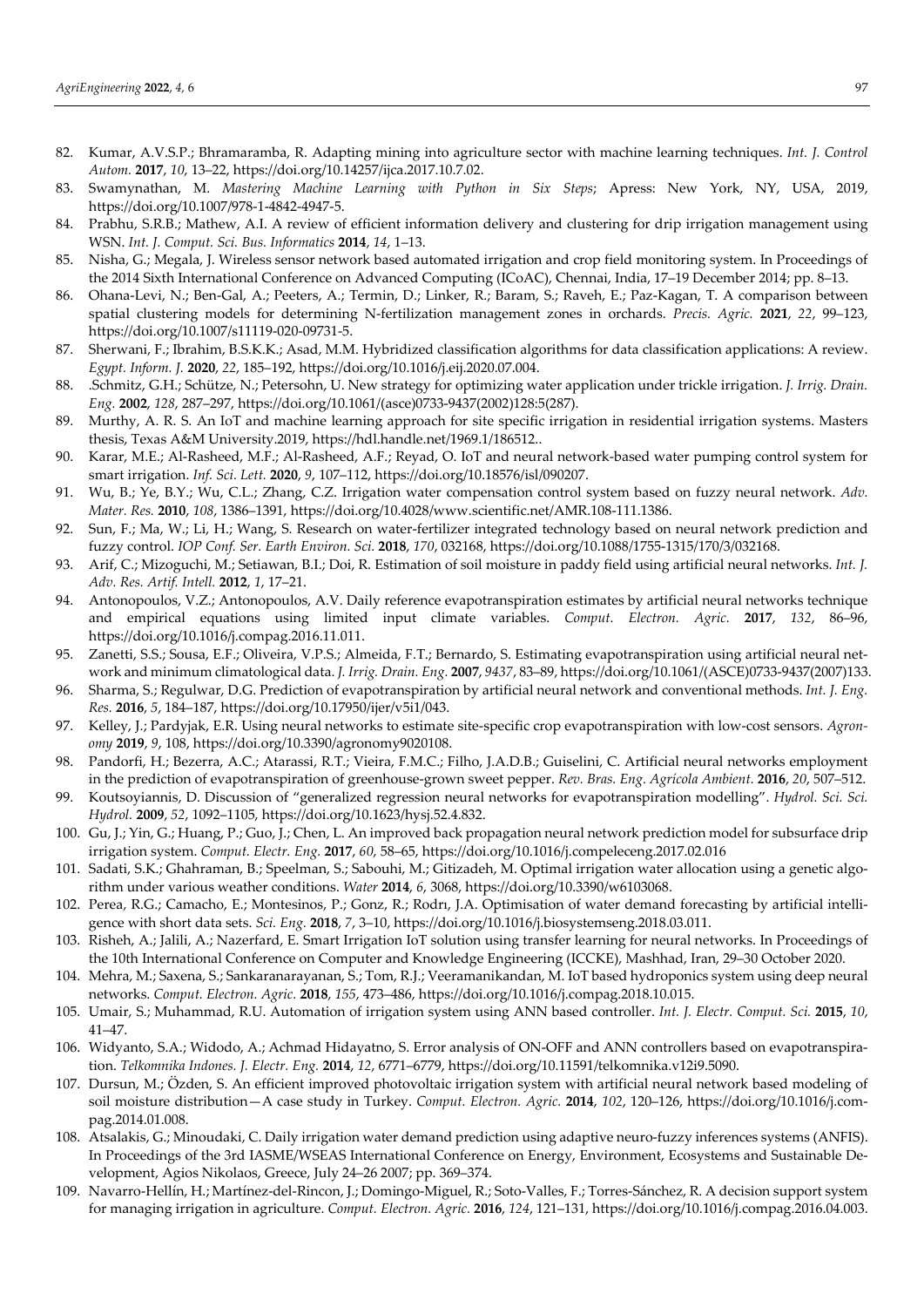82. Kumar, A.V.S.P.; Bhramaramba, R. Adapting mining into agriculture sector with machine learning techniques. *Int. J. Control Autom.* **2017**, *10*, 13–22, https://doi.org/10.14257/ijca.2017.10.7.02.
83. Swamynathan, M. *Mastering Machine Learning with Python in Six Steps*; Apress: New York, NY, USA, 2019, https://doi.org/10.1007/978-1-4842-4947-5.
84. Prabhu, S.R.B.; Mathew, A.I. A review of efficient information delivery and clustering for drip irrigation management using WSN. *Int. J. Comput. Sci. Bus. Informatics* **2014**, *14*, 1–13.
85. Nisha, G.; Megala, J. Wireless sensor network based automated irrigation and crop field monitoring system. In Proceedings of the 2014 Sixth International Conference on Advanced Computing (ICoAC), Chennai, India, 17–19 December 2014; pp. 8–13.
86. Ohana-Levi, N.; Ben-Gal, A.; Peeters, A.; Termin, D.; Linker, R.; Baram, S.; Raveh, E.; Paz-Kagan, T. A comparison between spatial clustering models for determining N-fertilization management zones in orchards. *Precis. Agric.* **2021**, *22*, 99–123, https://doi.org/10.1007/s11119-020-09731-5.
87. Sherwani, F.; Ibrahim, B.S.K.K.; Asad, M.M. Hybridized classification algorithms for data classification applications: A review. *Egypt. Inform. J.* **2020**, *22*, 185–192, https://doi.org/10.1016/j.eij.2020.07.004.
88. .Schmitz, G.H.; Schütze, N.; Petersohn, U. New strategy for optimizing water application under trickle irrigation. *J. Irrig. Drain. Eng.* **2002**, *128*, 287–297, https://doi.org/10.1061/(asce)0733-9437(2002)128:5(287).
89. Murthy, A. R. S. An IoT and machine learning approach for site specific irrigation in residential irrigation systems. Masters thesis, Texas A&M University.2019, https://hdl.handle.net/1969.1/186512..
90. Karar, M.E.; Al-Rasheed, M.F.; Al-Rasheed, A.F.; Reyad, O. IoT and neural network-based water pumping control system for smart irrigation. *Inf. Sci. Lett.* **2020**, *9*, 107–112, https://doi.org/10.18576/isl/090207.
91. Wu, B.; Ye, B.Y.; Wu, C.L.; Zhang, C.Z. Irrigation water compensation control system based on fuzzy neural network. *Adv. Mater. Res.* **2010**, *108*, 1386–1391, https://doi.org/10.4028/www.scientific.net/AMR.108-111.1386.
92. Sun, F.; Ma, W.; Li, H.; Wang, S. Research on water-fertilizer integrated technology based on neural network prediction and fuzzy control. *IOP Conf. Ser. Earth Environ. Sci.* **2018**, *170*, 032168, https://doi.org/10.1088/1755-1315/170/3/032168.
93. Arif, C.; Mizoguchi, M.; Setiawan, B.I.; Doi, R. Estimation of soil moisture in paddy field using artificial neural networks. *Int. J. Adv. Res. Artif. Intell.* **2012**, *1*, 17–21.
94. Antonopoulos, V.Z.; Antonopoulos, A.V. Daily reference evapotranspiration estimates by artificial neural networks technique and empirical equations using limited input climate variables. *Comput. Electron. Agric.* **2017**, *132*, 86–96, https://doi.org/10.1016/j.compag.2016.11.011.
95. Zanetti, S.S.; Sousa, E.F.; Oliveira, V.P.S.; Almeida, F.T.; Bernardo, S. Estimating evapotranspiration using artificial neural network and minimum climatological data. *J. Irrig. Drain. Eng.* **2007**, *9437*, 83–89, https://doi.org/10.1061/(ASCE)0733-9437(2007)133.
96. Sharma, S.; Regulwar, D.G. Prediction of evapotranspiration by artificial neural network and conventional methods. *Int. J. Eng. Res.* **2016**, *5*, 184–187, https://doi.org/10.17950/ijer/v5i1/043.
97. Kelley, J.; Pardyjak, E.R. Using neural networks to estimate site-specific crop evapotranspiration with low-cost sensors. *Agronomy* **2019**, *9*, 108, https://doi.org/10.3390/agronomy9020108.
98. Pandorfi, H.; Bezerra, A.C.; Atarassi, R.T.; Vieira, F.M.C.; Filho, J.A.D.B.; Guiselini, C. Artificial neural networks employment in the prediction of evapotranspiration of greenhouse-grown sweet pepper. *Rev. Bras. Eng. Agrícola Ambient.* **2016**, *20*, 507–512.
99. Koutsoyiannis, D. Discussion of "generalized regression neural networks for evapotranspiration modelling". *Hydrol. Sci. Sci. Hydrol.* **2009**, *52*, 1092–1105, https://doi.org/10.1623/hysj.52.4.832.
100. Gu, J.; Yin, G.; Huang, P.; Guo, J.; Chen, L. An improved back propagation neural network prediction model for subsurface drip irrigation system. *Comput. Electr. Eng.* **2017**, *60*, 58–65, https://doi.org/10.1016/j.compeleceng.2017.02.016
101. Sadati, S.K.; Ghahraman, B.; Speelman, S.; Sabouhi, M.; Gitizadeh, M. Optimal irrigation water allocation using a genetic algorithm under various weather conditions. *Water* **2014**, *6*, 3068, https://doi.org/10.3390/w6103068.
102. Perea, R.G.; Camacho, E.; Montesinos, P.; Gonz, R.; Rodrı, J.A. Optimisation of water demand forecasting by artificial intelligence with short data sets. *Sci. Eng.* **2018**, *7*, 3–10, https://doi.org/10.1016/j.biosystemseng.2018.03.011.
103. Risheh, A.; Jalili, A.; Nazerfard, E. Smart Irrigation IoT solution using transfer learning for neural networks. In Proceedings of the 10th International Conference on Computer and Knowledge Engineering (ICCKE), Mashhad, Iran, 29–30 October 2020.
104. Mehra, M.; Saxena, S.; Sankaranarayanan, S.; Tom, R.J.; Veeramanikandan, M. IoT based hydroponics system using deep neural networks. *Comput. Electron. Agric.* **2018**, *155*, 473–486, https://doi.org/10.1016/j.compag.2018.10.015.
105. Umair, S.; Muhammad, R.U. Automation of irrigation system using ANN based controller. *Int. J. Electr. Comput. Sci.* **2015**, *10*, 41–47.
106. Widyanto, S.A.; Widodo, A.; Achmad Hidayatno, S. Error analysis of ON-OFF and ANN controllers based on evapotranspiration. *Telkomnika Indones. J. Electr. Eng.* **2014**, *12*, 6771–6779, https://doi.org/10.11591/telkomnika.v12i9.5090.
107. Dursun, M.; Özden, S. An efficient improved photovoltaic irrigation system with artificial neural network based modeling of soil moisture distribution—A case study in Turkey. *Comput. Electron. Agric.* **2014**, *102*, 120–126, https://doi.org/10.1016/j.compag.2014.01.008.
108. Atsalakis, G.; Minoudaki, C. Daily irrigation water demand prediction using adaptive neuro-fuzzy inferences systems (ANFIS). In Proceedings of the 3rd IASME/WSEAS International Conference on Energy, Environment, Ecosystems and Sustainable Development, Agios Nikolaos, Greece, July 24–26 2007; pp. 369–374.
109. Navarro-Hellín, H.; Martínez-del-Rincon, J.; Domingo-Miguel, R.; Soto-Valles, F.; Torres-Sánchez, R. A decision support system for managing irrigation in agriculture. *Comput. Electron. Agric.* **2016**, *124*, 121–131, https://doi.org/10.1016/j.compag.2016.04.003.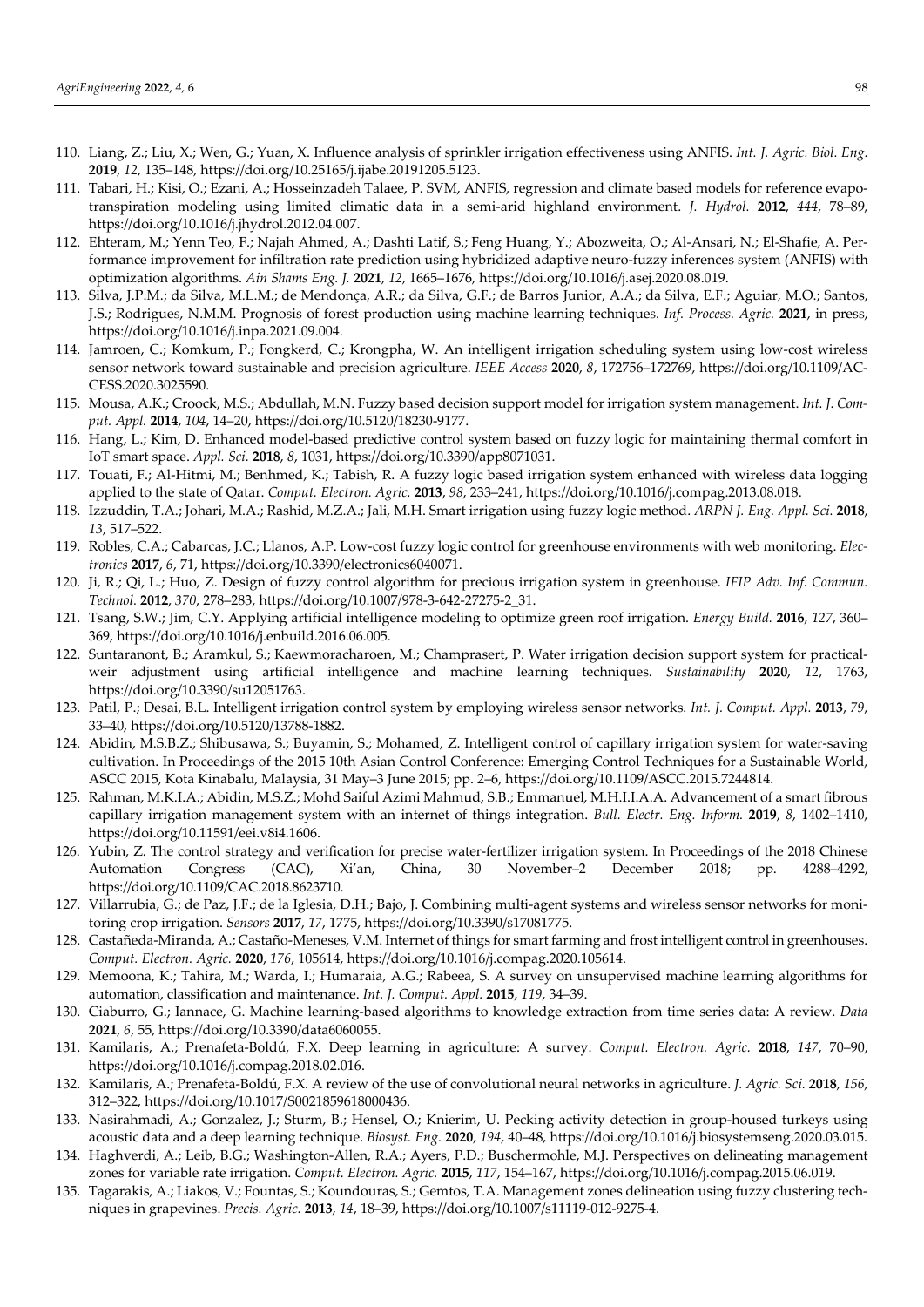110. Liang, Z.; Liu, X.; Wen, G.; Yuan, X. Influence analysis of sprinkler irrigation effectiveness using ANFIS. *Int. J. Agric. Biol. Eng.* **2019**, *12*, 135–148, https://doi.org/10.25165/j.ijabe.20191205.5123.
111. Tabari, H.; Kisi, O.; Ezani, A.; Hosseinzadeh Talaee, P. SVM, ANFIS, regression and climate based models for reference evapotranspiration modeling using limited climatic data in a semi-arid highland environment. *J. Hydrol.* **2012**, *444*, 78–89, https://doi.org/10.1016/j.jhydrol.2012.04.007.
112. Ehteram, M.; Yenn Teo, F.; Najah Ahmed, A.; Dashti Latif, S.; Feng Huang, Y.; Abozweita, O.; Al-Ansari, N.; El-Shafie, A. Performance improvement for infiltration rate prediction using hybridized adaptive neuro-fuzzy inferences system (ANFIS) with optimization algorithms. *Ain Shams Eng. J.* **2021**, *12*, 1665–1676, https://doi.org/10.1016/j.asej.2020.08.019.
113. Silva, J.P.M.; da Silva, M.L.M.; de Mendonça, A.R.; da Silva, G.F.; de Barros Junior, A.A.; da Silva, E.F.; Aguiar, M.O.; Santos, J.S.; Rodrigues, N.M.M. Prognosis of forest production using machine learning techniques. *Inf. Process. Agric.* **2021**, in press, https://doi.org/10.1016/j.inpa.2021.09.004.
114. Jamroen, C.; Komkum, P.; Fongkerd, C.; Krongpha, W. An intelligent irrigation scheduling system using low-cost wireless sensor network toward sustainable and precision agriculture. *IEEE Access* **2020**, *8*, 172756–172769, https://doi.org/10.1109/ACCESS.2020.3025590.
115. Mousa, A.K.; Croock, M.S.; Abdullah, M.N. Fuzzy based decision support model for irrigation system management. *Int. J. Comput. Appl.* **2014**, *104*, 14–20, https://doi.org/10.5120/18230-9177.
116. Hang, L.; Kim, D. Enhanced model-based predictive control system based on fuzzy logic for maintaining thermal comfort in IoT smart space. *Appl. Sci.* **2018**, *8*, 1031, https://doi.org/10.3390/app8071031.
117. Touati, F.; Al-Hitmi, M.; Benhmed, K.; Tabish, R. A fuzzy logic based irrigation system enhanced with wireless data logging applied to the state of Qatar. *Comput. Electron. Agric.* **2013**, *98*, 233–241, https://doi.org/10.1016/j.compag.2013.08.018.
118. Izzuddin, T.A.; Johari, M.A.; Rashid, M.Z.A.; Jali, M.H. Smart irrigation using fuzzy logic method. *ARPN J. Eng. Appl. Sci.* **2018**, *13*, 517–522.
119. Robles, C.A.; Cabarcas, J.C.; Llanos, A.P. Low-cost fuzzy logic control for greenhouse environments with web monitoring. *Electronics* **2017**, *6*, 71, https://doi.org/10.3390/electronics6040071.
120. Ji, R.; Qi, L.; Huo, Z. Design of fuzzy control algorithm for precious irrigation system in greenhouse. *IFIP Adv. Inf. Commun. Technol.* **2012**, *370*, 278–283, https://doi.org/10.1007/978-3-642-27275-2_31.
121. Tsang, S.W.; Jim, C.Y. Applying artificial intelligence modeling to optimize green roof irrigation. *Energy Build.* **2016**, *127*, 360–369, https://doi.org/10.1016/j.enbuild.2016.06.005.
122. Suntaranont, B.; Aramkul, S.; Kaewmoracharoen, M.; Champrasert, P. Water irrigation decision support system for practical-weir adjustment using artificial intelligence and machine learning techniques. *Sustainability* **2020**, *12*, 1763, https://doi.org/10.3390/su12051763.
123. Patil, P.; Desai, B.L. Intelligent irrigation control system by employing wireless sensor networks. *Int. J. Comput. Appl.* **2013**, *79*, 33–40, https://doi.org/10.5120/13788-1882.
124. Abidin, M.S.B.Z.; Shibusawa, S.; Buyamin, S.; Mohamed, Z. Intelligent control of capillary irrigation system for water-saving cultivation. In Proceedings of the 2015 10th Asian Control Conference: Emerging Control Techniques for a Sustainable World, ASCC 2015, Kota Kinabalu, Malaysia, 31 May–3 June 2015; pp. 2–6, https://doi.org/10.1109/ASCC.2015.7244814.
125. Rahman, M.K.I.A.; Abidin, M.S.Z.; Mohd Saiful Azimi Mahmud, S.B.; Emmanuel, M.H.I.I.A.A. Advancement of a smart fibrous capillary irrigation management system with an internet of things integration. *Bull. Electr. Eng. Inform.* **2019**, *8*, 1402–1410, https://doi.org/10.11591/eei.v8i4.1606.
126. Yubin, Z. The control strategy and verification for precise water-fertilizer irrigation system. In Proceedings of the 2018 Chinese Automation Congress (CAC), Xi'an, China, 30 November–2 December 2018; pp. 4288–4292, https://doi.org/10.1109/CAC.2018.8623710.
127. Villarrubia, G.; de Paz, J.F.; de la Iglesia, D.H.; Bajo, J. Combining multi-agent systems and wireless sensor networks for monitoring crop irrigation. *Sensors* **2017**, *17*, 1775, https://doi.org/10.3390/s17081775.
128. Castañeda-Miranda, A.; Castaño-Meneses, V.M. Internet of things for smart farming and frost intelligent control in greenhouses. *Comput. Electron. Agric.* **2020**, *176*, 105614, https://doi.org/10.1016/j.compag.2020.105614.
129. Memoona, K.; Tahira, M.; Warda, I.; Humaraia, A.G.; Rabeea, S. A survey on unsupervised machine learning algorithms for automation, classification and maintenance. *Int. J. Comput. Appl.* **2015**, *119*, 34–39.
130. Ciaburro, G.; Iannace, G. Machine learning-based algorithms to knowledge extraction from time series data: A review. *Data* **2021**, *6*, 55, https://doi.org/10.3390/data6060055.
131. Kamilaris, A.; Prenafeta-Boldú, F.X. Deep learning in agriculture: A survey. *Comput. Electron. Agric.* **2018**, *147*, 70–90, https://doi.org/10.1016/j.compag.2018.02.016.
132. Kamilaris, A.; Prenafeta-Boldú, F.X. A review of the use of convolutional neural networks in agriculture. *J. Agric. Sci.* **2018**, *156*, 312–322, https://doi.org/10.1017/S0021859618000436.
133. Nasirahmadi, A.; Gonzalez, J.; Sturm, B.; Hensel, O.; Knierim, U. Pecking activity detection in group-housed turkeys using acoustic data and a deep learning technique. *Biosyst. Eng.* **2020**, *194*, 40–48, https://doi.org/10.1016/j.biosystemseng.2020.03.015.
134. Haghverdi, A.; Leib, B.G.; Washington-Allen, R.A.; Ayers, P.D.; Buschermohle, M.J. Perspectives on delineating management zones for variable rate irrigation. *Comput. Electron. Agric.* **2015**, *117*, 154–167, https://doi.org/10.1016/j.compag.2015.06.019.
135. Tagarakis, A.; Liakos, V.; Fountas, S.; Koundouras, S.; Gemtos, T.A. Management zones delineation using fuzzy clustering techniques in grapevines. *Precis. Agric.* **2013**, *14*, 18–39, https://doi.org/10.1007/s11119-012-9275-4.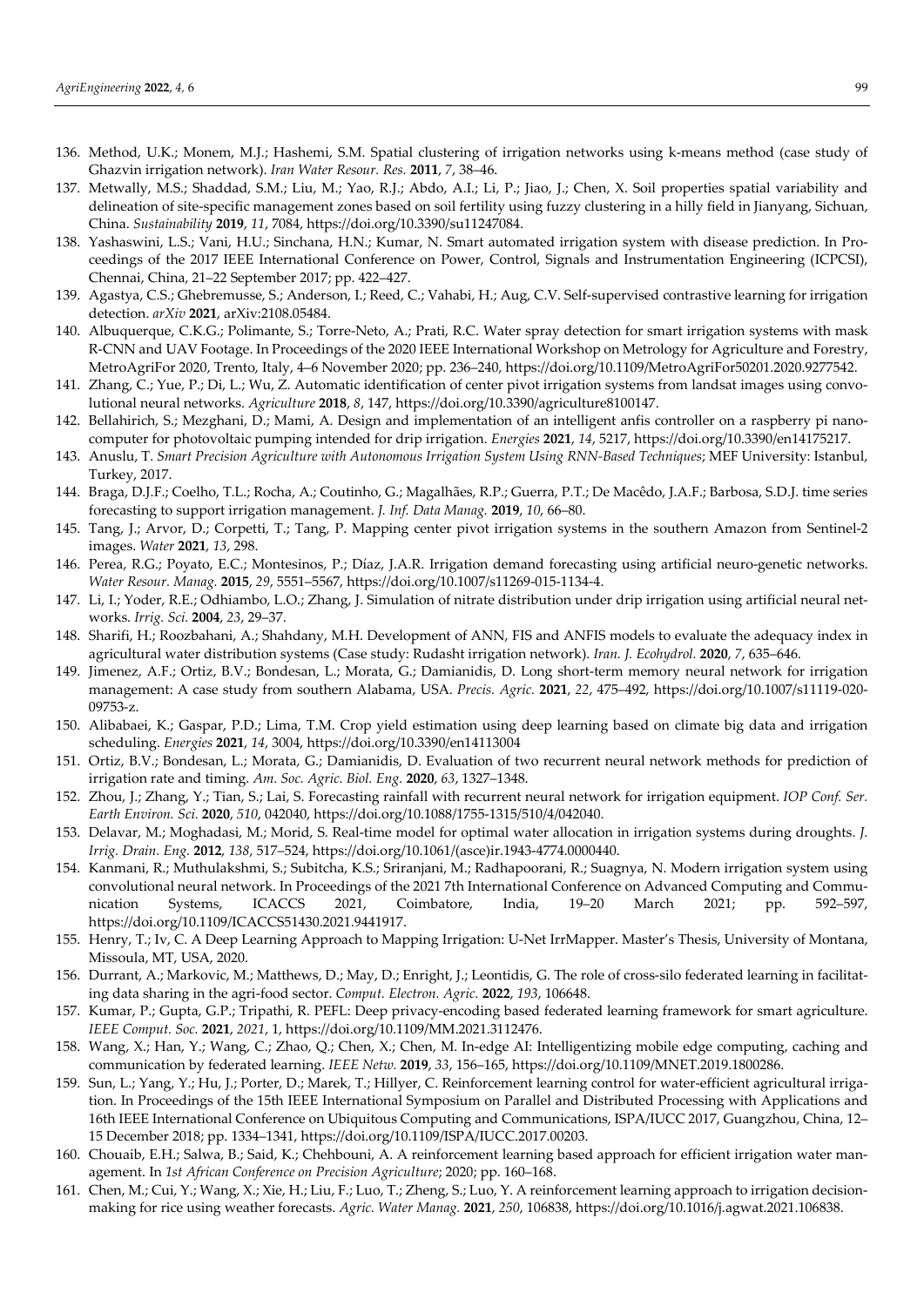136. Method, U.K.; Monem, M.J.; Hashemi, S.M. Spatial clustering of irrigation networks using k-means method (case study of Ghazvin irrigation network). *Iran Water Resour. Res.* **2011**, *7*, 38–46.
137. Metwally, M.S.; Shaddad, S.M.; Liu, M.; Yao, R.J.; Abdo, A.I.; Li, P.; Jiao, J.; Chen, X. Soil properties spatial variability and delineation of site-specific management zones based on soil fertility using fuzzy clustering in a hilly field in Jianyang, Sichuan, China. *Sustainability* **2019**, *11*, 7084, https://doi.org/10.3390/su11247084.
138. Yashaswini, L.S.; Vani, H.U.; Sinchana, H.N.; Kumar, N. Smart automated irrigation system with disease prediction. In Proceedings of the 2017 IEEE International Conference on Power, Control, Signals and Instrumentation Engineering (ICPCSI), Chennai, China, 21–22 September 2017; pp. 422–427.
139. Agastya, C.S.; Ghebremusse, S.; Anderson, I.; Reed, C.; Vahabi, H.; Aug, C.V. Self-supervised contrastive learning for irrigation detection. *arXiv* **2021**, arXiv:2108.05484.
140. Albuquerque, C.K.G.; Polimante, S.; Torre-Neto, A.; Prati, R.C. Water spray detection for smart irrigation systems with mask R-CNN and UAV Footage. In Proceedings of the 2020 IEEE International Workshop on Metrology for Agriculture and Forestry, MetroAgriFor 2020, Trento, Italy, 4–6 November 2020; pp. 236–240, https://doi.org/10.1109/MetroAgriFor50201.2020.9277542.
141. Zhang, C.; Yue, P.; Di, L.; Wu, Z. Automatic identification of center pivot irrigation systems from landsat images using convolutional neural networks. *Agriculture* **2018**, *8*, 147, https://doi.org/10.3390/agriculture8100147.
142. Bellahirich, S.; Mezghani, D.; Mami, A. Design and implementation of an intelligent anfis controller on a raspberry pi nanocomputer for photovoltaic pumping intended for drip irrigation. *Energies* **2021**, *14*, 5217, https://doi.org/10.3390/en14175217.
143. Anuslu, T. *Smart Precision Agriculture with Autonomous Irrigation System Using RNN-Based Techniques*; MEF University: Istanbul, Turkey, 2017.
144. Braga, D.J.F.; Coelho, T.L.; Rocha, A.; Coutinho, G.; Magalhães, R.P.; Guerra, P.T.; De Macêdo, J.A.F.; Barbosa, S.D.J. time series forecasting to support irrigation management. *J. Inf. Data Manag.* **2019**, *10*, 66–80.
145. Tang, J.; Arvor, D.; Corpetti, T.; Tang, P. Mapping center pivot irrigation systems in the southern Amazon from Sentinel-2 images. *Water* **2021**, *13*, 298.
146. Perea, R.G.; Poyato, E.C.; Montesinos, P.; Díaz, J.A.R. Irrigation demand forecasting using artificial neuro-genetic networks. *Water Resour. Manag.* **2015**, *29*, 5551–5567, https://doi.org/10.1007/s11269-015-1134-4.
147. Li, I.; Yoder, R.E.; Odhiambo, L.O.; Zhang, J. Simulation of nitrate distribution under drip irrigation using artificial neural networks. *Irrig. Sci.* **2004**, *23*, 29–37.
148. Sharifi, H.; Roozbahani, A.; Shahdany, M.H. Development of ANN, FIS and ANFIS models to evaluate the adequacy index in agricultural water distribution systems (Case study: Rudasht irrigation network). *Iran. J. Ecohydrol.* **2020**, *7*, 635–646.
149. Jimenez, A.F.; Ortiz, B.V.; Bondesan, L.; Morata, G.; Damianidis, D. Long short-term memory neural network for irrigation management: A case study from southern Alabama, USA. *Precis. Agric.* **2021**, *22*, 475–492, https://doi.org/10.1007/s11119-020-09753-z.
150. Alibabaei, K.; Gaspar, P.D.; Lima, T.M. Crop yield estimation using deep learning based on climate big data and irrigation scheduling. *Energies* **2021**, *14*, 3004, https://doi.org/10.3390/en14113004
151. Ortiz, B.V.; Bondesan, L.; Morata, G.; Damianidis, D. Evaluation of two recurrent neural network methods for prediction of irrigation rate and timing. *Am. Soc. Agric. Biol. Eng.* **2020**, *63*, 1327–1348.
152. Zhou, J.; Zhang, Y.; Tian, S.; Lai, S. Forecasting rainfall with recurrent neural network for irrigation equipment. *IOP Conf. Ser. Earth Environ. Sci.* **2020**, *510*, 042040, https://doi.org/10.1088/1755-1315/510/4/042040.
153. Delavar, M.; Moghadasi, M.; Morid, S. Real-time model for optimal water allocation in irrigation systems during droughts. *J. Irrig. Drain. Eng.* **2012**, *138*, 517–524, https://doi.org/10.1061/(asce)ir.1943-4774.0000440.
154. Kanmani, R.; Muthulakshmi, S.; Subitcha, K.S.; Sriranjani, M.; Radhapoorani, R.; Suagnya, N. Modern irrigation system using convolutional neural network. In Proceedings of the 2021 7th International Conference on Advanced Computing and Communication Systems, ICACCS 2021, Coimbatore, India, 19–20 March 2021; pp. 592–597, https://doi.org/10.1109/ICACCS51430.2021.9441917.
155. Henry, T.; Iv, C. A Deep Learning Approach to Mapping Irrigation: U-Net IrrMapper. Master's Thesis, University of Montana, Missoula, MT, USA, 2020.
156. Durrant, A.; Markovic, M.; Matthews, D.; May, D.; Enright, J.; Leontidis, G. The role of cross-silo federated learning in facilitating data sharing in the agri-food sector. *Comput. Electron. Agric.* **2022**, *193*, 106648.
157. Kumar, P.; Gupta, G.P.; Tripathi, R. PEFL: Deep privacy-encoding based federated learning framework for smart agriculture. *IEEE Comput. Soc.* **2021**, *2021*, 1, https://doi.org/10.1109/MM.2021.3112476.
158. Wang, X.; Han, Y.; Wang, C.; Zhao, Q.; Chen, X.; Chen, M. In-edge AI: Intelligentizing mobile edge computing, caching and communication by federated learning. *IEEE Netw.* **2019**, *33*, 156–165, https://doi.org/10.1109/MNET.2019.1800286.
159. Sun, L.; Yang, Y.; Hu, J.; Porter, D.; Marek, T.; Hillyer, C. Reinforcement learning control for water-efficient agricultural irrigation. In Proceedings of the 15th IEEE International Symposium on Parallel and Distributed Processing with Applications and 16th IEEE International Conference on Ubiquitous Computing and Communications, ISPA/IUCC 2017, Guangzhou, China, 12–15 December 2018; pp. 1334–1341, https://doi.org/10.1109/ISPA/IUCC.2017.00203.
160. Chouaib, E.H.; Salwa, B.; Said, K.; Chehbouni, A. A reinforcement learning based approach for efficient irrigation water management. In *1st African Conference on Precision Agriculture*; 2020; pp. 160–168.
161. Chen, M.; Cui, Y.; Wang, X.; Xie, H.; Liu, F.; Luo, T.; Zheng, S.; Luo, Y. A reinforcement learning approach to irrigation decision-making for rice using weather forecasts. *Agric. Water Manag.* **2021**, *250*, 106838, https://doi.org/10.1016/j.agwat.2021.106838.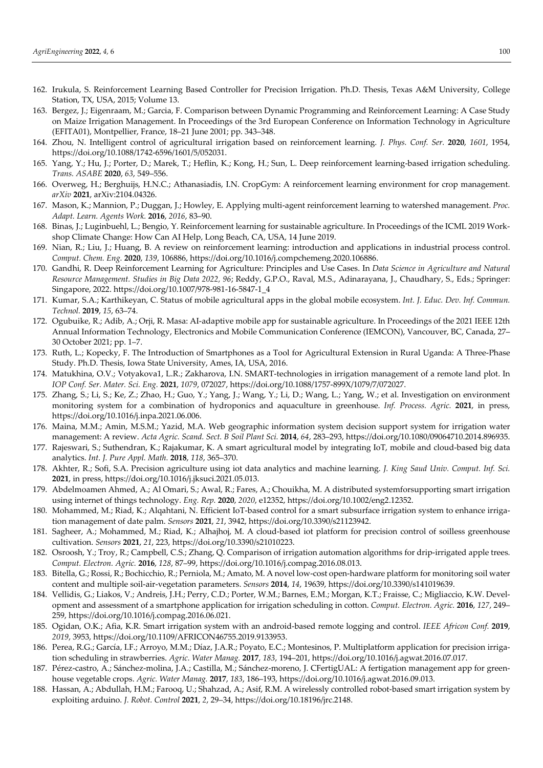162. Irukula, S. Reinforcement Learning Based Controller for Precision Irrigation. Ph.D. Thesis, Texas A&M University, College Station, TX, USA, 2015; Volume 13.
163. Bergez, J.; Eigenraam, M.; Garcia, F. Comparison between Dynamic Programming and Reinforcement Learning: A Case Study on Maize Irrigation Management. In Proceedings of the 3rd European Conference on Information Technology in Agriculture (EFITA01), Montpellier, France, 18–21 June 2001; pp. 343–348.
164. Zhou, N. Intelligent control of agricultural irrigation based on reinforcement learning. *J. Phys. Conf. Ser.* **2020**, *1601*, 1954, https://doi.org/10.1088/1742-6596/1601/5/052031.
165. Yang, Y.; Hu, J.; Porter, D.; Marek, T.; Heflin, K.; Kong, H.; Sun, L. Deep reinforcement learning-based irrigation scheduling. *Trans. ASABE* **2020**, *63*, 549–556.
166. Overweg, H.; Berghuijs, H.N.C.; Athanasiadis, I.N. CropGym: A reinforcement learning environment for crop management. *arXiv* **2021**, arXiv:2104.04326.
167. Mason, K.; Mannion, P.; Duggan, J.; Howley, E. Applying multi-agent reinforcement learning to watershed management. *Proc. Adapt. Learn. Agents Work.* **2016**, *2016*, 83–90.
168. Binas, J.; Luginbuehl, L.; Bengio, Y. Reinforcement learning for sustainable agriculture. In Proceedings of the ICML 2019 Workshop Climate Change: How Can AI Help, Long Beach, CA, USA, 14 June 2019.
169. Nian, R.; Liu, J.; Huang, B. A review on reinforcement learning: introduction and applications in industrial process control. *Comput. Chem. Eng.* **2020**, *139*, 106886, https://doi.org/10.1016/j.compchemeng.2020.106886.
170. Gandhi, R. Deep Reinforcement Learning for Agriculture: Principles and Use Cases. In *Data Science in Agriculture and Natural Resource Management. Studies in Big Data 2022, 96*; Reddy, G.P.O., Raval, M.S., Adinarayana, J., Chaudhary, S., Eds.; Springer: Singapore, 2022. https://doi.org/10.1007/978-981-16-5847-1_4
171. Kumar, S.A.; Karthikeyan, C. Status of mobile agricultural apps in the global mobile ecosystem. *Int. J. Educ. Dev. Inf. Commun. Technol.* **2019**, *15*, 63–74.
172. Ogubuike, R.; Adib, A.; Orji, R. Masa: AI-adaptive mobile app for sustainable agriculture. In Proceedings of the 2021 IEEE 12th Annual Information Technology, Electronics and Mobile Communication Conference (IEMCON), Vancouver, BC, Canada, 27–30 October 2021; pp. 1–7.
173. Ruth, L.; Kopecky, F. The Introduction of Smartphones as a Tool for Agricultural Extension in Rural Uganda: A Three-Phase Study. Ph.D. Thesis, Iowa State University, Ames, IA, USA, 2016.
174. Matukhina, O.V.; Votyakova1, L.R.; Zakharova, I.N. SMART-technologies in irrigation management of a remote land plot. In *IOP Conf. Ser. Mater. Sci. Eng.* **2021**, *1079*, 072027, https://doi.org/10.1088/1757-899X/1079/7/072027.
175. Zhang, S.; Li, S.; Ke, Z.; Zhao, H.; Guo, Y.; Yang, J.; Wang, Y.; Li, D.; Wang, L.; Yang, W.; et al. Investigation on environment monitoring system for a combination of hydroponics and aquaculture in greenhouse. *Inf. Process. Agric.* **2021**, in press, https://doi.org/10.1016/j.inpa.2021.06.006.
176. Maina, M.M.; Amin, M.S.M.; Yazid, M.A. Web geographic information system decision support system for irrigation water management: A review. *Acta Agric. Scand. Sect. B Soil Plant Sci.* **2014**, *64*, 283–293, https://doi.org/10.1080/09064710.2014.896935.
177. Rajeswari, S.; Suthendran, K.; Rajakumar, K. A smart agricultural model by integrating IoT, mobile and cloud-based big data analytics. *Int. J. Pure Appl. Math.* **2018**, *118*, 365–370.
178. Akhter, R.; Sofi, S.A. Precision agriculture using iot data analytics and machine learning. *J. King Saud Univ. Comput. Inf. Sci.* **2021**, in press, https://doi.org/10.1016/j.jksuci.2021.05.013.
179. Abdelmoamen Ahmed, A.; Al Omari, S.; Awal, R.; Fares, A.; Chouikha, M. A distributed systemforsupporting smart irrigation using internet of things technology. *Eng. Rep.* **2020**, *2020*, e12352, https://doi.org/10.1002/eng2.12352.
180. Mohammed, M.; Riad, K.; Alqahtani, N. Efficient IoT-based control for a smart subsurface irrigation system to enhance irrigation management of date palm. *Sensors* **2021**, *21*, 3942, https://doi.org/10.3390/s21123942.
181. Sagheer, A.; Mohammed, M.; Riad, K.; Alhajhoj, M. A cloud-based iot platform for precision control of soilless greenhouse cultivation. *Sensors* **2021**, *21*, 223, https://doi.org/10.3390/s21010223.
182. Osroosh, Y.; Troy, R.; Campbell, C.S.; Zhang, Q. Comparison of irrigation automation algorithms for drip-irrigated apple trees. *Comput. Electron. Agric.* **2016**, *128*, 87–99, https://doi.org/10.1016/j.compag.2016.08.013.
183. Bitella, G.; Rossi, R.; Bochicchio, R.; Perniola, M.; Amato, M. A novel low-cost open-hardware platform for monitoring soil water content and multiple soil-air-vegetation parameters. *Sensors* **2014**, *14*, 19639, https://doi.org/10.3390/s141019639.
184. Vellidis, G.; Liakos, V.; Andreis, J.H.; Perry, C.D.; Porter, W.M.; Barnes, E.M.; Morgan, K.T.; Fraisse, C.; Migliaccio, K.W. Development and assessment of a smartphone application for irrigation scheduling in cotton. *Comput. Electron. Agric.* **2016**, *127*, 249–259, https://doi.org/10.1016/j.compag.2016.06.021.
185. Ogidan, O.K.; Afia, K.R. Smart irrigation system with an android-based remote logging and control. *IEEE Africon Conf.* **2019**, *2019*, 3953, https://doi.org/10.1109/AFRICON46755.2019.9133953.
186. Perea, R.G.; García, I.F.; Arroyo, M.M.; Díaz, J.A.R.; Poyato, E.C.; Montesinos, P. Multiplatform application for precision irrigation scheduling in strawberries. *Agric. Water Manag.* **2017**, *183*, 194–201, https://doi.org/10.1016/j.agwat.2016.07.017.
187. Pérez-castro, A.; Sánchez-molina, J.A.; Castilla, M.; Sánchez-moreno, J. CFertigUAL: A fertigation management app for greenhouse vegetable crops. *Agric. Water Manag.* **2017**, *183*, 186–193, https://doi.org/10.1016/j.agwat.2016.09.013.
188. Hassan, A.; Abdullah, H.M.; Farooq, U.; Shahzad, A.; Asif, R.M. A wirelessly controlled robot-based smart irrigation system by exploiting arduino. *J. Robot. Control* **2021**, *2*, 29–34, https://doi.org/10.18196/jrc.2148.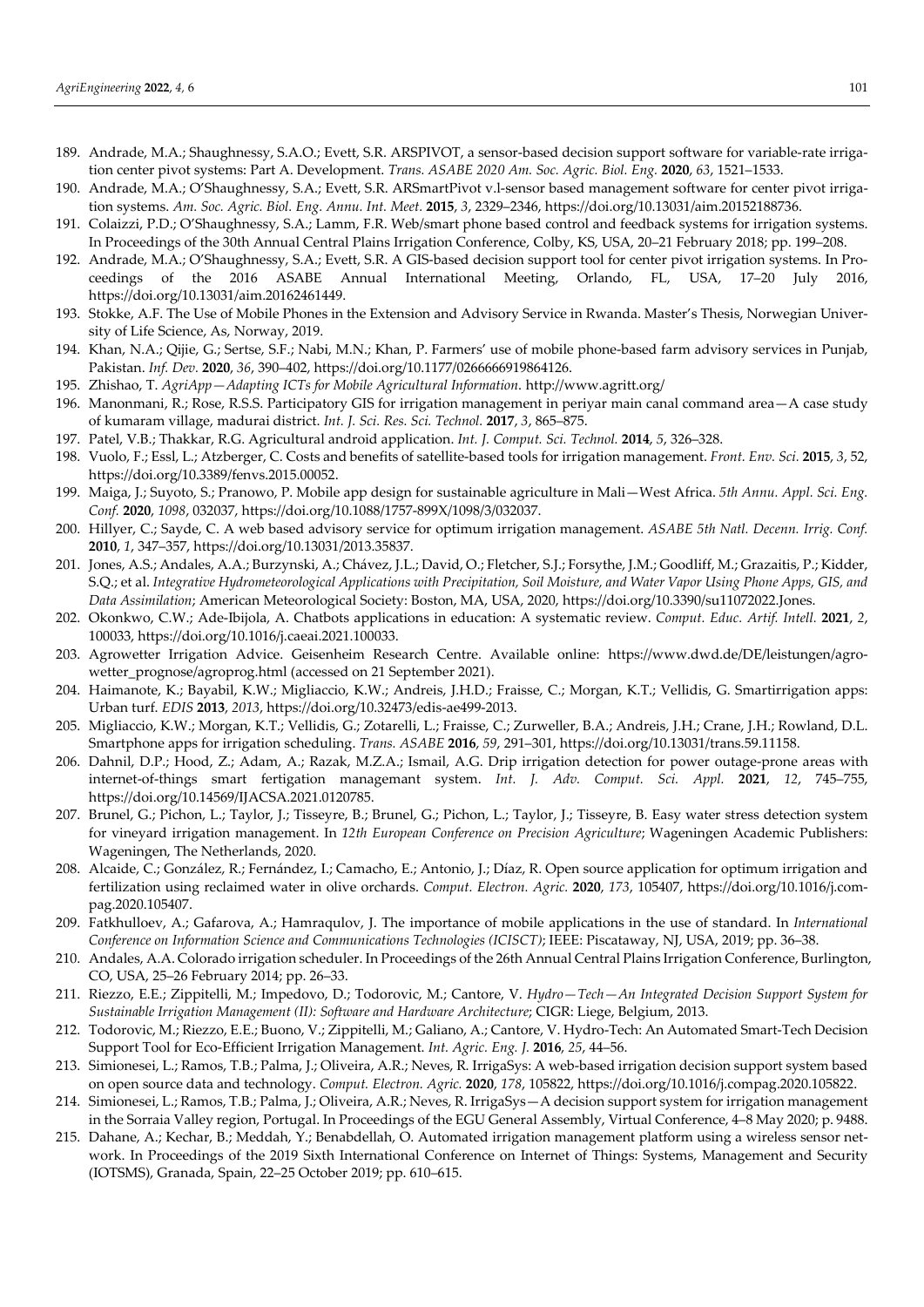189. Andrade, M.A.; Shaughnessy, S.A.O.; Evett, S.R. ARSPIVOT, a sensor-based decision support software for variable-rate irrigation center pivot systems: Part A. Development. *Trans. ASABE 2020 Am. Soc. Agric. Biol. Eng.* **2020**, *63*, 1521–1533.
190. Andrade, M.A.; O'Shaughnessy, S.A.; Evett, S.R. ARSmartPivot v.l-sensor based management software for center pivot irrigation systems. *Am. Soc. Agric. Biol. Eng. Annu. Int. Meet.* **2015**, *3*, 2329–2346, https://doi.org/10.13031/aim.20152188736.
191. Colaizzi, P.D.; O'Shaughnessy, S.A.; Lamm, F.R. Web/smart phone based control and feedback systems for irrigation systems. In Proceedings of the 30th Annual Central Plains Irrigation Conference, Colby, KS, USA, 20–21 February 2018; pp. 199–208.
192. Andrade, M.A.; O'Shaughnessy, S.A.; Evett, S.R. A GIS-based decision support tool for center pivot irrigation systems. In Proceedings of the 2016 ASABE Annual International Meeting, Orlando, FL, USA, 17–20 July 2016, https://doi.org/10.13031/aim.20162461449.
193. Stokke, A.F. The Use of Mobile Phones in the Extension and Advisory Service in Rwanda. Master's Thesis, Norwegian University of Life Science, As, Norway, 2019.
194. Khan, N.A.; Qijie, G.; Sertse, S.F.; Nabi, M.N.; Khan, P. Farmers' use of mobile phone-based farm advisory services in Punjab, Pakistan. *Inf. Dev.* **2020**, *36*, 390–402, https://doi.org/10.1177/0266666919864126.
195. Zhishao, T. *AgriApp—Adapting ICTs for Mobile Agricultural Information*. http://www.agritt.org/
196. Manonmani, R.; Rose, R.S.S. Participatory GIS for irrigation management in periyar main canal command area—A case study of kumaram village, madurai district. *Int. J. Sci. Res. Sci. Technol.* **2017**, *3*, 865–875.
197. Patel, V.B.; Thakkar, R.G. Agricultural android application. *Int. J. Comput. Sci. Technol.* **2014**, *5*, 326–328.
198. Vuolo, F.; Essl, L.; Atzberger, C. Costs and benefits of satellite-based tools for irrigation management. *Front. Env. Sci.* **2015**, *3*, 52, https://doi.org/10.3389/fenvs.2015.00052.
199. Maiga, J.; Suyoto, S.; Pranowo, P. Mobile app design for sustainable agriculture in Mali—West Africa. *5th Annu. Appl. Sci. Eng. Conf.* **2020**, *1098*, 032037, https://doi.org/10.1088/1757-899X/1098/3/032037.
200. Hillyer, C.; Sayde, C. A web based advisory service for optimum irrigation management. *ASABE 5th Natl. Decenn. Irrig. Conf.* **2010**, *1*, 347–357, https://doi.org/10.13031/2013.35837.
201. Jones, A.S.; Andales, A.A.; Burzynski, A.; Chávez, J.L.; David, O.; Fletcher, S.J.; Forsythe, J.M.; Goodliff, M.; Grazaitis, P.; Kidder, S.Q.; et al. *Integrative Hydrometeorological Applications with Precipitation, Soil Moisture, and Water Vapor Using Phone Apps, GIS, and Data Assimilation*; American Meteorological Society: Boston, MA, USA, 2020, https://doi.org/10.3390/su11072022.Jones.
202. Okonkwo, C.W.; Ade-Ibijola, A. Chatbots applications in education: A systematic review. *Comput. Educ. Artif. Intell.* **2021**, *2*, 100033, https://doi.org/10.1016/j.caeai.2021.100033.
203. Agrowetter Irrigation Advice. Geisenheim Research Centre. Available online: https://www.dwd.de/DE/leistungen/agrowetter_prognose/agroprog.html (accessed on 21 September 2021).
204. Haimanote, K.; Bayabil, K.W.; Migliaccio, K.W.; Andreis, J.H.D.; Fraisse, C.; Morgan, K.T.; Vellidis, G. Smartirrigation apps: Urban turf. *EDIS* **2013**, *2013*, https://doi.org/10.32473/edis-ae499-2013.
205. Migliaccio, K.W.; Morgan, K.T.; Vellidis, G.; Zotarelli, L.; Fraisse, C.; Zurweller, B.A.; Andreis, J.H.; Crane, J.H.; Rowland, D.L. Smartphone apps for irrigation scheduling. *Trans. ASABE* **2016**, *59*, 291–301, https://doi.org/10.13031/trans.59.11158.
206. Dahnil, D.P.; Hood, Z.; Adam, A.; Razak, M.Z.A.; Ismail, A.G. Drip irrigation detection for power outage-prone areas with internet-of-things smart fertigation managemant system. *Int. J. Adv. Comput. Sci. Appl.* **2021**, *12*, 745–755, https://doi.org/10.14569/IJACSA.2021.0120785.
207. Brunel, G.; Pichon, L.; Taylor, J.; Tisseyre, B.; Brunel, G.; Pichon, L.; Taylor, J.; Tisseyre, B. Easy water stress detection system for vineyard irrigation management. In *12th European Conference on Precision Agriculture*; Wageningen Academic Publishers: Wageningen, The Netherlands, 2020.
208. Alcaide, C.; González, R.; Fernández, I.; Camacho, E.; Antonio, J.; Díaz, R. Open source application for optimum irrigation and fertilization using reclaimed water in olive orchards. *Comput. Electron. Agric.* **2020**, *173*, 105407, https://doi.org/10.1016/j.compag.2020.105407.
209. Fatkhulloev, A.; Gafarova, A.; Hamraqulov, J. The importance of mobile applications in the use of standard. In *International Conference on Information Science and Communications Technologies (ICISCT)*; IEEE: Piscataway, NJ, USA, 2019; pp. 36–38.
210. Andales, A.A. Colorado irrigation scheduler. In Proceedings of the 26th Annual Central Plains Irrigation Conference, Burlington, CO, USA, 25–26 February 2014; pp. 26–33.
211. Riezzo, E.E.; Zippitelli, M.; Impedovo, D.; Todorovic, M.; Cantore, V. *Hydro—Tech—An Integrated Decision Support System for Sustainable Irrigation Management (II): Software and Hardware Architecture*; CIGR: Liege, Belgium, 2013.
212. Todorovic, M.; Riezzo, E.E.; Buono, V.; Zippitelli, M.; Galiano, A.; Cantore, V. Hydro-Tech: An Automated Smart-Tech Decision Support Tool for Eco-Efficient Irrigation Management. *Int. Agric. Eng. J.* **2016**, *25*, 44–56.
213. Simionesei, L.; Ramos, T.B.; Palma, J.; Oliveira, A.R.; Neves, R. IrrigaSys: A web-based irrigation decision support system based on open source data and technology. *Comput. Electron. Agric.* **2020**, *178*, 105822, https://doi.org/10.1016/j.compag.2020.105822.
214. Simionesei, L.; Ramos, T.B.; Palma, J.; Oliveira, A.R.; Neves, R. IrrigaSys—A decision support system for irrigation management in the Sorraia Valley region, Portugal. In Proceedings of the EGU General Assembly, Virtual Conference, 4–8 May 2020; p. 9488.
215. Dahane, A.; Kechar, B.; Meddah, Y.; Benabdellah, O. Automated irrigation management platform using a wireless sensor network. In Proceedings of the 2019 Sixth International Conference on Internet of Things: Systems, Management and Security (IOTSMS), Granada, Spain, 22–25 October 2019; pp. 610–615.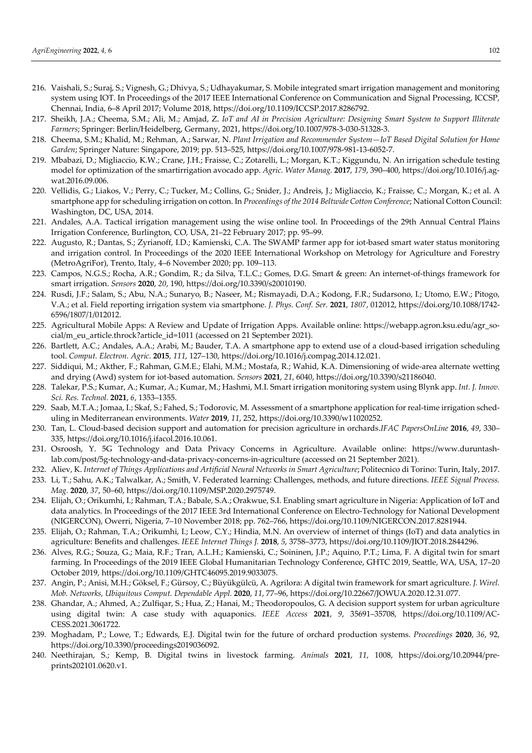216. Vaishali, S.; Suraj, S.; Vignesh, G.; Dhivya, S.; Udhayakumar, S. Mobile integrated smart irrigation management and monitoring system using IOT. In Proceedings of the 2017 IEEE International Conference on Communication and Signal Processing, ICCSP, Chennai, India, 6–8 April 2017; Volume 2018, https://doi.org/10.1109/ICCSP.2017.8286792.
217. Sheikh, J.A.; Cheema, S.M.; Ali, M.; Amjad, Z. *IoT and AI in Precision Agriculture: Designing Smart System to Support Illiterate Farmers*; Springer: Berlin/Heidelberg, Germany, 2021, https://doi.org/10.1007/978-3-030-51328-3.
218. Cheema, S.M.; Khalid, M.; Rehman, A.; Sarwar, N. *Plant Irrigation and Recommender System—IoT Based Digital Solution for Home Garden*; Springer Nature: Singapore, 2019; pp. 513–525, https://doi.org/10.1007/978-981-13-6052-7.
219. Mbabazi, D.; Migliaccio, K.W.; Crane, J.H.; Fraisse, C.; Zotarelli, L.; Morgan, K.T.; Kiggundu, N. An irrigation schedule testing model for optimization of the smartirrigation avocado app. *Agric. Water Manag.* **2017**, *179*, 390–400, https://doi.org/10.1016/j.agwat.2016.09.006.
220. Vellidis, G.; Liakos, V.; Perry, C.; Tucker, M.; Collins, G.; Snider, J.; Andreis, J.; Migliaccio, K.; Fraisse, C.; Morgan, K.; et al. A smartphone app for scheduling irrigation on cotton. In *Proceedings of the 2014 Beltwide Cotton Conference*; National Cotton Council: Washington, DC, USA, 2014.
221. Andales, A.A. Tactical irrigation management using the wise online tool. In Proceedings of the 29th Annual Central Plains Irrigation Conference, Burlington, CO, USA, 21–22 February 2017; pp. 95–99.
222. Augusto, R.; Dantas, S.; Zyrianoff, I.D.; Kamienski, C.A. The SWAMP farmer app for iot-based smart water status monitoring and irrigation control. In Proceedings of the 2020 IEEE International Workshop on Metrology for Agriculture and Forestry (MetroAgriFor), Trento, Italy, 4–6 November 2020; pp. 109–113.
223. Campos, N.G.S.; Rocha, A.R.; Gondim, R.; da Silva, T.L.C.; Gomes, D.G. Smart & green: An internet-of-things framework for smart irrigation. *Sensors* **2020**, *20*, 190, https://doi.org/10.3390/s20010190.
224. Rusdi, J.F.; Salam, S.; Abu, N.A.; Sunaryo, B.; Naseer, M.; Rismayadi, D.A.; Kodong, F.R.; Sudarsono, I.; Utomo, E.W.; Pitogo, V.A.; et al. Field reporting irrigation system via smartphone. *J. Phys. Conf. Ser.* **2021**, *1807*, 012012, https://doi.org/10.1088/1742-6596/1807/1/012012.
225. Agricultural Mobile Apps: A Review and Update of Irrigation Apps. Available online: https://webapp.agron.ksu.edu/agr_social/m_eu_article.throck?article_id=1011 (accessed on 21 September 2021).
226. Bartlett, A.C.; Andales, A.A.; Arabi, M.; Bauder, T.A. A smartphone app to extend use of a cloud-based irrigation scheduling tool. *Comput. Electron. Agric.* **2015**, *111*, 127–130, https://doi.org/10.1016/j.compag.2014.12.021.
227. Siddiqui, M.; Akther, F.; Rahman, G.M.E.; Elahi, M.M.; Mostafa, R.; Wahid, K.A. Dimensioning of wide-area alternate wetting and drying (Awd) system for iot-based automation. *Sensors* **2021**, *21*, 6040, https://doi.org/10.3390/s21186040.
228. Talekar, P.S.; Kumar, A.; Kumar, A.; Kumar, M.; Hashmi, M.I. Smart irrigation monitoring system using Blynk app. *Int. J. Innov. Sci. Res. Technol.* **2021**, *6*, 1353–1355.
229. Saab, M.T.A.; Jomaa, I.; Skaf, S.; Fahed, S.; Todorovic, M. Assessment of a smartphone application for real-time irrigation scheduling in Mediterranean environments. *Water* **2019**, *11*, 252, https://doi.org/10.3390/w11020252.
230. Tan, L. Cloud-based decision support and automation for precision agriculture in orchards.*IFAC PapersOnLine* **2016**, *49*, 330–335, https://doi.org/10.1016/j.ifacol.2016.10.061.
231. Osroosh, Y. 5G Technology and Data Privacy Concerns in Agriculture. Available online: https://www.duruntashlab.com/post/5g-technology-and-data-privacy-concerns-in-agriculture (accessed on 21 September 2021).
232. Aliev, K. *Internet of Things Applications and Artificial Neural Networks in Smart Agriculture*; Politecnico di Torino: Turin, Italy, 2017.
233. Li, T.; Sahu, A.K.; Talwalkar, A.; Smith, V. Federated learning: Challenges, methods, and future directions. *IEEE Signal Process. Mag.* **2020**, *37*, 50–60, https://doi.org/10.1109/MSP.2020.2975749.
234. Elijah, O.; Orikumhi, I.; Rahman, T.A.; Babale, S.A.; Orakwue, S.I. Enabling smart agriculture in Nigeria: Application of IoT and data analytics. In Proceedings of the 2017 IEEE 3rd International Conference on Electro-Technology for National Development (NIGERCON), Owerri, Nigeria, 7–10 November 2018; pp. 762–766, https://doi.org/10.1109/NIGERCON.2017.8281944.
235. Elijah, O.; Rahman, T.A.; Orikumhi, I.; Leow, C.Y.; Hindia, M.N. An overview of internet of things (IoT) and data analytics in agriculture: Benefits and challenges. *IEEE Internet Things J.* **2018**, *5*, 3758–3773, https://doi.org/10.1109/JIOT.2018.2844296.
236. Alves, R.G.; Souza, G.; Maia, R.F.; Tran, A.L.H.; Kamienski, C.; Soininen, J.P.; Aquino, P.T.; Lima, F. A digital twin for smart farming. In Proceedings of the 2019 IEEE Global Humanitarian Technology Conference, GHTC 2019, Seattle, WA, USA, 17–20 October 2019, https://doi.org/10.1109/GHTC46095.2019.9033075.
237. Angin, P.; Anisi, M.H.; Göksel, F.; Gürsoy, C.; Büyükgülcü, A. Agrilora: A digital twin framework for smart agriculture. *J. Wirel. Mob. Networks, Ubiquitous Comput. Dependable Appl.* **2020**, *11*, 77–96, https://doi.org/10.22667/JOWUA.2020.12.31.077.
238. Ghandar, A.; Ahmed, A.; Zulfiqar, S.; Hua, Z.; Hanai, M.; Theodoropoulos, G. A decision support system for urban agriculture using digital twin: A case study with aquaponics. *IEEE Access* **2021**, *9*, 35691–35708, https://doi.org/10.1109/ACCESS.2021.3061722.
239. Moghadam, P.; Lowe, T.; Edwards, E.J. Digital twin for the future of orchard production systems. *Proceedings* **2020**, *36*, 92, https://doi.org/10.3390/proceedings2019036092.
240. Neethirajan, S.; Kemp, B. Digital twins in livestock farming. *Animals* **2021**, *11*, 1008, https://doi.org/10.20944/preprints202101.0620.v1.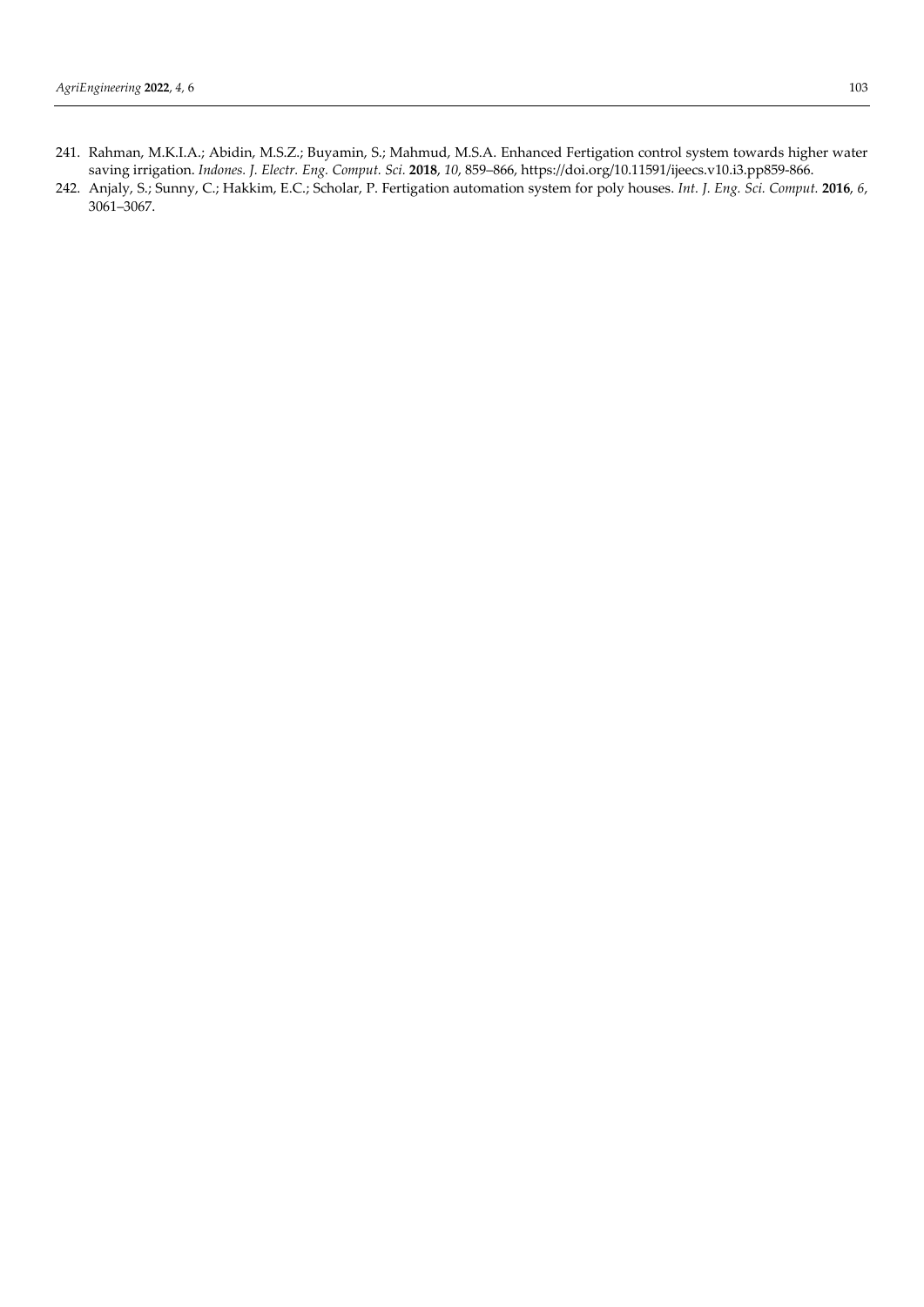241. Rahman, M.K.I.A.; Abidin, M.S.Z.; Buyamin, S.; Mahmud, M.S.A. Enhanced Fertigation control system towards higher water saving irrigation. *Indones. J. Electr. Eng. Comput. Sci.* **2018**, *10*, 859–866, https://doi.org/10.11591/ijeecs.v10.i3.pp859-866.
242. Anjaly, S.; Sunny, C.; Hakkim, E.C.; Scholar, P. Fertigation automation system for poly houses. *Int. J. Eng. Sci. Comput.* **2016**, *6*, 3061–3067.